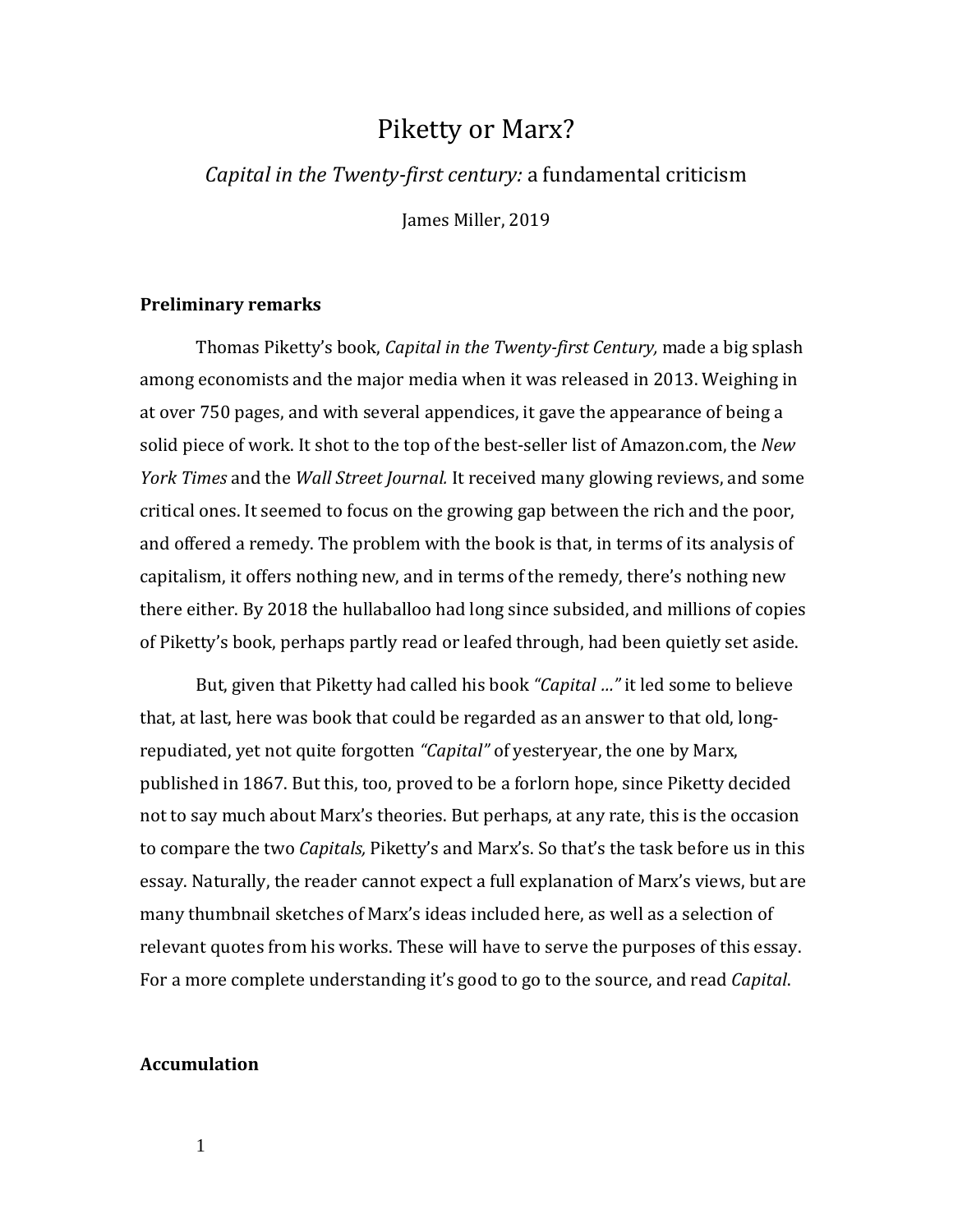# Piketty or Marx?

*Capital in the Twenty-first century:* a fundamental criticism

James Miller, 2019

## Preliminary remarks

Thomas Piketty's book, *Capital in the Twenty-first Century,* made a big splash among economists and the major media when it was released in 2013. Weighing in at over 750 pages, and with several appendices, it gave the appearance of being a solid piece of work. It shot to the top of the best-seller list of Amazon.com, the *New York Times* and the *Wall Street Journal.* It received many glowing reviews, and some critical ones. It seemed to focus on the growing gap between the rich and the poor, and offered a remedy. The problem with the book is that, in terms of its analysis of capitalism, it offers nothing new, and in terms of the remedy, there's nothing new there either. By 2018 the hullaballoo had long since subsided, and millions of copies of Piketty's book, perhaps partly read or leafed through, had been quietly set aside.

But, given that Piketty had called his book *"Capital …"* it led some to believe that, at last, here was book that could be regarded as an answer to that old, long-repudiated, yet not quite forgotten *"Capital"* of yesteryear, the one by Marx, published in 1867. But this, too, proved to be a forlorn hope, since Piketty decided not to say much about Marx's theories. But perhaps, at any rate, this is the occasion to compare the two *Capitals,* Piketty's and Marx's. So that's the task before us in this essay. Naturally, the reader cannot expect a full explanation of Marx's views, but are many thumbnail sketches of Marx's ideas included here, as well as a selection of relevant quotes from his works. These will have to serve the purposes of this essay. For a more complete understanding it's good to go to the source, and read *Capital*.

## Accumulation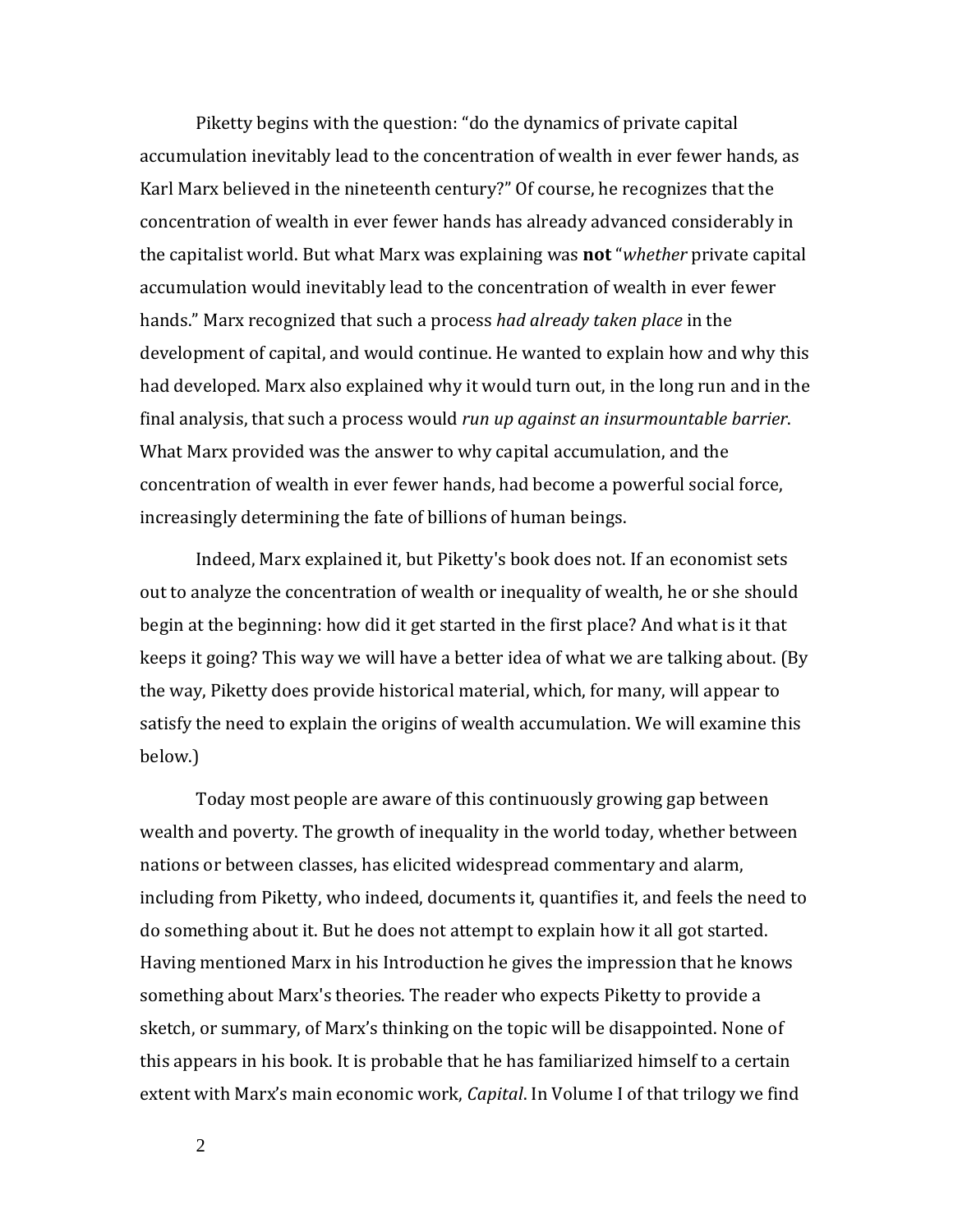Piketty begins with the question: "do the dynamics of private capital accumulation inevitably lead to the concentration of wealth in ever fewer hands, as Karl Marx believed in the nineteenth century?" Of course, he recognizes that the concentration of wealth in ever fewer hands has already advanced considerably in the capitalist world. But what Marx was explaining was **not** "*whether* private capital accumulation would inevitably lead to the concentration of wealth in ever fewer hands." Marx recognized that such a process *had already taken place* in the development of capital, and would continue. He wanted to explain how and why this had developed. Marx also explained why it would turn out, in the long run and in the final analysis, that such a process would *run up against an insurmountable barrier*. What Marx provided was the answer to why capital accumulation, and the concentration of wealth in ever fewer hands, had become a powerful social force, increasingly determining the fate of billions of human beings.

Indeed, Marx explained it, but Piketty's book does not. If an economist sets out to analyze the concentration of wealth or inequality of wealth, he or she should begin at the beginning: how did it get started in the first place? And what is it that keeps it going? This way we will have a better idea of what we are talking about. (By the way, Piketty does provide historical material, which, for many, will appear to satisfy the need to explain the origins of wealth accumulation. We will examine this below.)

Today most people are aware of this continuously growing gap between wealth and poverty. The growth of inequality in the world today, whether between nations or between classes, has elicited widespread commentary and alarm, including from Piketty, who indeed, documents it, quantifies it, and feels the need to do something about it. But he does not attempt to explain how it all got started. Having mentioned Marx in his Introduction he gives the impression that he knows something about Marx's theories. The reader who expects Piketty to provide a sketch, or summary, of Marx's thinking on the topic will be disappointed. None of this appears in his book. It is probable that he has familiarized himself to a certain extent with Marx's main economic work, *Capital*. In Volume I of that trilogy we find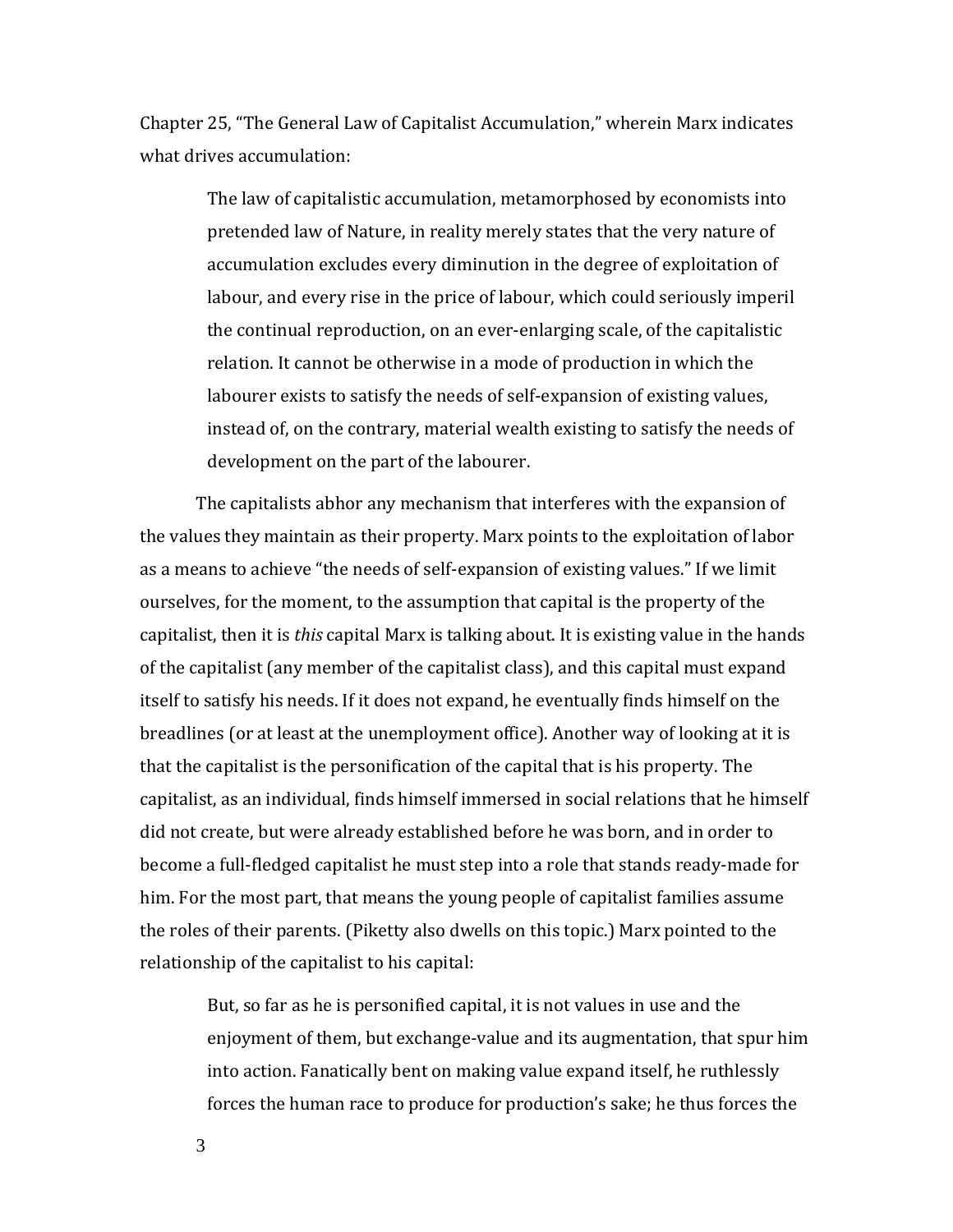Chapter 25, "The General Law of Capitalist Accumulation," wherein Marx indicates what drives accumulation:

> The law of capitalistic accumulation, metamorphosed by economists into pretended law of Nature, in reality merely states that the very nature of accumulation excludes every diminution in the degree of exploitation of labour, and every rise in the price of labour, which could seriously imperil the continual reproduction, on an ever-enlarging scale, of the capitalistic relation. It cannot be otherwise in a mode of production in which the labourer exists to satisfy the needs of self-expansion of existing values, instead of, on the contrary, material wealth existing to satisfy the needs of development on the part of the labourer.

The capitalists abhor any mechanism that interferes with the expansion of the values they maintain as their property. Marx points to the exploitation of labor as a means to achieve "the needs of self-expansion of existing values." If we limit ourselves, for the moment, to the assumption that capital is the property of the capitalist, then it is *this* capital Marx is talking about. It is existing value in the hands of the capitalist (any member of the capitalist class), and this capital must expand itself to satisfy his needs. If it does not expand, he eventually finds himself on the breadlines (or at least at the unemployment office). Another way of looking at it is that the capitalist is the personification of the capital that is his property. The capitalist, as an individual, finds himself immersed in social relations that he himself did not create, but were already established before he was born, and in order to become a full-fledged capitalist he must step into a role that stands ready-made for him. For the most part, that means the young people of capitalist families assume the roles of their parents. (Piketty also dwells on this topic.) Marx pointed to the relationship of the capitalist to his capital:

> But, so far as he is personified capital, it is not values in use and the enjoyment of them, but exchange-value and its augmentation, that spur him into action. Fanatically bent on making value expand itself, he ruthlessly forces the human race to produce for production's sake; he thus forces the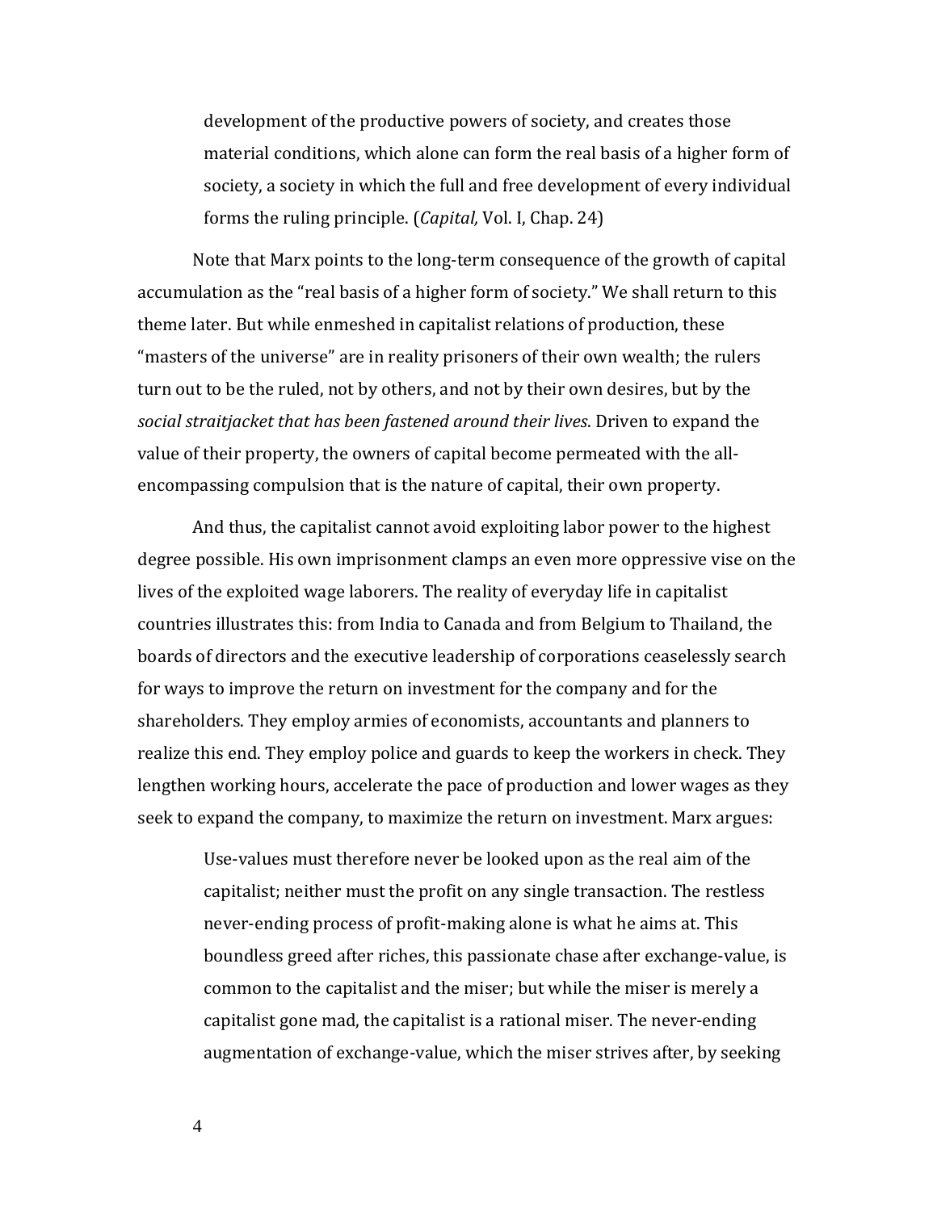> development of the productive powers of society, and creates those material conditions, which alone can form the real basis of a higher form of society, a society in which the full and free development of every individual forms the ruling principle. (*Capital,* Vol. I, Chap. 24)

Note that Marx points to the long-term consequence of the growth of capital accumulation as the "real basis of a higher form of society." We shall return to this theme later. But while enmeshed in capitalist relations of production, these "masters of the universe" are in reality prisoners of their own wealth; the rulers turn out to be the ruled, not by others, and not by their own desires, but by the *social straitjacket that has been fastened around their lives*. Driven to expand the value of their property, the owners of capital become permeated with the all-encompassing compulsion that is the nature of capital, their own property.

And thus, the capitalist cannot avoid exploiting labor power to the highest degree possible. His own imprisonment clamps an even more oppressive vise on the lives of the exploited wage laborers. The reality of everyday life in capitalist countries illustrates this: from India to Canada and from Belgium to Thailand, the boards of directors and the executive leadership of corporations ceaselessly search for ways to improve the return on investment for the company and for the shareholders. They employ armies of economists, accountants and planners to realize this end. They employ police and guards to keep the workers in check. They lengthen working hours, accelerate the pace of production and lower wages as they seek to expand the company, to maximize the return on investment. Marx argues:

> Use-values must therefore never be looked upon as the real aim of the capitalist; neither must the profit on any single transaction. The restless never-ending process of profit-making alone is what he aims at. This boundless greed after riches, this passionate chase after exchange-value, is common to the capitalist and the miser; but while the miser is merely a capitalist gone mad, the capitalist is a rational miser. The never-ending augmentation of exchange-value, which the miser strives after, by seeking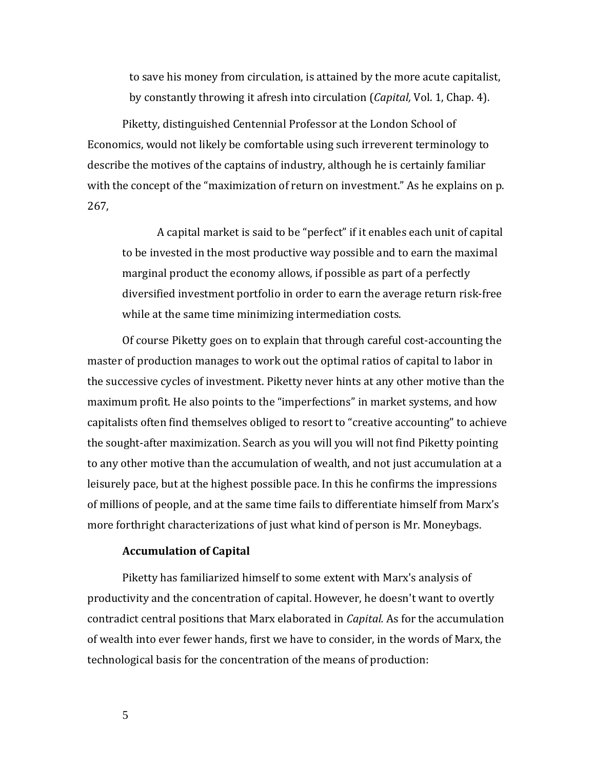> to save his money from circulation, is attained by the more acute capitalist, by constantly throwing it afresh into circulation (*Capital,* Vol. 1, Chap. 4).

Piketty, distinguished Centennial Professor at the London School of Economics, would not likely be comfortable using such irreverent terminology to describe the motives of the captains of industry, although he is certainly familiar with the concept of the "maximization of return on investment." As he explains on p. 267,

> A capital market is said to be "perfect" if it enables each unit of capital to be invested in the most productive way possible and to earn the maximal marginal product the economy allows, if possible as part of a perfectly diversified investment portfolio in order to earn the average return risk-free while at the same time minimizing intermediation costs.

Of course Piketty goes on to explain that through careful cost-accounting the master of production manages to work out the optimal ratios of capital to labor in the successive cycles of investment. Piketty never hints at any other motive than the maximum profit. He also points to the "imperfections" in market systems, and how capitalists often find themselves obliged to resort to "creative accounting" to achieve the sought-after maximization. Search as you will you will not find Piketty pointing to any other motive than the accumulation of wealth, and not just accumulation at a leisurely pace, but at the highest possible pace. In this he confirms the impressions of millions of people, and at the same time fails to differentiate himself from Marx's more forthright characterizations of just what kind of person is Mr. Moneybags.

**Accumulation of Capital**

Piketty has familiarized himself to some extent with Marx's analysis of productivity and the concentration of capital. However, he doesn't want to overtly contradict central positions that Marx elaborated in *Capital.* As for the accumulation of wealth into ever fewer hands, first we have to consider, in the words of Marx, the technological basis for the concentration of the means of production: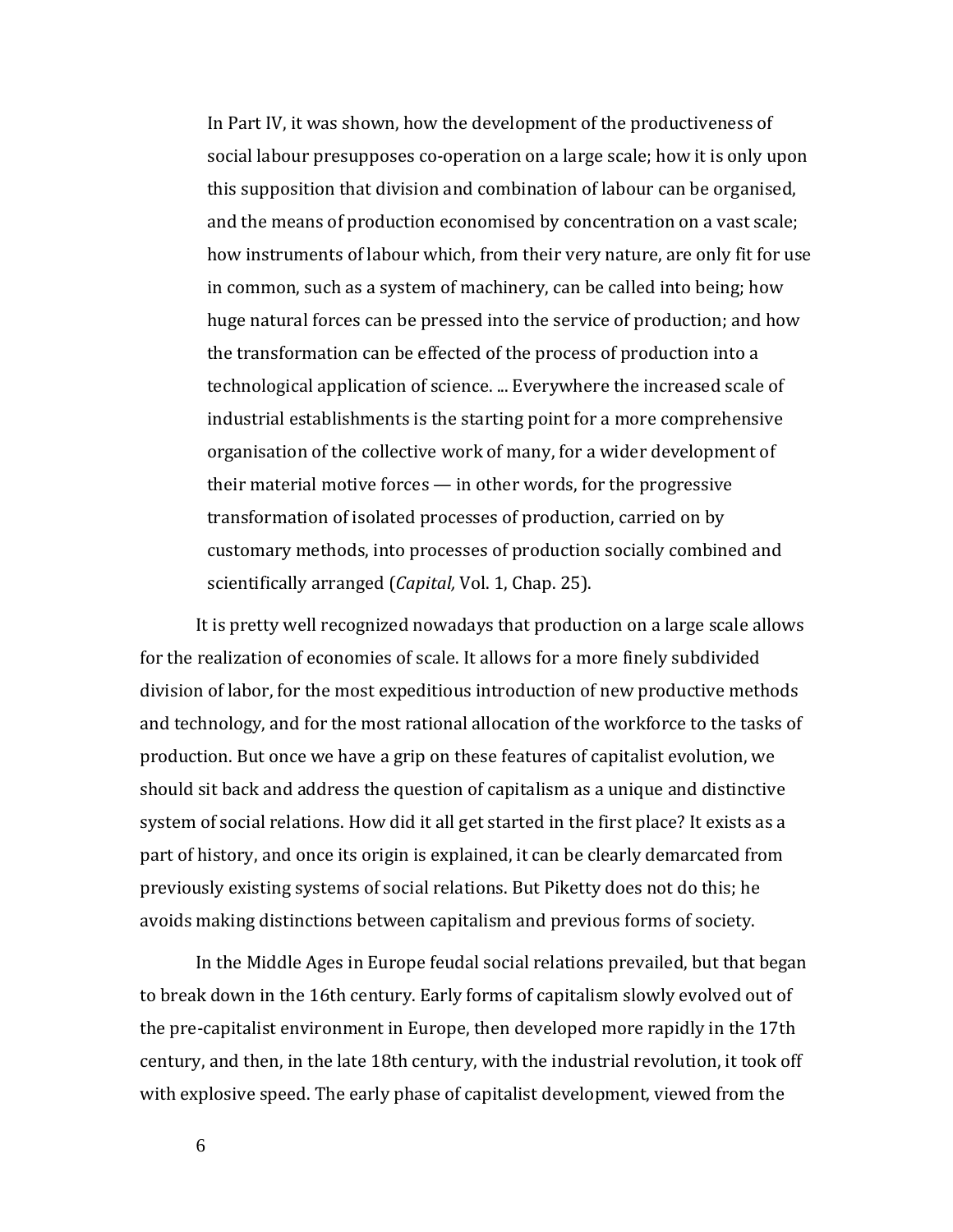> In Part IV, it was shown, how the development of the productiveness of social labour presupposes co-operation on a large scale; how it is only upon this supposition that division and combination of labour can be organised, and the means of production economised by concentration on a vast scale; how instruments of labour which, from their very nature, are only fit for use in common, such as a system of machinery, can be called into being; how huge natural forces can be pressed into the service of production; and how the transformation can be effected of the process of production into a technological application of science. ... Everywhere the increased scale of industrial establishments is the starting point for a more comprehensive organisation of the collective work of many, for a wider development of their material motive forces — in other words, for the progressive transformation of isolated processes of production, carried on by customary methods, into processes of production socially combined and scientifically arranged (*Capital,* Vol. 1, Chap. 25).

It is pretty well recognized nowadays that production on a large scale allows for the realization of economies of scale. It allows for a more finely subdivided division of labor, for the most expeditious introduction of new productive methods and technology, and for the most rational allocation of the workforce to the tasks of production. But once we have a grip on these features of capitalist evolution, we should sit back and address the question of capitalism as a unique and distinctive system of social relations. How did it all get started in the first place? It exists as a part of history, and once its origin is explained, it can be clearly demarcated from previously existing systems of social relations. But Piketty does not do this; he avoids making distinctions between capitalism and previous forms of society.

In the Middle Ages in Europe feudal social relations prevailed, but that began to break down in the 16th century. Early forms of capitalism slowly evolved out of the pre-capitalist environment in Europe, then developed more rapidly in the 17th century, and then, in the late 18th century, with the industrial revolution, it took off with explosive speed. The early phase of capitalist development, viewed from the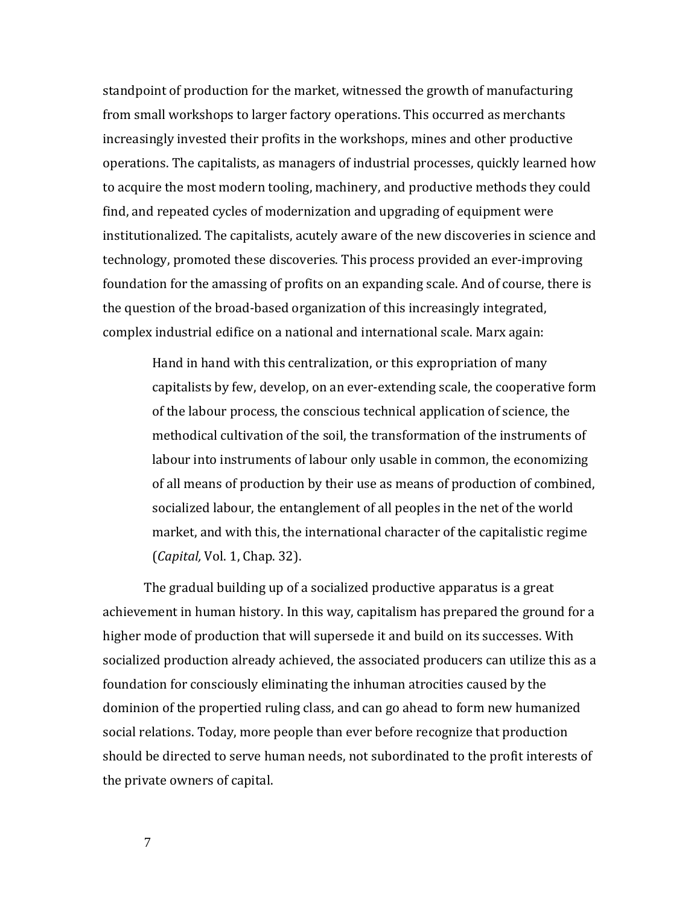standpoint of production for the market, witnessed the growth of manufacturing from small workshops to larger factory operations. This occurred as merchants increasingly invested their profits in the workshops, mines and other productive operations. The capitalists, as managers of industrial processes, quickly learned how to acquire the most modern tooling, machinery, and productive methods they could find, and repeated cycles of modernization and upgrading of equipment were institutionalized. The capitalists, acutely aware of the new discoveries in science and technology, promoted these discoveries. This process provided an ever-improving foundation for the amassing of profits on an expanding scale. And of course, there is the question of the broad-based organization of this increasingly integrated, complex industrial edifice on a national and international scale. Marx again:

> Hand in hand with this centralization, or this expropriation of many capitalists by few, develop, on an ever-extending scale, the cooperative form of the labour process, the conscious technical application of science, the methodical cultivation of the soil, the transformation of the instruments of labour into instruments of labour only usable in common, the economizing of all means of production by their use as means of production of combined, socialized labour, the entanglement of all peoples in the net of the world market, and with this, the international character of the capitalistic regime (*Capital,* Vol. 1, Chap. 32).

The gradual building up of a socialized productive apparatus is a great achievement in human history. In this way, capitalism has prepared the ground for a higher mode of production that will supersede it and build on its successes. With socialized production already achieved, the associated producers can utilize this as a foundation for consciously eliminating the inhuman atrocities caused by the dominion of the propertied ruling class, and can go ahead to form new humanized social relations. Today, more people than ever before recognize that production should be directed to serve human needs, not subordinated to the profit interests of the private owners of capital.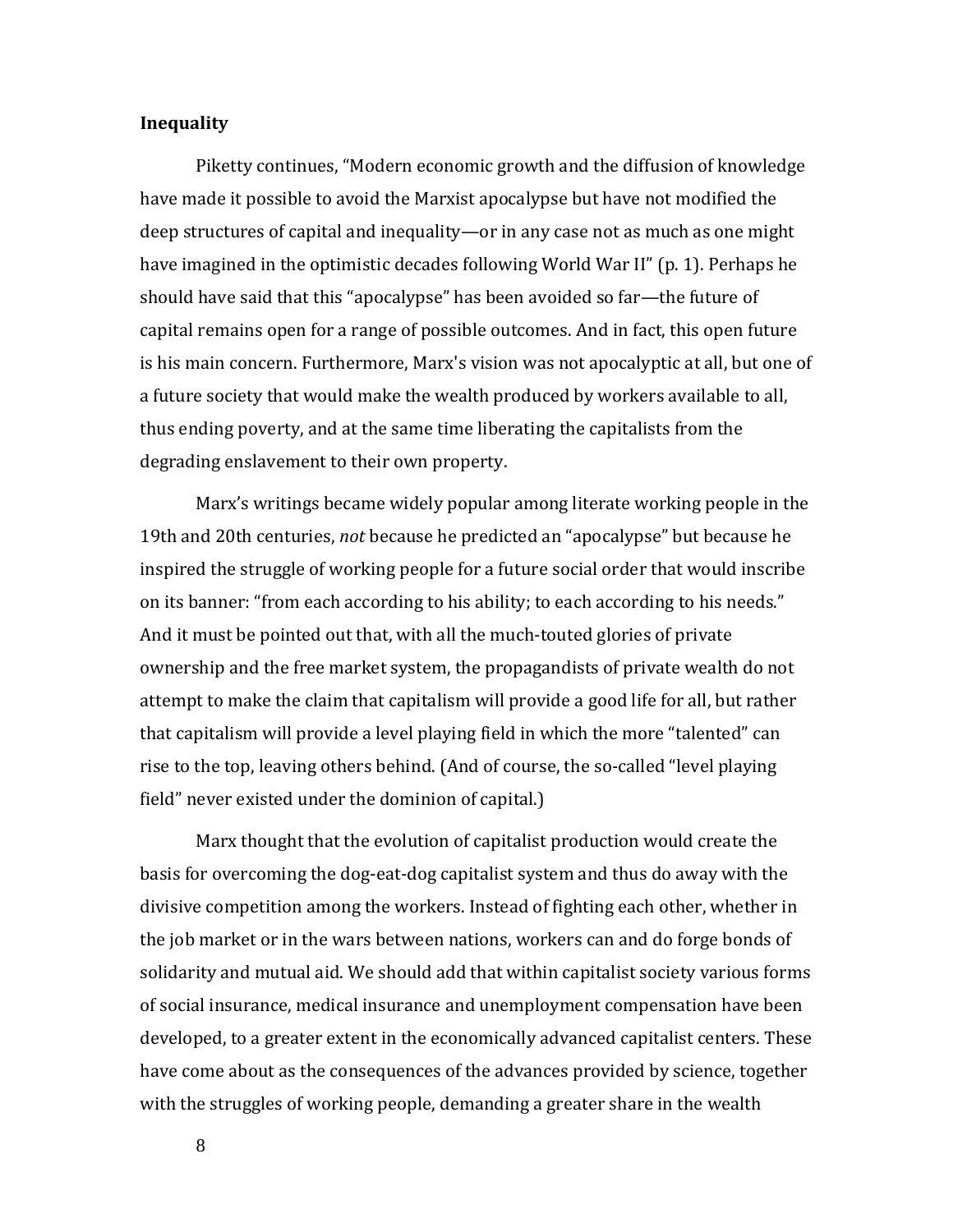**Inequality**

Piketty continues, "Modern economic growth and the diffusion of knowledge have made it possible to avoid the Marxist apocalypse but have not modified the deep structures of capital and inequality—or in any case not as much as one might have imagined in the optimistic decades following World War II" (p. 1). Perhaps he should have said that this "apocalypse" has been avoided so far—the future of capital remains open for a range of possible outcomes. And in fact, this open future is his main concern. Furthermore, Marx's vision was not apocalyptic at all, but one of a future society that would make the wealth produced by workers available to all, thus ending poverty, and at the same time liberating the capitalists from the degrading enslavement to their own property.

Marx's writings became widely popular among literate working people in the 19th and 20th centuries, *not* because he predicted an "apocalypse" but because he inspired the struggle of working people for a future social order that would inscribe on its banner: "from each according to his ability; to each according to his needs." And it must be pointed out that, with all the much-touted glories of private ownership and the free market system, the propagandists of private wealth do not attempt to make the claim that capitalism will provide a good life for all, but rather that capitalism will provide a level playing field in which the more "talented" can rise to the top, leaving others behind. (And of course, the so-called "level playing field" never existed under the dominion of capital.)

Marx thought that the evolution of capitalist production would create the basis for overcoming the dog-eat-dog capitalist system and thus do away with the divisive competition among the workers. Instead of fighting each other, whether in the job market or in the wars between nations, workers can and do forge bonds of solidarity and mutual aid. We should add that within capitalist society various forms of social insurance, medical insurance and unemployment compensation have been developed, to a greater extent in the economically advanced capitalist centers. These have come about as the consequences of the advances provided by science, together with the struggles of working people, demanding a greater share in the wealth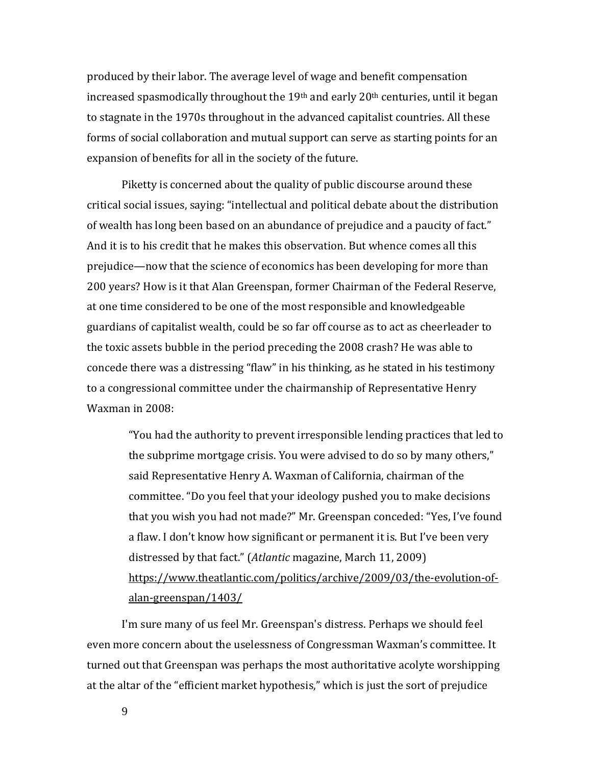produced by their labor. The average level of wage and benefit compensation increased spasmodically throughout the 19th and early 20th centuries, until it began to stagnate in the 1970s throughout in the advanced capitalist countries. All these forms of social collaboration and mutual support can serve as starting points for an expansion of benefits for all in the society of the future.

Piketty is concerned about the quality of public discourse around these critical social issues, saying: "intellectual and political debate about the distribution of wealth has long been based on an abundance of prejudice and a paucity of fact." And it is to his credit that he makes this observation. But whence comes all this prejudice—now that the science of economics has been developing for more than 200 years? How is it that Alan Greenspan, former Chairman of the Federal Reserve, at one time considered to be one of the most responsible and knowledgeable guardians of capitalist wealth, could be so far off course as to act as cheerleader to the toxic assets bubble in the period preceding the 2008 crash? He was able to concede there was a distressing "flaw" in his thinking, as he stated in his testimony to a congressional committee under the chairmanship of Representative Henry Waxman in 2008:

> "You had the authority to prevent irresponsible lending practices that led to the subprime mortgage crisis. You were advised to do so by many others," said Representative Henry A. Waxman of California, chairman of the committee. "Do you feel that your ideology pushed you to make decisions that you wish you had not made?" Mr. Greenspan conceded: "Yes, I've found a flaw. I don't know how significant or permanent it is. But I've been very distressed by that fact." (*Atlantic* magazine, March 11, 2009) https://www.theatlantic.com/politics/archive/2009/03/the-evolution-of-alan-greenspan/1403/

I'm sure many of us feel Mr. Greenspan's distress. Perhaps we should feel even more concern about the uselessness of Congressman Waxman's committee. It turned out that Greenspan was perhaps the most authoritative acolyte worshipping at the altar of the "efficient market hypothesis," which is just the sort of prejudice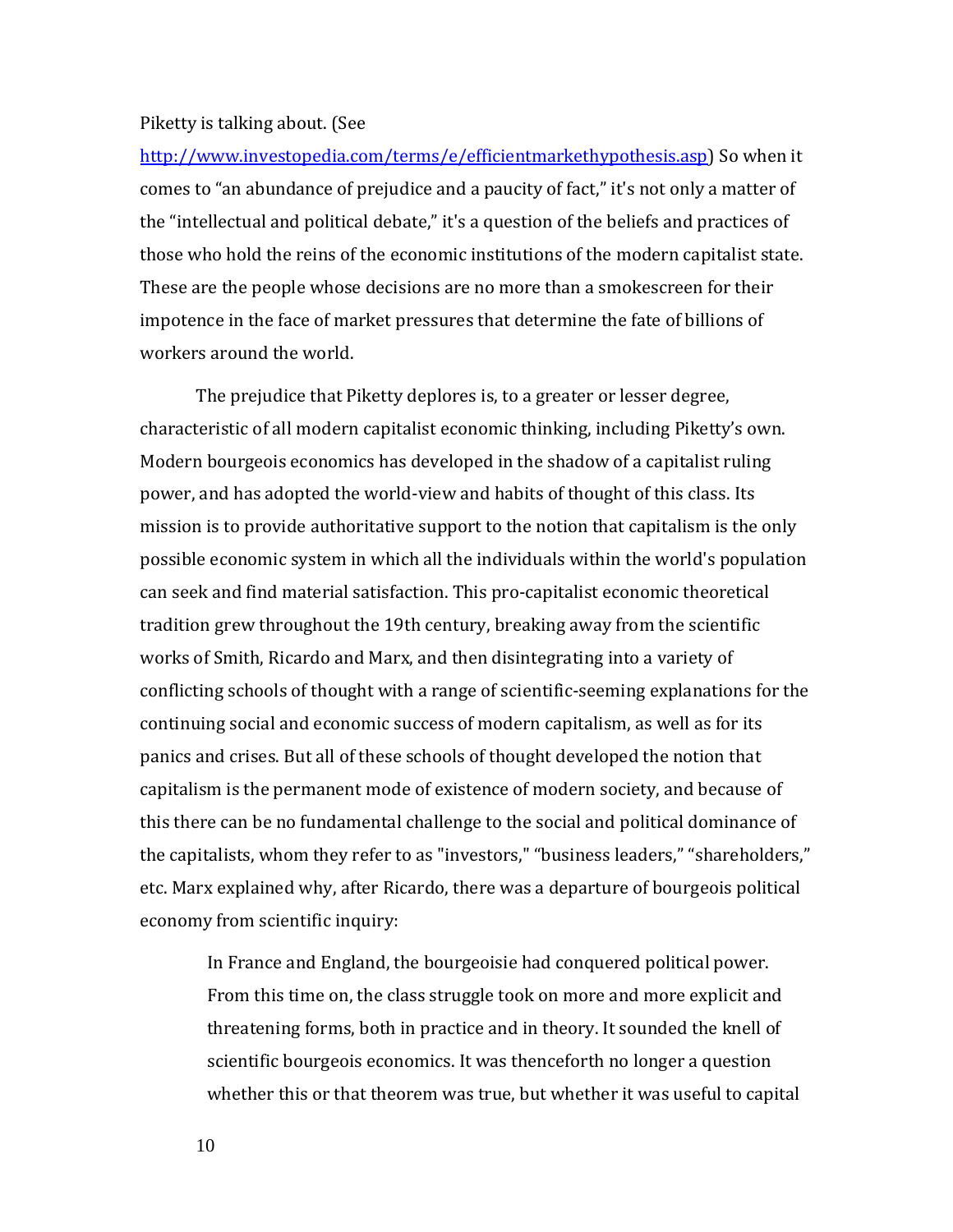Piketty is talking about. (See http://www.investopedia.com/terms/e/efficientmarkethypothesis.asp) So when it comes to "an abundance of prejudice and a paucity of fact," it's not only a matter of the "intellectual and political debate," it's a question of the beliefs and practices of those who hold the reins of the economic institutions of the modern capitalist state. These are the people whose decisions are no more than a smokescreen for their impotence in the face of market pressures that determine the fate of billions of workers around the world.

The prejudice that Piketty deplores is, to a greater or lesser degree, characteristic of all modern capitalist economic thinking, including Piketty's own. Modern bourgeois economics has developed in the shadow of a capitalist ruling power, and has adopted the world-view and habits of thought of this class. Its mission is to provide authoritative support to the notion that capitalism is the only possible economic system in which all the individuals within the world's population can seek and find material satisfaction. This pro-capitalist economic theoretical tradition grew throughout the 19th century, breaking away from the scientific works of Smith, Ricardo and Marx, and then disintegrating into a variety of conflicting schools of thought with a range of scientific-seeming explanations for the continuing social and economic success of modern capitalism, as well as for its panics and crises. But all of these schools of thought developed the notion that capitalism is the permanent mode of existence of modern society, and because of this there can be no fundamental challenge to the social and political dominance of the capitalists, whom they refer to as "investors," "business leaders," "shareholders," etc. Marx explained why, after Ricardo, there was a departure of bourgeois political economy from scientific inquiry:

> In France and England, the bourgeoisie had conquered political power. From this time on, the class struggle took on more and more explicit and threatening forms, both in practice and in theory. It sounded the knell of scientific bourgeois economics. It was thenceforth no longer a question whether this or that theorem was true, but whether it was useful to capital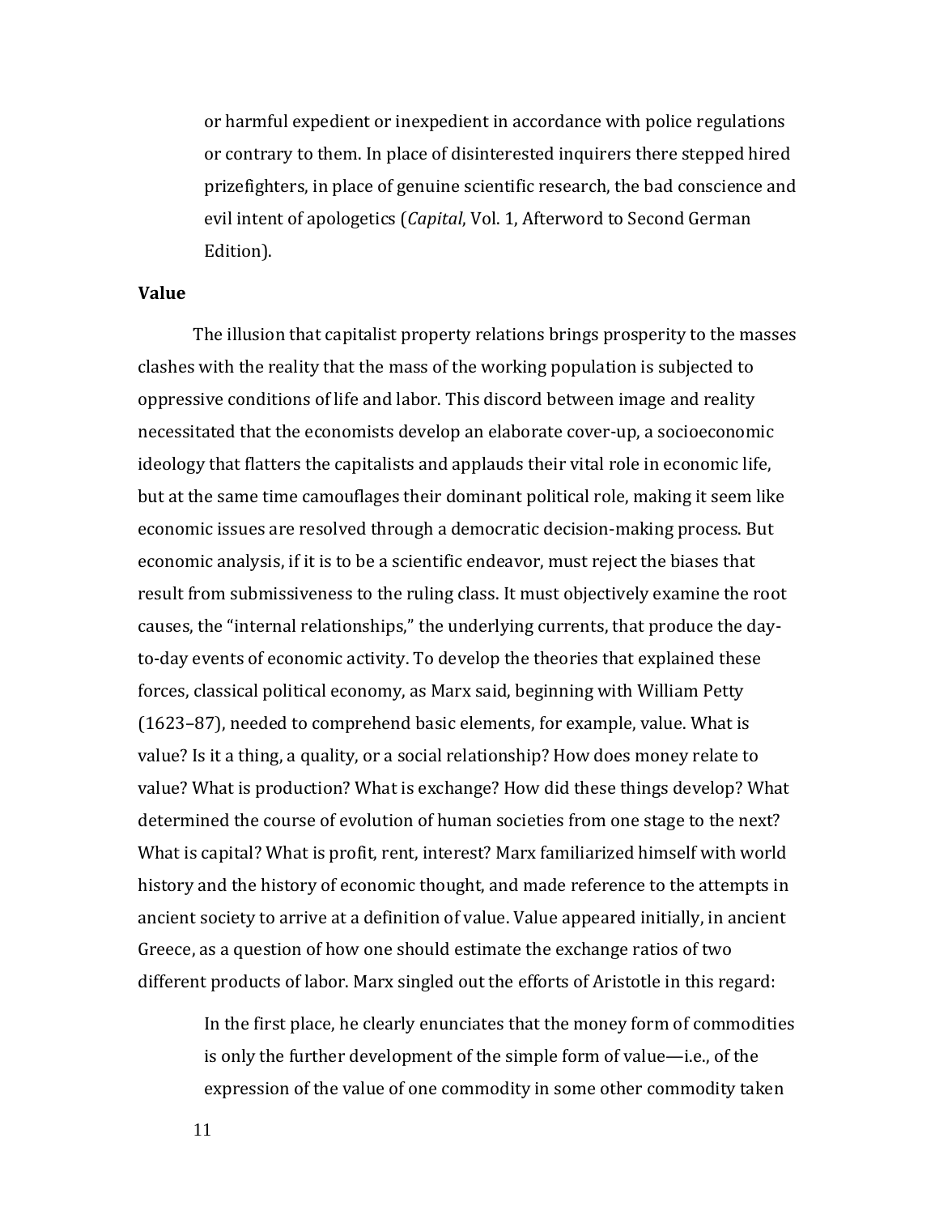> or harmful expedient or inexpedient in accordance with police regulations or contrary to them. In place of disinterested inquirers there stepped hired prizefighters, in place of genuine scientific research, the bad conscience and evil intent of apologetics (*Capital*, Vol. 1, Afterword to Second German Edition).

**Value**

The illusion that capitalist property relations brings prosperity to the masses clashes with the reality that the mass of the working population is subjected to oppressive conditions of life and labor. This discord between image and reality necessitated that the economists develop an elaborate cover-up, a socioeconomic ideology that flatters the capitalists and applauds their vital role in economic life, but at the same time camouflages their dominant political role, making it seem like economic issues are resolved through a democratic decision-making process. But economic analysis, if it is to be a scientific endeavor, must reject the biases that result from submissiveness to the ruling class. It must objectively examine the root causes, the "internal relationships," the underlying currents, that produce the day-to-day events of economic activity. To develop the theories that explained these forces, classical political economy, as Marx said, beginning with William Petty (1623–87), needed to comprehend basic elements, for example, value. What is value? Is it a thing, a quality, or a social relationship? How does money relate to value? What is production? What is exchange? How did these things develop? What determined the course of evolution of human societies from one stage to the next? What is capital? What is profit, rent, interest? Marx familiarized himself with world history and the history of economic thought, and made reference to the attempts in ancient society to arrive at a definition of value. Value appeared initially, in ancient Greece, as a question of how one should estimate the exchange ratios of two different products of labor. Marx singled out the efforts of Aristotle in this regard:

> In the first place, he clearly enunciates that the money form of commodities is only the further development of the simple form of value—i.e., of the expression of the value of one commodity in some other commodity taken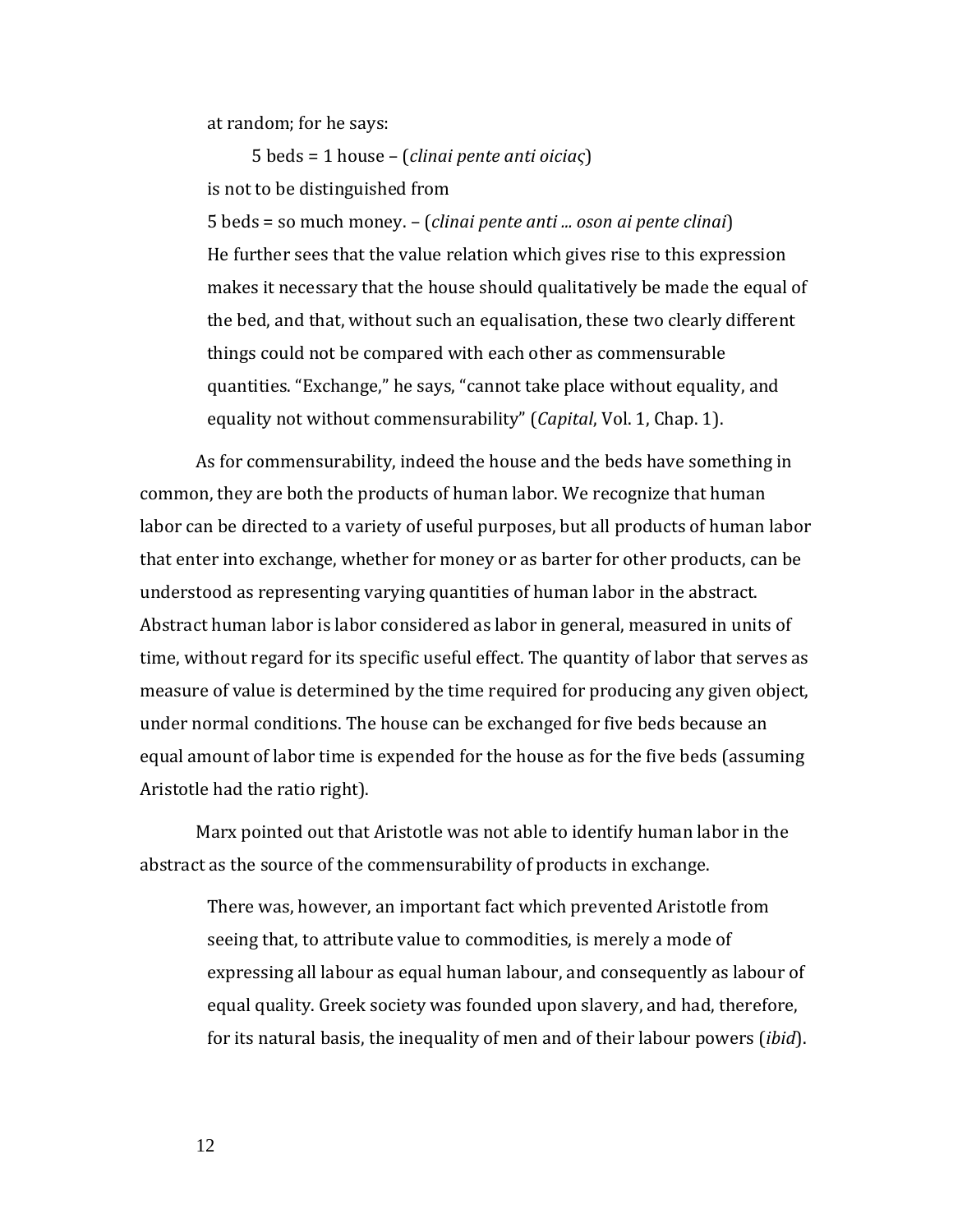> at random; for he says:
>
> 5 beds = 1 house – (*clinai pente anti oiciaς*)
>
> is not to be distinguished from
>
> 5 beds = so much money. – (*clinai pente anti ... oson ai pente clinai*)
>
> He further sees that the value relation which gives rise to this expression makes it necessary that the house should qualitatively be made the equal of the bed, and that, without such an equalisation, these two clearly different things could not be compared with each other as commensurable quantities. "Exchange," he says, "cannot take place without equality, and equality not without commensurability" (*Capital*, Vol. 1, Chap. 1).

As for commensurability, indeed the house and the beds have something in common, they are both the products of human labor. We recognize that human labor can be directed to a variety of useful purposes, but all products of human labor that enter into exchange, whether for money or as barter for other products, can be understood as representing varying quantities of human labor in the abstract. Abstract human labor is labor considered as labor in general, measured in units of time, without regard for its specific useful effect. The quantity of labor that serves as measure of value is determined by the time required for producing any given object, under normal conditions. The house can be exchanged for five beds because an equal amount of labor time is expended for the house as for the five beds (assuming Aristotle had the ratio right).

Marx pointed out that Aristotle was not able to identify human labor in the abstract as the source of the commensurability of products in exchange.

> There was, however, an important fact which prevented Aristotle from seeing that, to attribute value to commodities, is merely a mode of expressing all labour as equal human labour, and consequently as labour of equal quality. Greek society was founded upon slavery, and had, therefore, for its natural basis, the inequality of men and of their labour powers (*ibid*).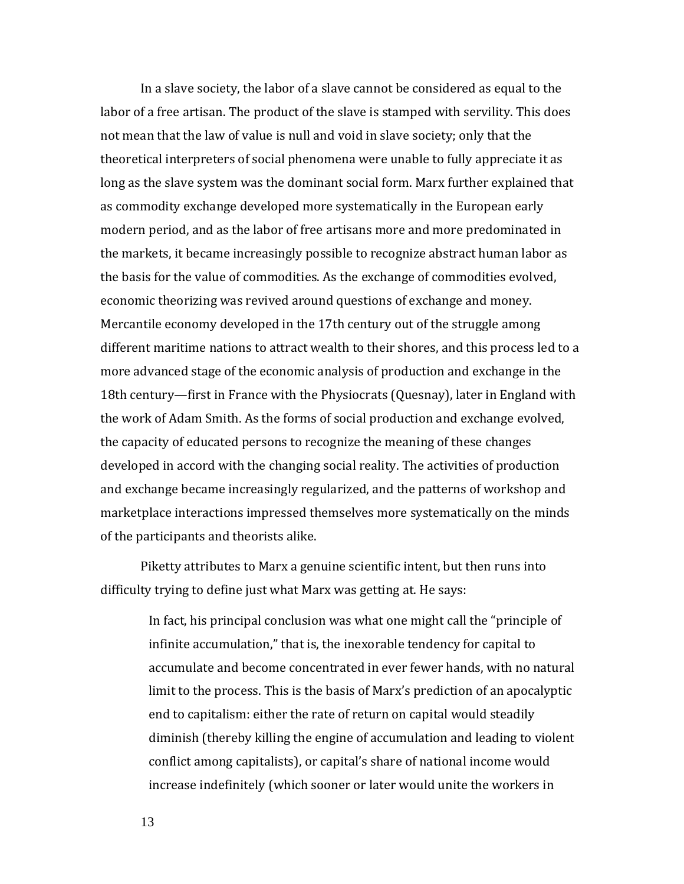In a slave society, the labor of a slave cannot be considered as equal to the labor of a free artisan. The product of the slave is stamped with servility. This does not mean that the law of value is null and void in slave society; only that the theoretical interpreters of social phenomena were unable to fully appreciate it as long as the slave system was the dominant social form. Marx further explained that as commodity exchange developed more systematically in the European early modern period, and as the labor of free artisans more and more predominated in the markets, it became increasingly possible to recognize abstract human labor as the basis for the value of commodities. As the exchange of commodities evolved, economic theorizing was revived around questions of exchange and money. Mercantile economy developed in the 17th century out of the struggle among different maritime nations to attract wealth to their shores, and this process led to a more advanced stage of the economic analysis of production and exchange in the 18th century—first in France with the Physiocrats (Quesnay), later in England with the work of Adam Smith. As the forms of social production and exchange evolved, the capacity of educated persons to recognize the meaning of these changes developed in accord with the changing social reality. The activities of production and exchange became increasingly regularized, and the patterns of workshop and marketplace interactions impressed themselves more systematically on the minds of the participants and theorists alike.

Piketty attributes to Marx a genuine scientific intent, but then runs into difficulty trying to define just what Marx was getting at. He says:

> In fact, his principal conclusion was what one might call the "principle of infinite accumulation," that is, the inexorable tendency for capital to accumulate and become concentrated in ever fewer hands, with no natural limit to the process. This is the basis of Marx's prediction of an apocalyptic end to capitalism: either the rate of return on capital would steadily diminish (thereby killing the engine of accumulation and leading to violent conflict among capitalists), or capital's share of national income would increase indefinitely (which sooner or later would unite the workers in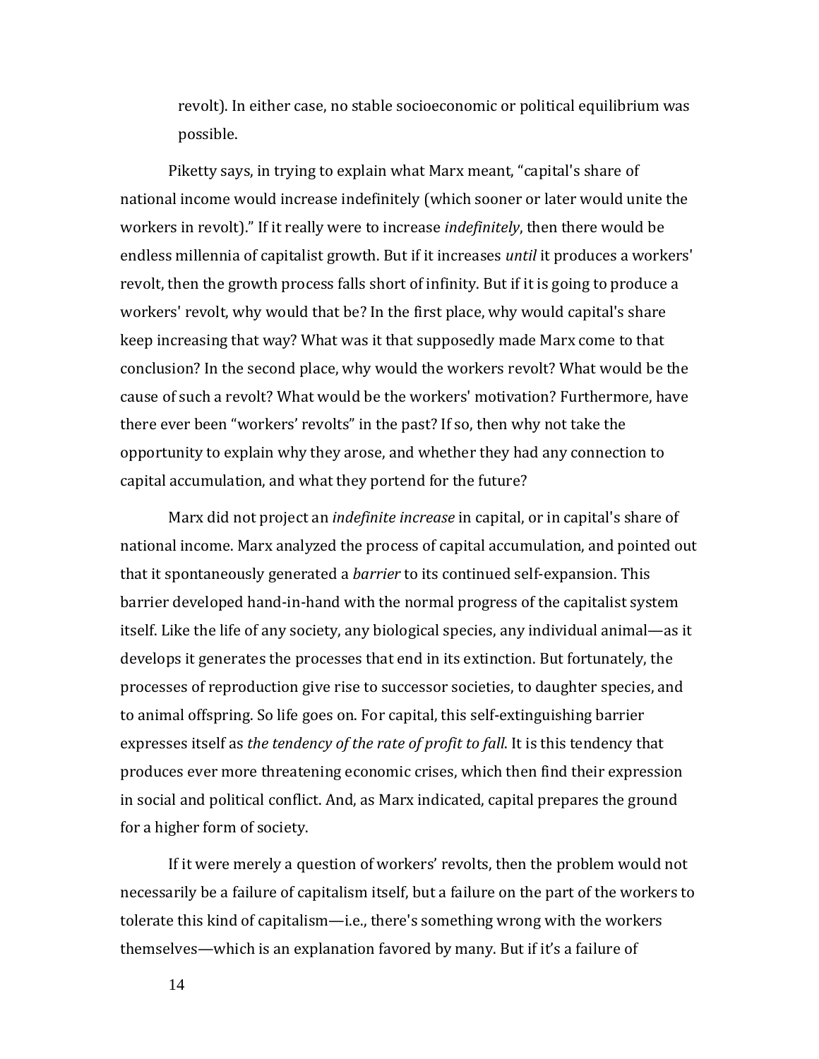> revolt). In either case, no stable socioeconomic or political equilibrium was possible.

Piketty says, in trying to explain what Marx meant, "capital's share of national income would increase indefinitely (which sooner or later would unite the workers in revolt)." If it really were to increase *indefinitely*, then there would be endless millennia of capitalist growth. But if it increases *until* it produces a workers' revolt, then the growth process falls short of infinity. But if it is going to produce a workers' revolt, why would that be? In the first place, why would capital's share keep increasing that way? What was it that supposedly made Marx come to that conclusion? In the second place, why would the workers revolt? What would be the cause of such a revolt? What would be the workers' motivation? Furthermore, have there ever been "workers' revolts" in the past? If so, then why not take the opportunity to explain why they arose, and whether they had any connection to capital accumulation, and what they portend for the future?

Marx did not project an *indefinite increase* in capital, or in capital's share of national income. Marx analyzed the process of capital accumulation, and pointed out that it spontaneously generated a *barrier* to its continued self-expansion. This barrier developed hand-in-hand with the normal progress of the capitalist system itself. Like the life of any society, any biological species, any individual animal—as it develops it generates the processes that end in its extinction. But fortunately, the processes of reproduction give rise to successor societies, to daughter species, and to animal offspring. So life goes on. For capital, this self-extinguishing barrier expresses itself as *the tendency of the rate of profit to fall*. It is this tendency that produces ever more threatening economic crises, which then find their expression in social and political conflict. And, as Marx indicated, capital prepares the ground for a higher form of society.

If it were merely a question of workers' revolts, then the problem would not necessarily be a failure of capitalism itself, but a failure on the part of the workers to tolerate this kind of capitalism—i.e., there's something wrong with the workers themselves—which is an explanation favored by many. But if it's a failure of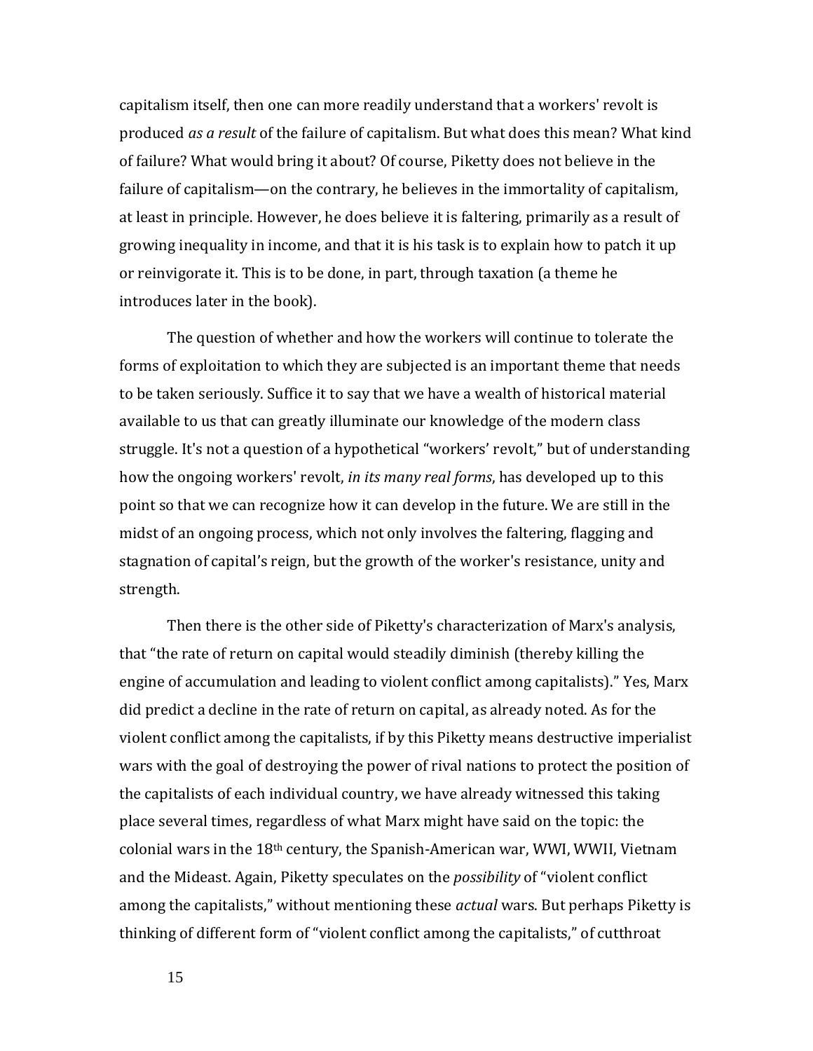capitalism itself, then one can more readily understand that a workers' revolt is produced *as a result* of the failure of capitalism. But what does this mean? What kind of failure? What would bring it about? Of course, Piketty does not believe in the failure of capitalism—on the contrary, he believes in the immortality of capitalism, at least in principle. However, he does believe it is faltering, primarily as a result of growing inequality in income, and that it is his task is to explain how to patch it up or reinvigorate it. This is to be done, in part, through taxation (a theme he introduces later in the book).

The question of whether and how the workers will continue to tolerate the forms of exploitation to which they are subjected is an important theme that needs to be taken seriously. Suffice it to say that we have a wealth of historical material available to us that can greatly illuminate our knowledge of the modern class struggle. It's not a question of a hypothetical "workers' revolt," but of understanding how the ongoing workers' revolt, *in its many real forms*, has developed up to this point so that we can recognize how it can develop in the future. We are still in the midst of an ongoing process, which not only involves the faltering, flagging and stagnation of capital's reign, but the growth of the worker's resistance, unity and strength.

Then there is the other side of Piketty's characterization of Marx's analysis, that "the rate of return on capital would steadily diminish (thereby killing the engine of accumulation and leading to violent conflict among capitalists)." Yes, Marx did predict a decline in the rate of return on capital, as already noted. As for the violent conflict among the capitalists, if by this Piketty means destructive imperialist wars with the goal of destroying the power of rival nations to protect the position of the capitalists of each individual country, we have already witnessed this taking place several times, regardless of what Marx might have said on the topic: the colonial wars in the 18th century, the Spanish-American war, WWI, WWII, Vietnam and the Mideast. Again, Piketty speculates on the *possibility* of "violent conflict among the capitalists," without mentioning these *actual* wars. But perhaps Piketty is thinking of different form of "violent conflict among the capitalists," of cutthroat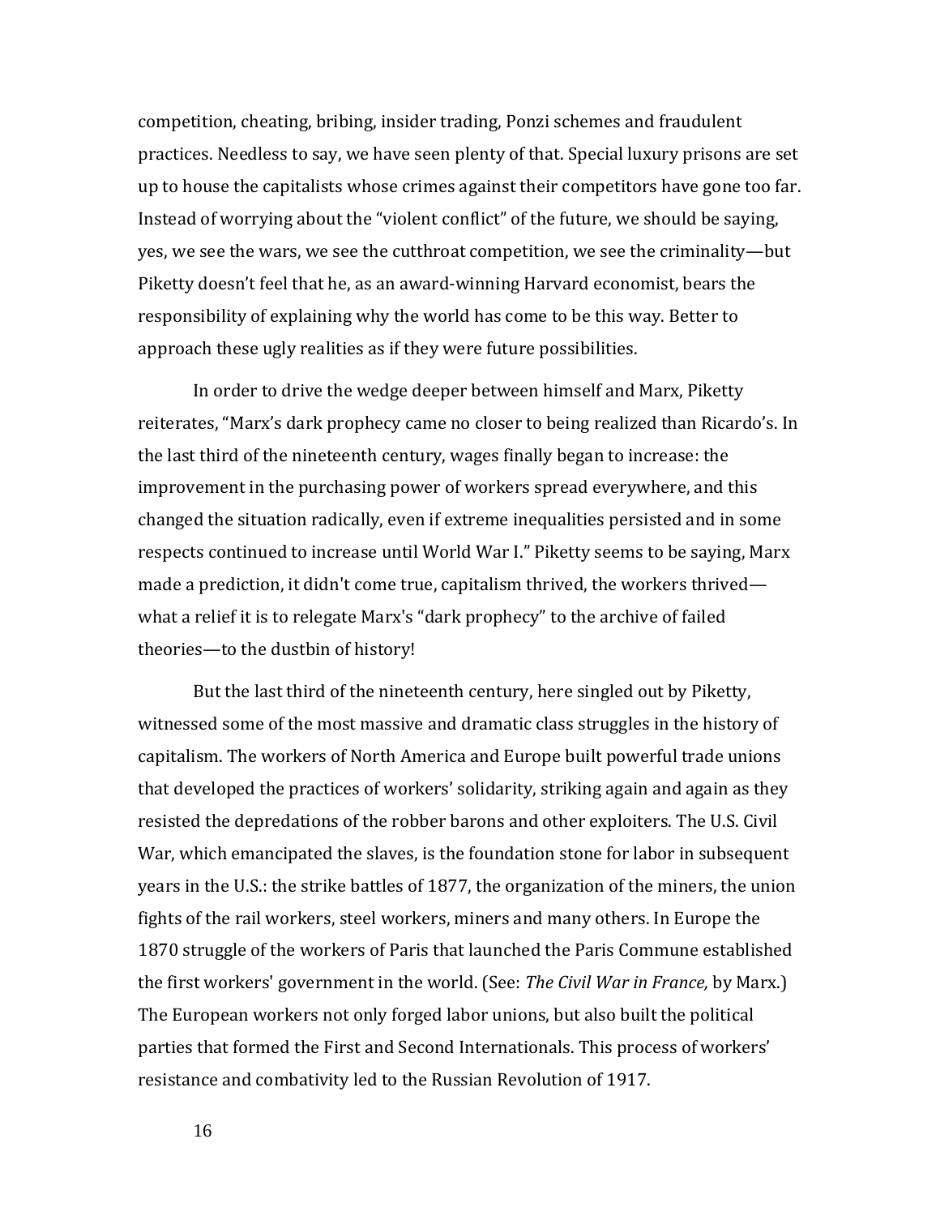competition, cheating, bribing, insider trading, Ponzi schemes and fraudulent practices. Needless to say, we have seen plenty of that. Special luxury prisons are set up to house the capitalists whose crimes against their competitors have gone too far. Instead of worrying about the "violent conflict" of the future, we should be saying, yes, we see the wars, we see the cutthroat competition, we see the criminality—but Piketty doesn't feel that he, as an award-winning Harvard economist, bears the responsibility of explaining why the world has come to be this way. Better to approach these ugly realities as if they were future possibilities.

In order to drive the wedge deeper between himself and Marx, Piketty reiterates, "Marx's dark prophecy came no closer to being realized than Ricardo's. In the last third of the nineteenth century, wages finally began to increase: the improvement in the purchasing power of workers spread everywhere, and this changed the situation radically, even if extreme inequalities persisted and in some respects continued to increase until World War I." Piketty seems to be saying, Marx made a prediction, it didn't come true, capitalism thrived, the workers thrived—what a relief it is to relegate Marx's "dark prophecy" to the archive of failed theories—to the dustbin of history!

But the last third of the nineteenth century, here singled out by Piketty, witnessed some of the most massive and dramatic class struggles in the history of capitalism. The workers of North America and Europe built powerful trade unions that developed the practices of workers' solidarity, striking again and again as they resisted the depredations of the robber barons and other exploiters. The U.S. Civil War, which emancipated the slaves, is the foundation stone for labor in subsequent years in the U.S.: the strike battles of 1877, the organization of the miners, the union fights of the rail workers, steel workers, miners and many others. In Europe the 1870 struggle of the workers of Paris that launched the Paris Commune established the first workers' government in the world. (See: *The Civil War in France,* by Marx.) The European workers not only forged labor unions, but also built the political parties that formed the First and Second Internationals. This process of workers' resistance and combativity led to the Russian Revolution of 1917.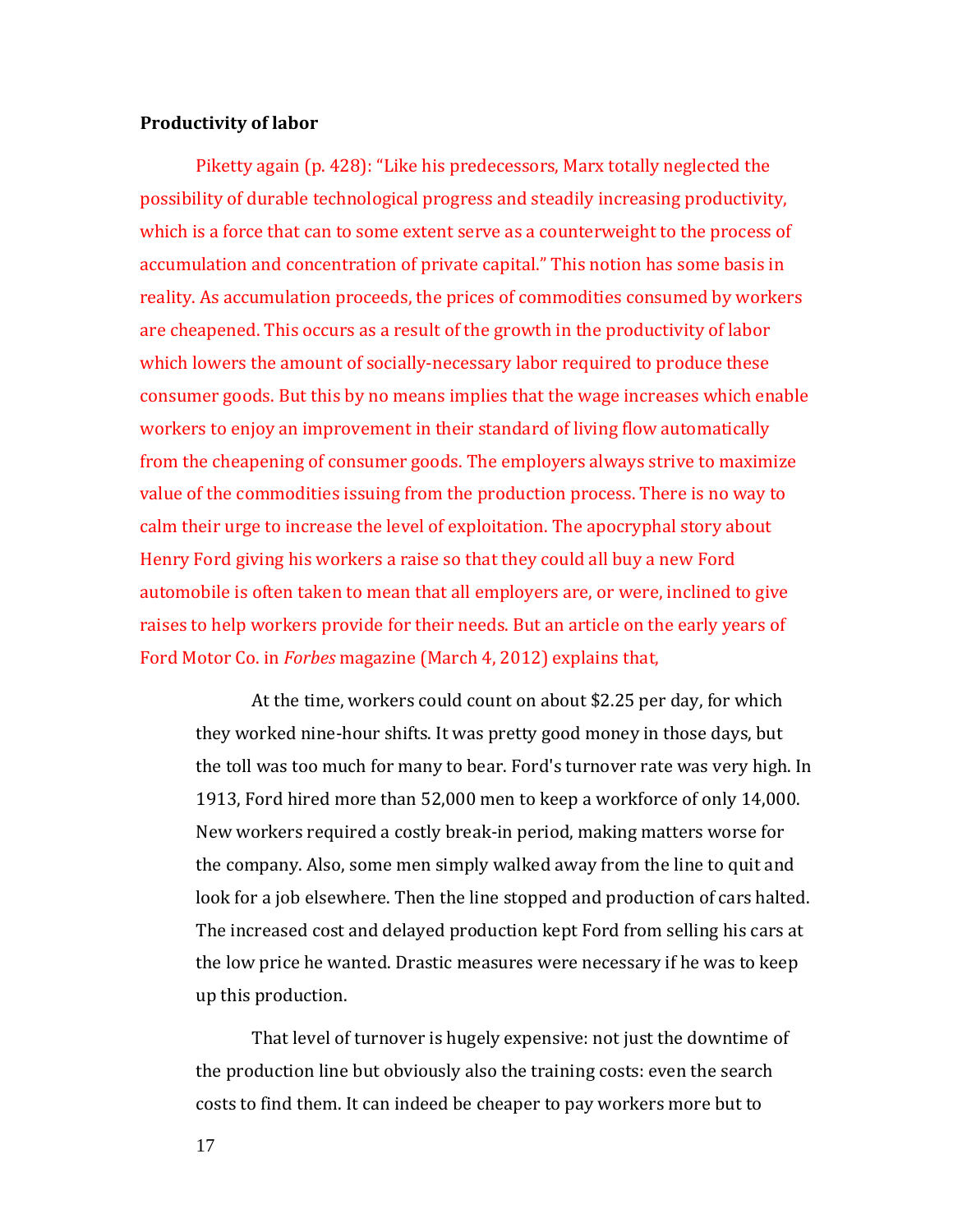**Productivity of labor**

Piketty again (p. 428): "Like his predecessors, Marx totally neglected the possibility of durable technological progress and steadily increasing productivity, which is a force that can to some extent serve as a counterweight to the process of accumulation and concentration of private capital." This notion has some basis in reality. As accumulation proceeds, the prices of commodities consumed by workers are cheapened. This occurs as a result of the growth in the productivity of labor which lowers the amount of socially-necessary labor required to produce these consumer goods. But this by no means implies that the wage increases which enable workers to enjoy an improvement in their standard of living flow automatically from the cheapening of consumer goods. The employers always strive to maximize value of the commodities issuing from the production process. There is no way to calm their urge to increase the level of exploitation. The apocryphal story about Henry Ford giving his workers a raise so that they could all buy a new Ford automobile is often taken to mean that all employers are, or were, inclined to give raises to help workers provide for their needs. But an article on the early years of Ford Motor Co. in *Forbes* magazine (March 4, 2012) explains that,

> At the time, workers could count on about $2.25 per day, for which they worked nine-hour shifts. It was pretty good money in those days, but the toll was too much for many to bear. Ford's turnover rate was very high. In 1913, Ford hired more than 52,000 men to keep a workforce of only 14,000. New workers required a costly break-in period, making matters worse for the company. Also, some men simply walked away from the line to quit and look for a job elsewhere. Then the line stopped and production of cars halted. The increased cost and delayed production kept Ford from selling his cars at the low price he wanted. Drastic measures were necessary if he was to keep up this production.
>
> That level of turnover is hugely expensive: not just the downtime of the production line but obviously also the training costs: even the search costs to find them. It can indeed be cheaper to pay workers more but to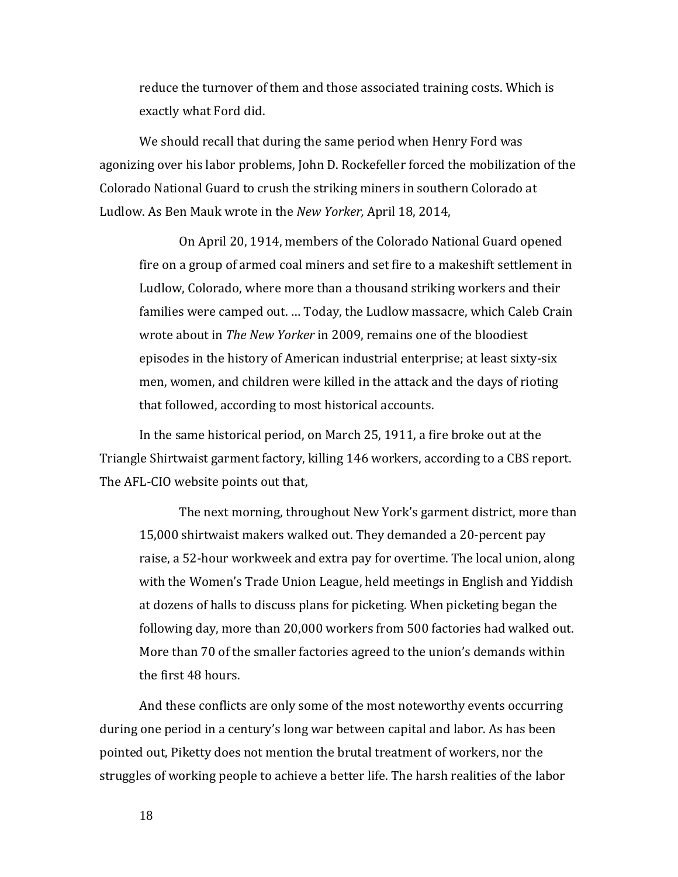reduce the turnover of them and those associated training costs. Which is exactly what Ford did.

We should recall that during the same period when Henry Ford was agonizing over his labor problems, John D. Rockefeller forced the mobilization of the Colorado National Guard to crush the striking miners in southern Colorado at Ludlow. As Ben Mauk wrote in the *New Yorker,* April 18, 2014,

> On April 20, 1914, members of the Colorado National Guard opened fire on a group of armed coal miners and set fire to a makeshift settlement in Ludlow, Colorado, where more than a thousand striking workers and their families were camped out. … Today, the Ludlow massacre, which Caleb Crain wrote about in *The New Yorker* in 2009, remains one of the bloodiest episodes in the history of American industrial enterprise; at least sixty-six men, women, and children were killed in the attack and the days of rioting that followed, according to most historical accounts.

In the same historical period, on March 25, 1911, a fire broke out at the Triangle Shirtwaist garment factory, killing 146 workers, according to a CBS report. The AFL-CIO website points out that,

> The next morning, throughout New York's garment district, more than 15,000 shirtwaist makers walked out. They demanded a 20-percent pay raise, a 52-hour workweek and extra pay for overtime. The local union, along with the Women's Trade Union League, held meetings in English and Yiddish at dozens of halls to discuss plans for picketing. When picketing began the following day, more than 20,000 workers from 500 factories had walked out. More than 70 of the smaller factories agreed to the union's demands within the first 48 hours.

And these conflicts are only some of the most noteworthy events occurring during one period in a century's long war between capital and labor. As has been pointed out, Piketty does not mention the brutal treatment of workers, nor the struggles of working people to achieve a better life. The harsh realities of the labor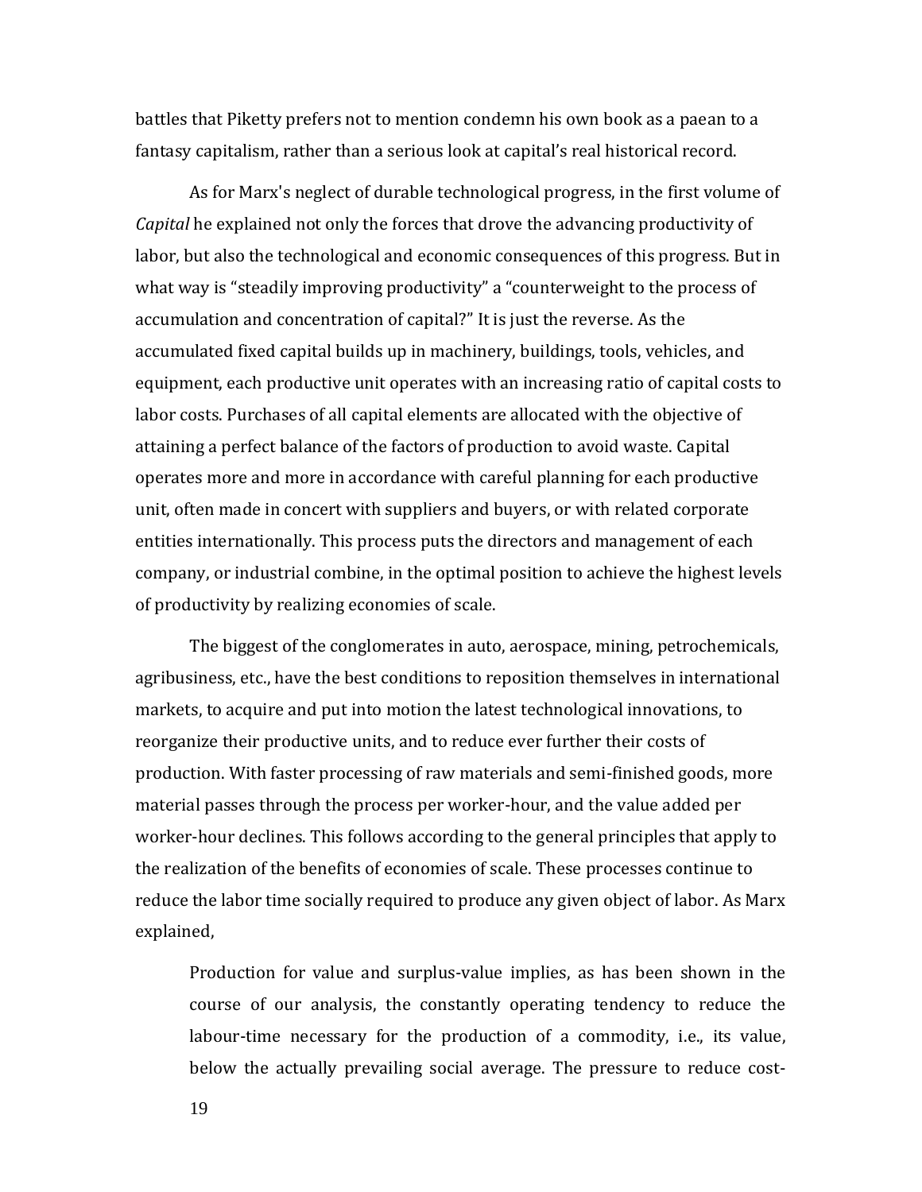battles that Piketty prefers not to mention condemn his own book as a paean to a fantasy capitalism, rather than a serious look at capital's real historical record.

As for Marx's neglect of durable technological progress, in the first volume of *Capital* he explained not only the forces that drove the advancing productivity of labor, but also the technological and economic consequences of this progress. But in what way is "steadily improving productivity" a "counterweight to the process of accumulation and concentration of capital?" It is just the reverse. As the accumulated fixed capital builds up in machinery, buildings, tools, vehicles, and equipment, each productive unit operates with an increasing ratio of capital costs to labor costs. Purchases of all capital elements are allocated with the objective of attaining a perfect balance of the factors of production to avoid waste. Capital operates more and more in accordance with careful planning for each productive unit, often made in concert with suppliers and buyers, or with related corporate entities internationally. This process puts the directors and management of each company, or industrial combine, in the optimal position to achieve the highest levels of productivity by realizing economies of scale.

The biggest of the conglomerates in auto, aerospace, mining, petrochemicals, agribusiness, etc., have the best conditions to reposition themselves in international markets, to acquire and put into motion the latest technological innovations, to reorganize their productive units, and to reduce ever further their costs of production. With faster processing of raw materials and semi-finished goods, more material passes through the process per worker-hour, and the value added per worker-hour declines. This follows according to the general principles that apply to the realization of the benefits of economies of scale. These processes continue to reduce the labor time socially required to produce any given object of labor. As Marx explained,

> Production for value and surplus-value implies, as has been shown in the course of our analysis, the constantly operating tendency to reduce the labour-time necessary for the production of a commodity, i.e., its value, below the actually prevailing social average. The pressure to reduce cost-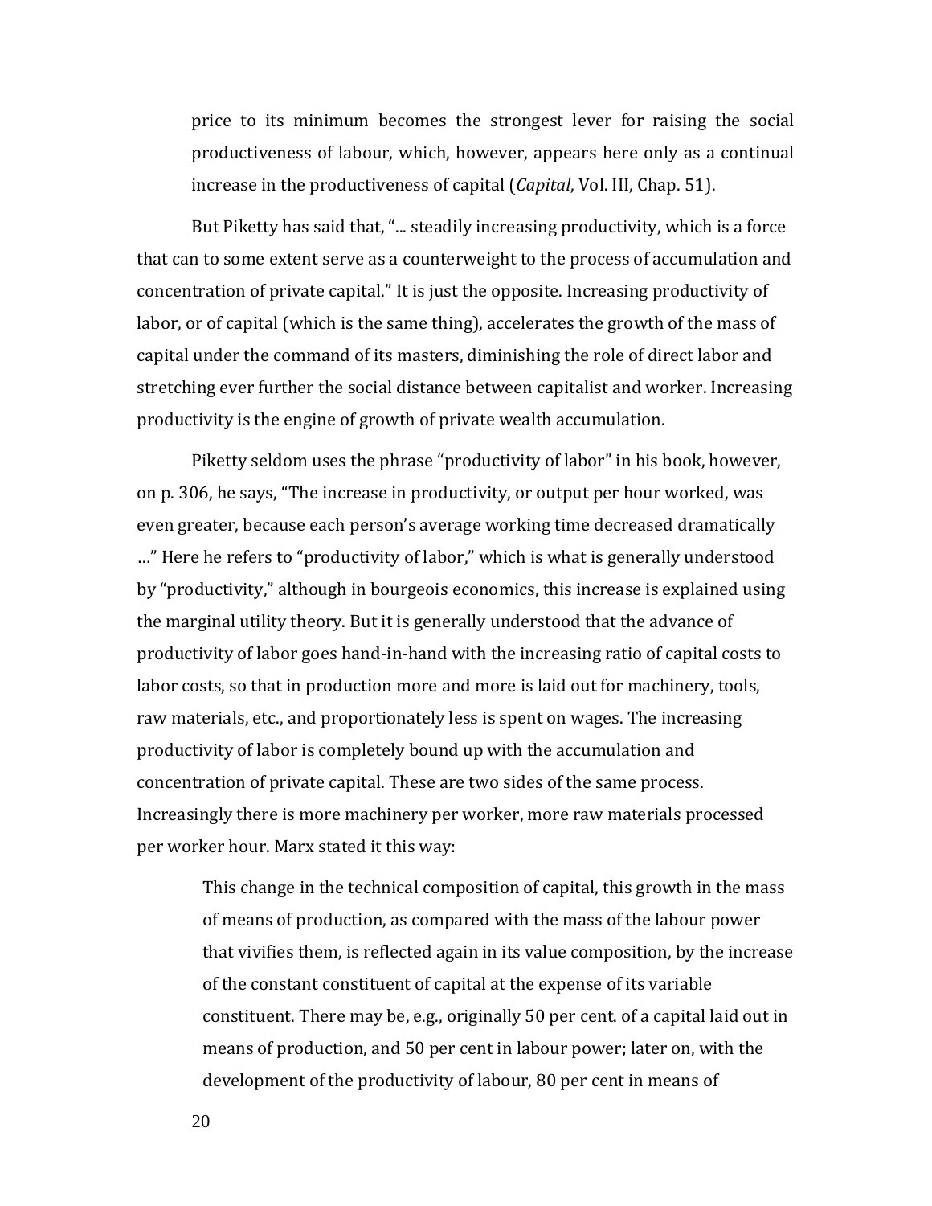> price to its minimum becomes the strongest lever for raising the social productiveness of labour, which, however, appears here only as a continual increase in the productiveness of capital (*Capital*, Vol. III, Chap. 51).

But Piketty has said that, "... steadily increasing productivity, which is a force that can to some extent serve as a counterweight to the process of accumulation and concentration of private capital." It is just the opposite. Increasing productivity of labor, or of capital (which is the same thing), accelerates the growth of the mass of capital under the command of its masters, diminishing the role of direct labor and stretching ever further the social distance between capitalist and worker. Increasing productivity is the engine of growth of private wealth accumulation.

Piketty seldom uses the phrase "productivity of labor" in his book, however, on p. 306, he says, "The increase in productivity, or output per hour worked, was even greater, because each person's average working time decreased dramatically …" Here he refers to "productivity of labor," which is what is generally understood by "productivity," although in bourgeois economics, this increase is explained using the marginal utility theory. But it is generally understood that the advance of productivity of labor goes hand-in-hand with the increasing ratio of capital costs to labor costs, so that in production more and more is laid out for machinery, tools, raw materials, etc., and proportionately less is spent on wages. The increasing productivity of labor is completely bound up with the accumulation and concentration of private capital. These are two sides of the same process. Increasingly there is more machinery per worker, more raw materials processed per worker hour. Marx stated it this way:

> This change in the technical composition of capital, this growth in the mass of means of production, as compared with the mass of the labour power that vivifies them, is reflected again in its value composition, by the increase of the constant constituent of capital at the expense of its variable constituent. There may be, e.g., originally 50 per cent. of a capital laid out in means of production, and 50 per cent in labour power; later on, with the development of the productivity of labour, 80 per cent in means of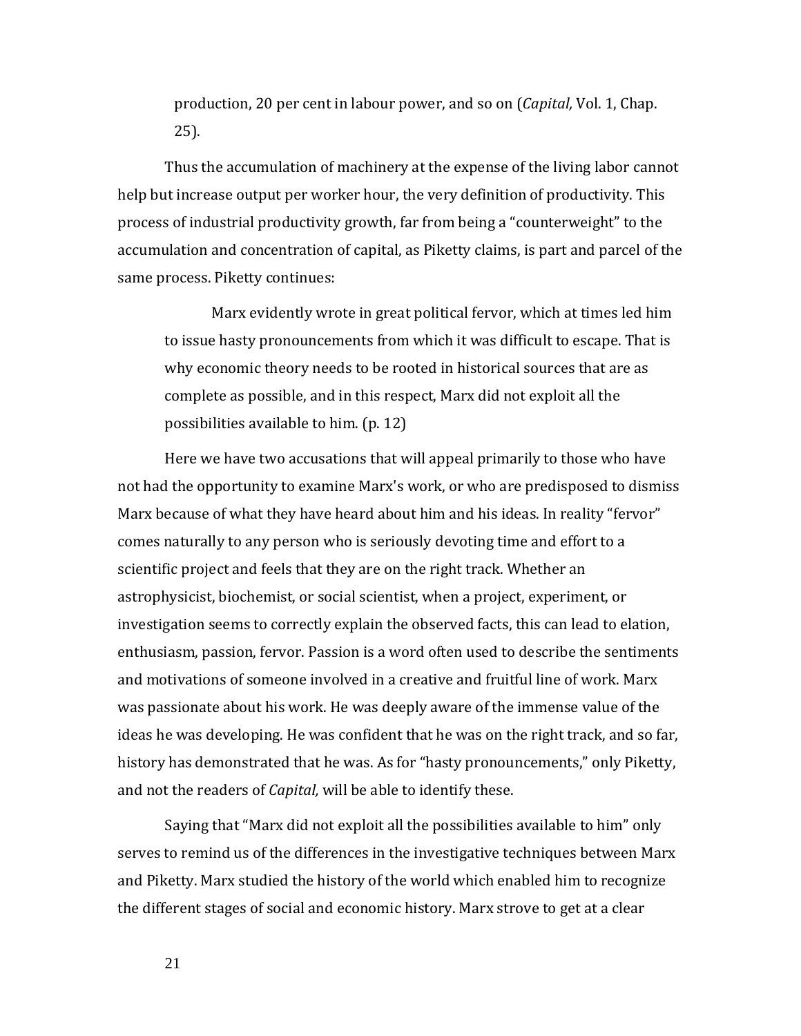> production, 20 per cent in labour power, and so on (*Capital,* Vol. 1, Chap. 25).

Thus the accumulation of machinery at the expense of the living labor cannot help but increase output per worker hour, the very definition of productivity. This process of industrial productivity growth, far from being a "counterweight" to the accumulation and concentration of capital, as Piketty claims, is part and parcel of the same process. Piketty continues:

> Marx evidently wrote in great political fervor, which at times led him to issue hasty pronouncements from which it was difficult to escape. That is why economic theory needs to be rooted in historical sources that are as complete as possible, and in this respect, Marx did not exploit all the possibilities available to him. (p. 12)

Here we have two accusations that will appeal primarily to those who have not had the opportunity to examine Marx's work, or who are predisposed to dismiss Marx because of what they have heard about him and his ideas. In reality "fervor" comes naturally to any person who is seriously devoting time and effort to a scientific project and feels that they are on the right track. Whether an astrophysicist, biochemist, or social scientist, when a project, experiment, or investigation seems to correctly explain the observed facts, this can lead to elation, enthusiasm, passion, fervor. Passion is a word often used to describe the sentiments and motivations of someone involved in a creative and fruitful line of work. Marx was passionate about his work. He was deeply aware of the immense value of the ideas he was developing. He was confident that he was on the right track, and so far, history has demonstrated that he was. As for "hasty pronouncements," only Piketty, and not the readers of *Capital,* will be able to identify these.

Saying that "Marx did not exploit all the possibilities available to him" only serves to remind us of the differences in the investigative techniques between Marx and Piketty. Marx studied the history of the world which enabled him to recognize the different stages of social and economic history. Marx strove to get at a clear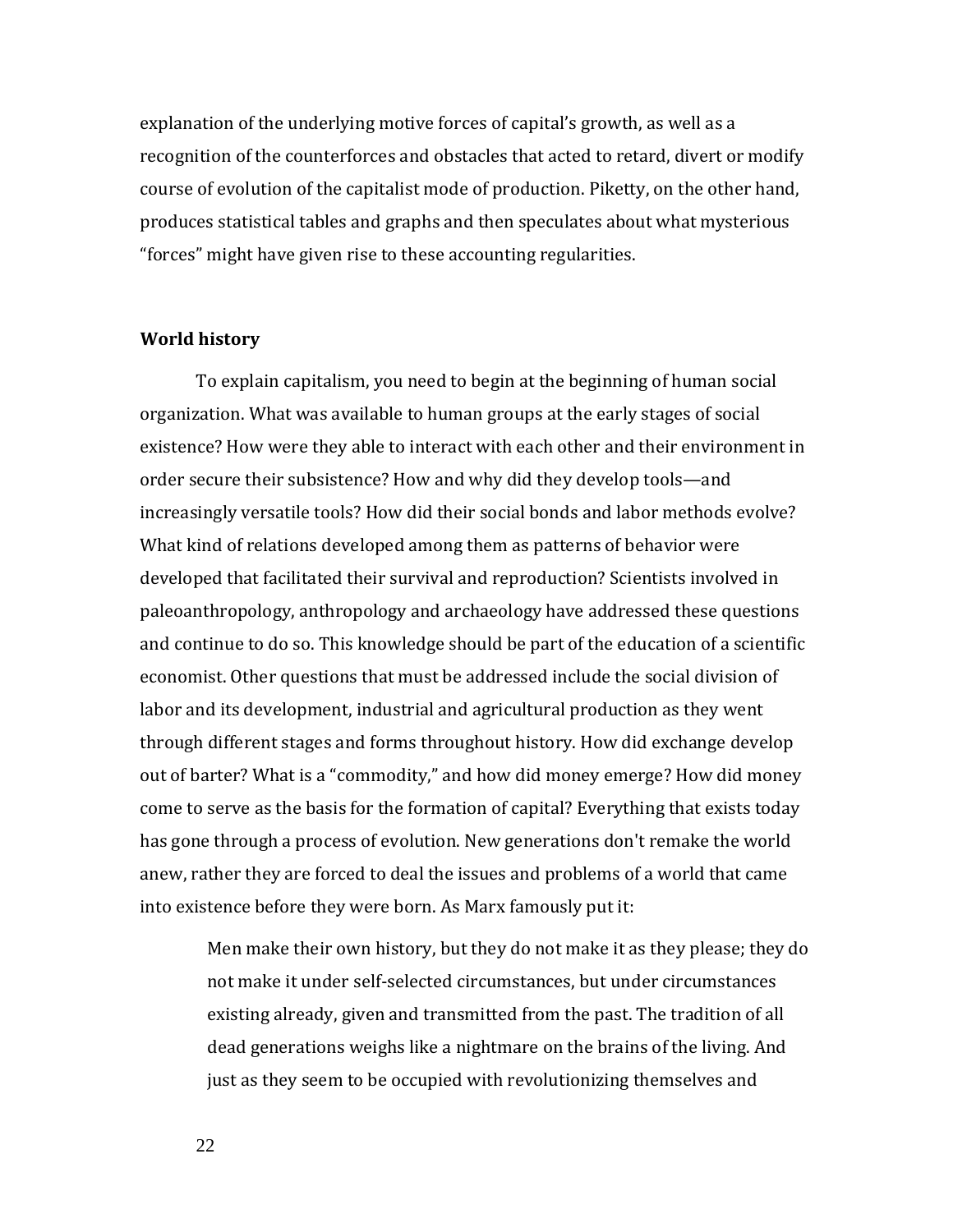explanation of the underlying motive forces of capital's growth, as well as a recognition of the counterforces and obstacles that acted to retard, divert or modify course of evolution of the capitalist mode of production. Piketty, on the other hand, produces statistical tables and graphs and then speculates about what mysterious "forces" might have given rise to these accounting regularities.

**World history**

To explain capitalism, you need to begin at the beginning of human social organization. What was available to human groups at the early stages of social existence? How were they able to interact with each other and their environment in order secure their subsistence? How and why did they develop tools—and increasingly versatile tools? How did their social bonds and labor methods evolve? What kind of relations developed among them as patterns of behavior were developed that facilitated their survival and reproduction? Scientists involved in paleoanthropology, anthropology and archaeology have addressed these questions and continue to do so. This knowledge should be part of the education of a scientific economist. Other questions that must be addressed include the social division of labor and its development, industrial and agricultural production as they went through different stages and forms throughout history. How did exchange develop out of barter? What is a "commodity," and how did money emerge? How did money come to serve as the basis for the formation of capital? Everything that exists today has gone through a process of evolution. New generations don't remake the world anew, rather they are forced to deal the issues and problems of a world that came into existence before they were born. As Marx famously put it:

> Men make their own history, but they do not make it as they please; they do not make it under self-selected circumstances, but under circumstances existing already, given and transmitted from the past. The tradition of all dead generations weighs like a nightmare on the brains of the living. And just as they seem to be occupied with revolutionizing themselves and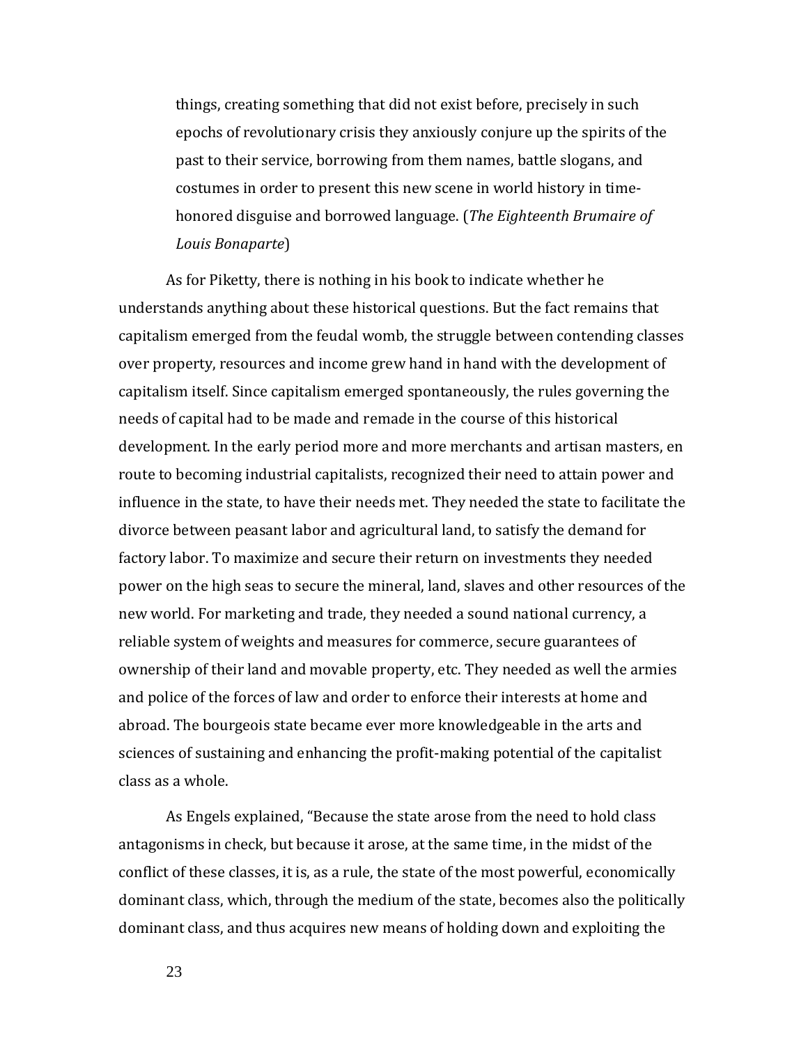> things, creating something that did not exist before, precisely in such epochs of revolutionary crisis they anxiously conjure up the spirits of the past to their service, borrowing from them names, battle slogans, and costumes in order to present this new scene in world history in time-honored disguise and borrowed language. (*The Eighteenth Brumaire of Louis Bonaparte*)

As for Piketty, there is nothing in his book to indicate whether he understands anything about these historical questions. But the fact remains that capitalism emerged from the feudal womb, the struggle between contending classes over property, resources and income grew hand in hand with the development of capitalism itself. Since capitalism emerged spontaneously, the rules governing the needs of capital had to be made and remade in the course of this historical development. In the early period more and more merchants and artisan masters, en route to becoming industrial capitalists, recognized their need to attain power and influence in the state, to have their needs met. They needed the state to facilitate the divorce between peasant labor and agricultural land, to satisfy the demand for factory labor. To maximize and secure their return on investments they needed power on the high seas to secure the mineral, land, slaves and other resources of the new world. For marketing and trade, they needed a sound national currency, a reliable system of weights and measures for commerce, secure guarantees of ownership of their land and movable property, etc. They needed as well the armies and police of the forces of law and order to enforce their interests at home and abroad. The bourgeois state became ever more knowledgeable in the arts and sciences of sustaining and enhancing the profit-making potential of the capitalist class as a whole.

As Engels explained, "Because the state arose from the need to hold class antagonisms in check, but because it arose, at the same time, in the midst of the conflict of these classes, it is, as a rule, the state of the most powerful, economically dominant class, which, through the medium of the state, becomes also the politically dominant class, and thus acquires new means of holding down and exploiting the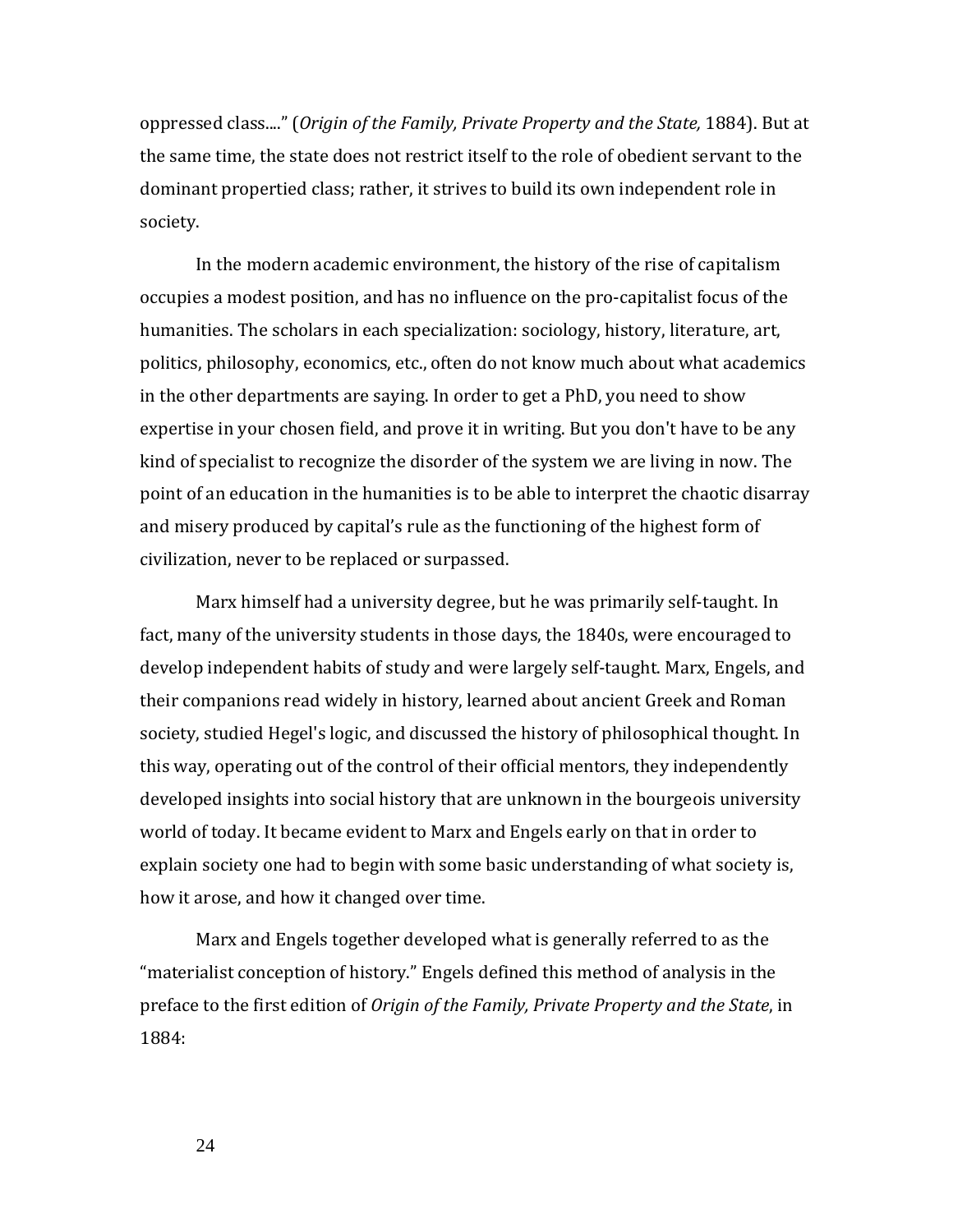oppressed class...." (*Origin of the Family, Private Property and the State,* 1884). But at the same time, the state does not restrict itself to the role of obedient servant to the dominant propertied class; rather, it strives to build its own independent role in society.

In the modern academic environment, the history of the rise of capitalism occupies a modest position, and has no influence on the pro-capitalist focus of the humanities. The scholars in each specialization: sociology, history, literature, art, politics, philosophy, economics, etc., often do not know much about what academics in the other departments are saying. In order to get a PhD, you need to show expertise in your chosen field, and prove it in writing. But you don't have to be any kind of specialist to recognize the disorder of the system we are living in now. The point of an education in the humanities is to be able to interpret the chaotic disarray and misery produced by capital's rule as the functioning of the highest form of civilization, never to be replaced or surpassed.

Marx himself had a university degree, but he was primarily self-taught. In fact, many of the university students in those days, the 1840s, were encouraged to develop independent habits of study and were largely self-taught. Marx, Engels, and their companions read widely in history, learned about ancient Greek and Roman society, studied Hegel's logic, and discussed the history of philosophical thought. In this way, operating out of the control of their official mentors, they independently developed insights into social history that are unknown in the bourgeois university world of today. It became evident to Marx and Engels early on that in order to explain society one had to begin with some basic understanding of what society is, how it arose, and how it changed over time.

Marx and Engels together developed what is generally referred to as the "materialist conception of history." Engels defined this method of analysis in the preface to the first edition of *Origin of the Family, Private Property and the State*, in 1884: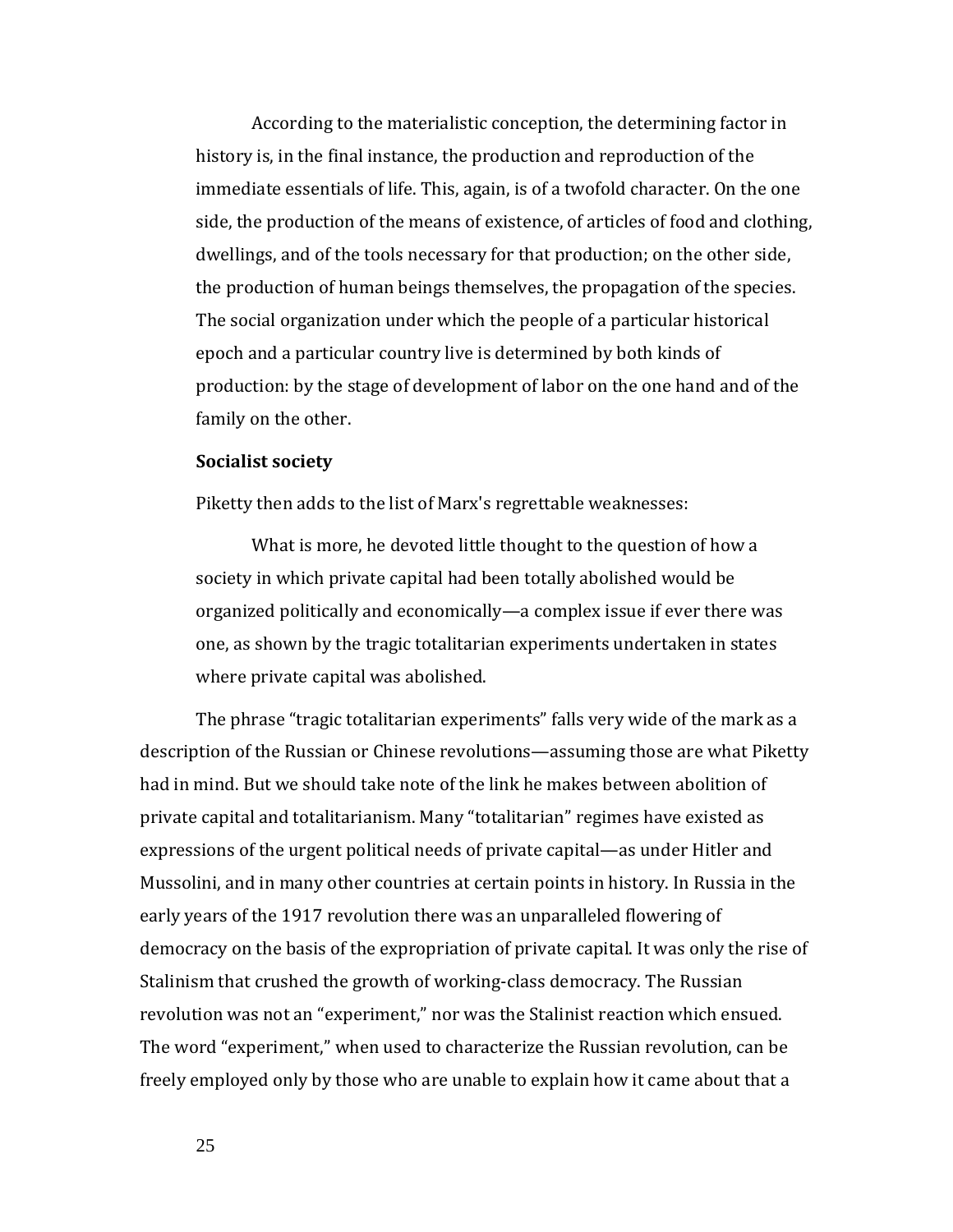> According to the materialistic conception, the determining factor in history is, in the final instance, the production and reproduction of the immediate essentials of life. This, again, is of a twofold character. On the one side, the production of the means of existence, of articles of food and clothing, dwellings, and of the tools necessary for that production; on the other side, the production of human beings themselves, the propagation of the species. The social organization under which the people of a particular historical epoch and a particular country live is determined by both kinds of production: by the stage of development of labor on the one hand and of the family on the other.

**Socialist society**

Piketty then adds to the list of Marx's regrettable weaknesses:

> What is more, he devoted little thought to the question of how a society in which private capital had been totally abolished would be organized politically and economically—a complex issue if ever there was one, as shown by the tragic totalitarian experiments undertaken in states where private capital was abolished.

The phrase "tragic totalitarian experiments" falls very wide of the mark as a description of the Russian or Chinese revolutions—assuming those are what Piketty had in mind. But we should take note of the link he makes between abolition of private capital and totalitarianism. Many "totalitarian" regimes have existed as expressions of the urgent political needs of private capital—as under Hitler and Mussolini, and in many other countries at certain points in history. In Russia in the early years of the 1917 revolution there was an unparalleled flowering of democracy on the basis of the expropriation of private capital. It was only the rise of Stalinism that crushed the growth of working-class democracy. The Russian revolution was not an "experiment," nor was the Stalinist reaction which ensued. The word "experiment," when used to characterize the Russian revolution, can be freely employed only by those who are unable to explain how it came about that a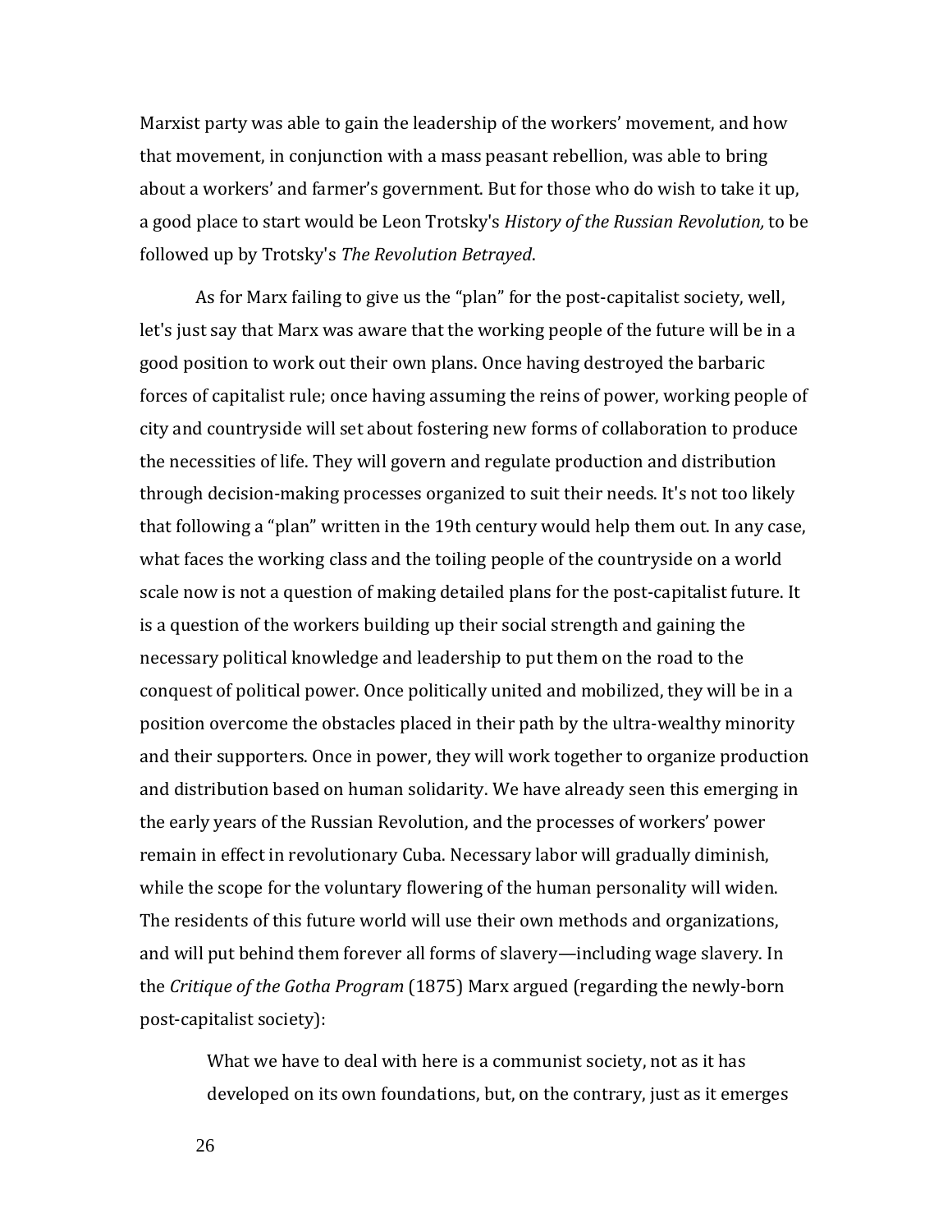Marxist party was able to gain the leadership of the workers' movement, and how that movement, in conjunction with a mass peasant rebellion, was able to bring about a workers' and farmer's government. But for those who do wish to take it up, a good place to start would be Leon Trotsky's *History of the Russian Revolution,* to be followed up by Trotsky's *The Revolution Betrayed*.

As for Marx failing to give us the "plan" for the post-capitalist society, well, let's just say that Marx was aware that the working people of the future will be in a good position to work out their own plans. Once having destroyed the barbaric forces of capitalist rule; once having assuming the reins of power, working people of city and countryside will set about fostering new forms of collaboration to produce the necessities of life. They will govern and regulate production and distribution through decision-making processes organized to suit their needs. It's not too likely that following a "plan" written in the 19th century would help them out. In any case, what faces the working class and the toiling people of the countryside on a world scale now is not a question of making detailed plans for the post-capitalist future. It is a question of the workers building up their social strength and gaining the necessary political knowledge and leadership to put them on the road to the conquest of political power. Once politically united and mobilized, they will be in a position overcome the obstacles placed in their path by the ultra-wealthy minority and their supporters. Once in power, they will work together to organize production and distribution based on human solidarity. We have already seen this emerging in the early years of the Russian Revolution, and the processes of workers' power remain in effect in revolutionary Cuba. Necessary labor will gradually diminish, while the scope for the voluntary flowering of the human personality will widen. The residents of this future world will use their own methods and organizations, and will put behind them forever all forms of slavery—including wage slavery. In the *Critique of the Gotha Program* (1875) Marx argued (regarding the newly-born post-capitalist society):

> What we have to deal with here is a communist society, not as it has developed on its own foundations, but, on the contrary, just as it emerges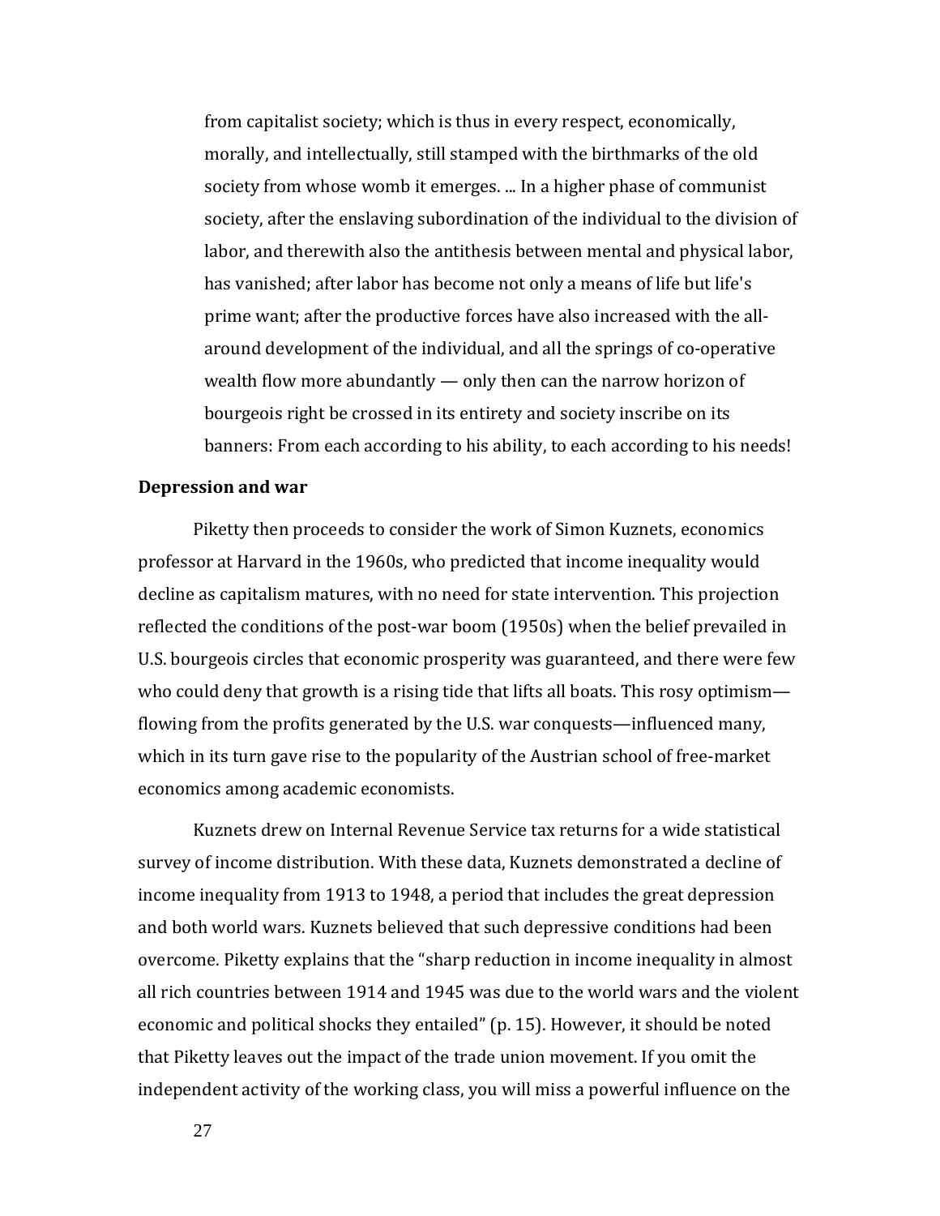> from capitalist society; which is thus in every respect, economically, morally, and intellectually, still stamped with the birthmarks of the old society from whose womb it emerges. ... In a higher phase of communist society, after the enslaving subordination of the individual to the division of labor, and therewith also the antithesis between mental and physical labor, has vanished; after labor has become not only a means of life but life's prime want; after the productive forces have also increased with the all-around development of the individual, and all the springs of co-operative wealth flow more abundantly — only then can the narrow horizon of bourgeois right be crossed in its entirety and society inscribe on its banners: From each according to his ability, to each according to his needs!

**Depression and war**

Piketty then proceeds to consider the work of Simon Kuznets, economics professor at Harvard in the 1960s, who predicted that income inequality would decline as capitalism matures, with no need for state intervention. This projection reflected the conditions of the post-war boom (1950s) when the belief prevailed in U.S. bourgeois circles that economic prosperity was guaranteed, and there were few who could deny that growth is a rising tide that lifts all boats. This rosy optimism—flowing from the profits generated by the U.S. war conquests—influenced many, which in its turn gave rise to the popularity of the Austrian school of free-market economics among academic economists.

Kuznets drew on Internal Revenue Service tax returns for a wide statistical survey of income distribution. With these data, Kuznets demonstrated a decline of income inequality from 1913 to 1948, a period that includes the great depression and both world wars. Kuznets believed that such depressive conditions had been overcome. Piketty explains that the "sharp reduction in income inequality in almost all rich countries between 1914 and 1945 was due to the world wars and the violent economic and political shocks they entailed" (p. 15). However, it should be noted that Piketty leaves out the impact of the trade union movement. If you omit the independent activity of the working class, you will miss a powerful influence on the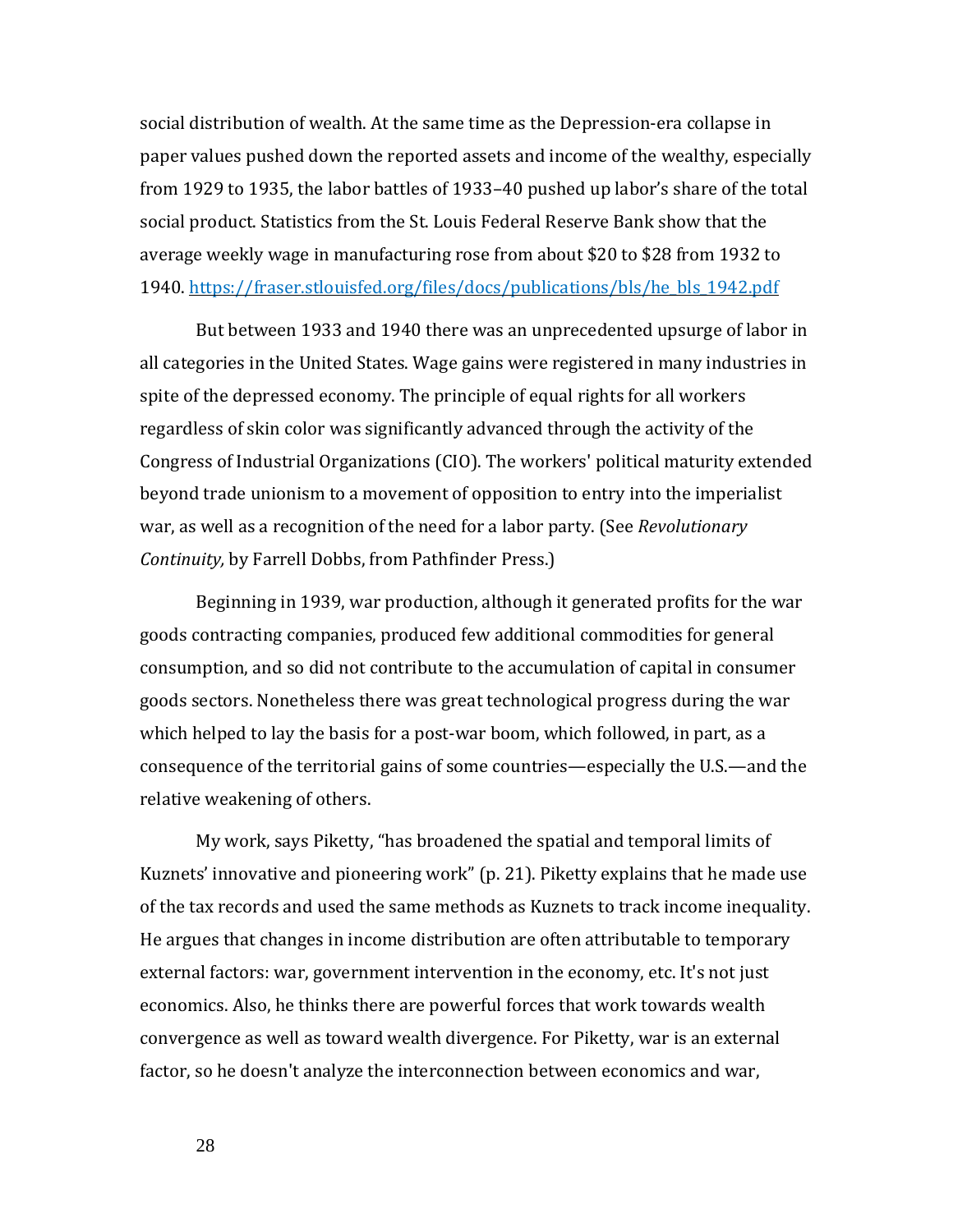social distribution of wealth. At the same time as the Depression-era collapse in paper values pushed down the reported assets and income of the wealthy, especially from 1929 to 1935, the labor battles of 1933–40 pushed up labor's share of the total social product. Statistics from the St. Louis Federal Reserve Bank show that the average weekly wage in manufacturing rose from about $20 to $28 from 1932 to 1940. [https://fraser.stlouisfed.org/files/docs/publications/bls/he_bls_1942.pdf](https://fraser.stlouisfed.org/files/docs/publications/bls/he_bls_1942.pdf)

But between 1933 and 1940 there was an unprecedented upsurge of labor in all categories in the United States. Wage gains were registered in many industries in spite of the depressed economy. The principle of equal rights for all workers regardless of skin color was significantly advanced through the activity of the Congress of Industrial Organizations (CIO). The workers' political maturity extended beyond trade unionism to a movement of opposition to entry into the imperialist war, as well as a recognition of the need for a labor party. (See *Revolutionary Continuity,* by Farrell Dobbs, from Pathfinder Press.)

Beginning in 1939, war production, although it generated profits for the war goods contracting companies, produced few additional commodities for general consumption, and so did not contribute to the accumulation of capital in consumer goods sectors. Nonetheless there was great technological progress during the war which helped to lay the basis for a post-war boom, which followed, in part, as a consequence of the territorial gains of some countries—especially the U.S.—and the relative weakening of others.

My work, says Piketty, "has broadened the spatial and temporal limits of Kuznets' innovative and pioneering work" (p. 21). Piketty explains that he made use of the tax records and used the same methods as Kuznets to track income inequality. He argues that changes in income distribution are often attributable to temporary external factors: war, government intervention in the economy, etc. It's not just economics. Also, he thinks there are powerful forces that work towards wealth convergence as well as toward wealth divergence. For Piketty, war is an external factor, so he doesn't analyze the interconnection between economics and war,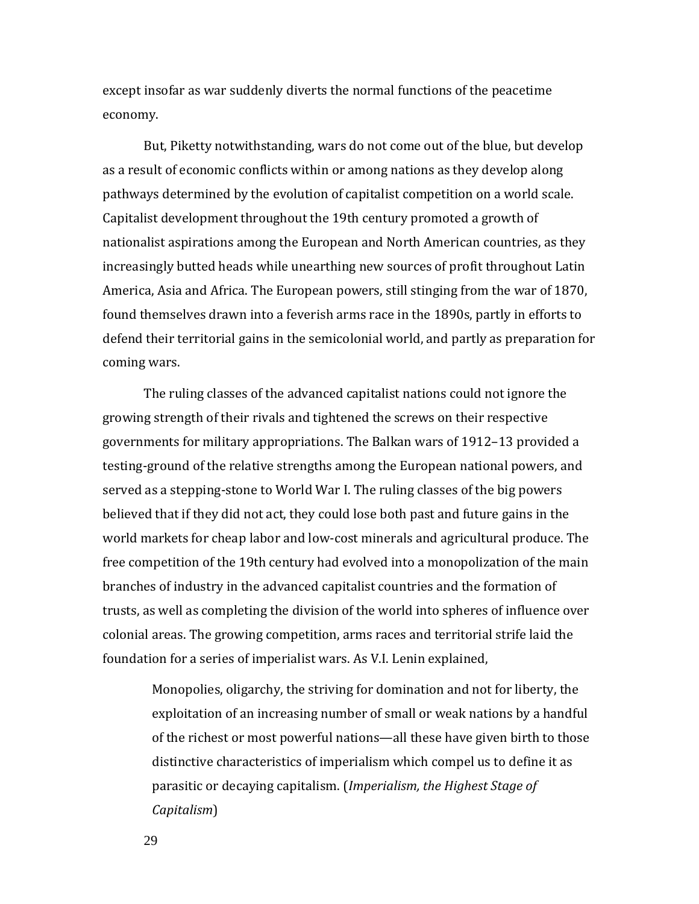except insofar as war suddenly diverts the normal functions of the peacetime economy.

But, Piketty notwithstanding, wars do not come out of the blue, but develop as a result of economic conflicts within or among nations as they develop along pathways determined by the evolution of capitalist competition on a world scale. Capitalist development throughout the 19th century promoted a growth of nationalist aspirations among the European and North American countries, as they increasingly butted heads while unearthing new sources of profit throughout Latin America, Asia and Africa. The European powers, still stinging from the war of 1870, found themselves drawn into a feverish arms race in the 1890s, partly in efforts to defend their territorial gains in the semicolonial world, and partly as preparation for coming wars.

The ruling classes of the advanced capitalist nations could not ignore the growing strength of their rivals and tightened the screws on their respective governments for military appropriations. The Balkan wars of 1912–13 provided a testing-ground of the relative strengths among the European national powers, and served as a stepping-stone to World War I. The ruling classes of the big powers believed that if they did not act, they could lose both past and future gains in the world markets for cheap labor and low-cost minerals and agricultural produce. The free competition of the 19th century had evolved into a monopolization of the main branches of industry in the advanced capitalist countries and the formation of trusts, as well as completing the division of the world into spheres of influence over colonial areas. The growing competition, arms races and territorial strife laid the foundation for a series of imperialist wars. As V.I. Lenin explained,

> Monopolies, oligarchy, the striving for domination and not for liberty, the exploitation of an increasing number of small or weak nations by a handful of the richest or most powerful nations—all these have given birth to those distinctive characteristics of imperialism which compel us to define it as parasitic or decaying capitalism. (*Imperialism, the Highest Stage of Capitalism*)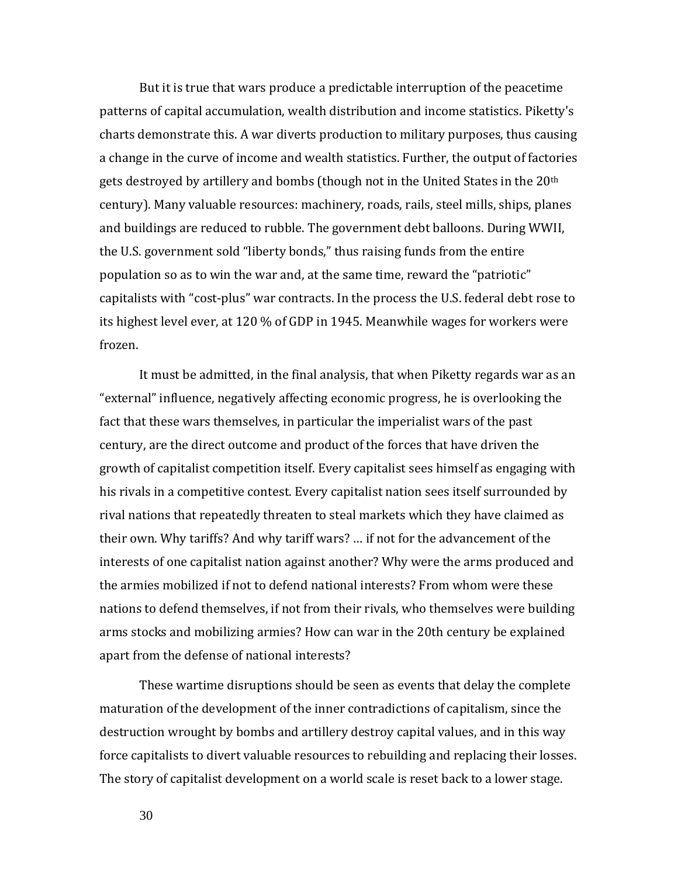But it is true that wars produce a predictable interruption of the peacetime patterns of capital accumulation, wealth distribution and income statistics. Piketty's charts demonstrate this. A war diverts production to military purposes, thus causing a change in the curve of income and wealth statistics. Further, the output of factories gets destroyed by artillery and bombs (though not in the United States in the 20th century). Many valuable resources: machinery, roads, rails, steel mills, ships, planes and buildings are reduced to rubble. The government debt balloons. During WWII, the U.S. government sold "liberty bonds," thus raising funds from the entire population so as to win the war and, at the same time, reward the "patriotic" capitalists with "cost-plus" war contracts. In the process the U.S. federal debt rose to its highest level ever, at 120 % of GDP in 1945. Meanwhile wages for workers were frozen.

It must be admitted, in the final analysis, that when Piketty regards war as an "external" influence, negatively affecting economic progress, he is overlooking the fact that these wars themselves, in particular the imperialist wars of the past century, are the direct outcome and product of the forces that have driven the growth of capitalist competition itself. Every capitalist sees himself as engaging with his rivals in a competitive contest. Every capitalist nation sees itself surrounded by rival nations that repeatedly threaten to steal markets which they have claimed as their own. Why tariffs? And why tariff wars? … if not for the advancement of the interests of one capitalist nation against another? Why were the arms produced and the armies mobilized if not to defend national interests? From whom were these nations to defend themselves, if not from their rivals, who themselves were building arms stocks and mobilizing armies? How can war in the 20th century be explained apart from the defense of national interests?

These wartime disruptions should be seen as events that delay the complete maturation of the development of the inner contradictions of capitalism, since the destruction wrought by bombs and artillery destroy capital values, and in this way force capitalists to divert valuable resources to rebuilding and replacing their losses. The story of capitalist development on a world scale is reset back to a lower stage.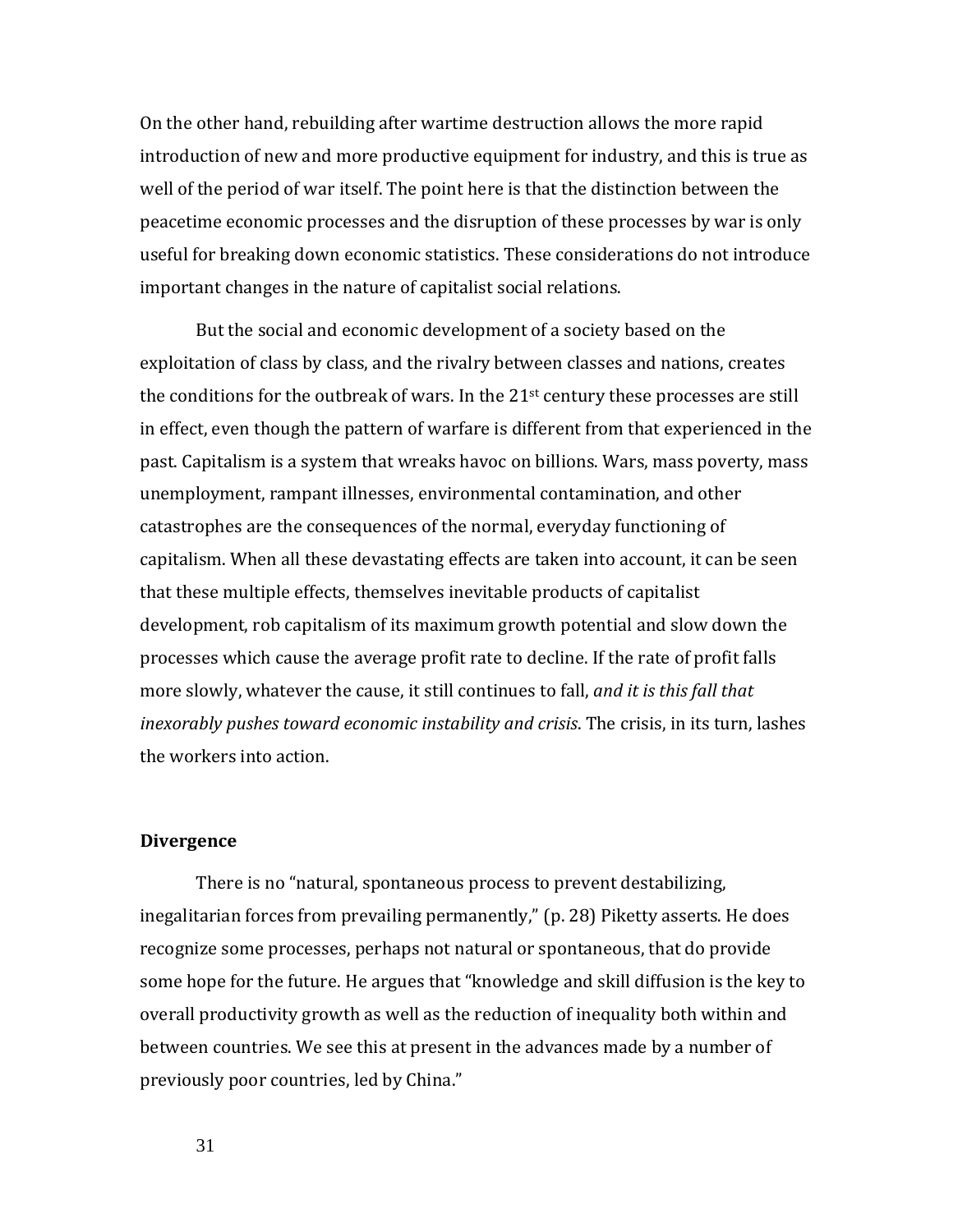On the other hand, rebuilding after wartime destruction allows the more rapid introduction of new and more productive equipment for industry, and this is true as well of the period of war itself. The point here is that the distinction between the peacetime economic processes and the disruption of these processes by war is only useful for breaking down economic statistics. These considerations do not introduce important changes in the nature of capitalist social relations.

But the social and economic development of a society based on the exploitation of class by class, and the rivalry between classes and nations, creates the conditions for the outbreak of wars. In the 21st century these processes are still in effect, even though the pattern of warfare is different from that experienced in the past. Capitalism is a system that wreaks havoc on billions. Wars, mass poverty, mass unemployment, rampant illnesses, environmental contamination, and other catastrophes are the consequences of the normal, everyday functioning of capitalism. When all these devastating effects are taken into account, it can be seen that these multiple effects, themselves inevitable products of capitalist development, rob capitalism of its maximum growth potential and slow down the processes which cause the average profit rate to decline. If the rate of profit falls more slowly, whatever the cause, it still continues to fall, *and it is this fall that inexorably pushes toward economic instability and crisis*. The crisis, in its turn, lashes the workers into action.

### Divergence

There is no "natural, spontaneous process to prevent destabilizing, inegalitarian forces from prevailing permanently," (p. 28) Piketty asserts. He does recognize some processes, perhaps not natural or spontaneous, that do provide some hope for the future. He argues that "knowledge and skill diffusion is the key to overall productivity growth as well as the reduction of inequality both within and between countries. We see this at present in the advances made by a number of previously poor countries, led by China."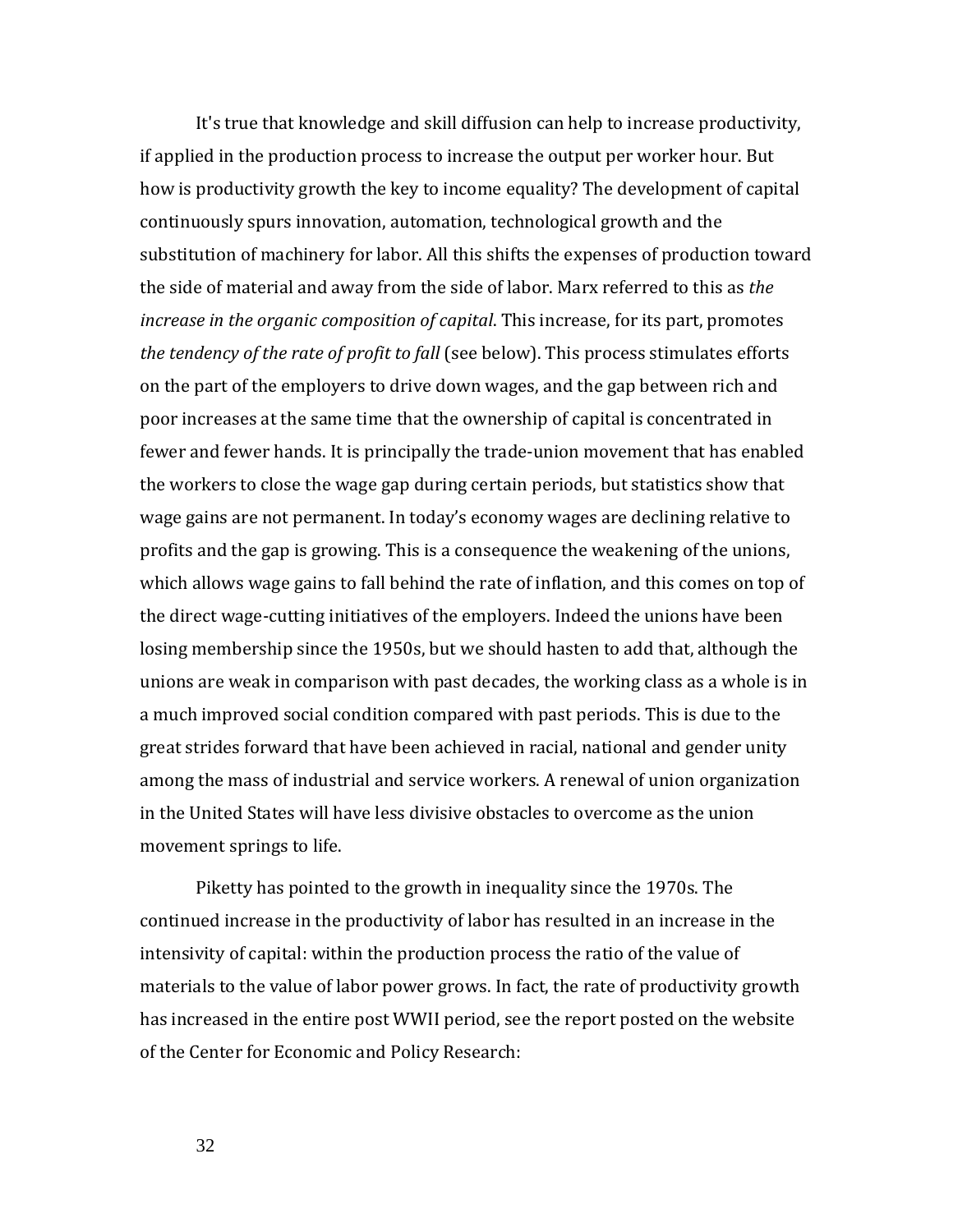It's true that knowledge and skill diffusion can help to increase productivity, if applied in the production process to increase the output per worker hour. But how is productivity growth the key to income equality? The development of capital continuously spurs innovation, automation, technological growth and the substitution of machinery for labor. All this shifts the expenses of production toward the side of material and away from the side of labor. Marx referred to this as *the increase in the organic composition of capital*. This increase, for its part, promotes *the tendency of the rate of profit to fall* (see below). This process stimulates efforts on the part of the employers to drive down wages, and the gap between rich and poor increases at the same time that the ownership of capital is concentrated in fewer and fewer hands. It is principally the trade-union movement that has enabled the workers to close the wage gap during certain periods, but statistics show that wage gains are not permanent. In today's economy wages are declining relative to profits and the gap is growing. This is a consequence the weakening of the unions, which allows wage gains to fall behind the rate of inflation, and this comes on top of the direct wage-cutting initiatives of the employers. Indeed the unions have been losing membership since the 1950s, but we should hasten to add that, although the unions are weak in comparison with past decades, the working class as a whole is in a much improved social condition compared with past periods. This is due to the great strides forward that have been achieved in racial, national and gender unity among the mass of industrial and service workers. A renewal of union organization in the United States will have less divisive obstacles to overcome as the union movement springs to life.

Piketty has pointed to the growth in inequality since the 1970s. The continued increase in the productivity of labor has resulted in an increase in the intensivity of capital: within the production process the ratio of the value of materials to the value of labor power grows. In fact, the rate of productivity growth has increased in the entire post WWII period, see the report posted on the website of the Center for Economic and Policy Research: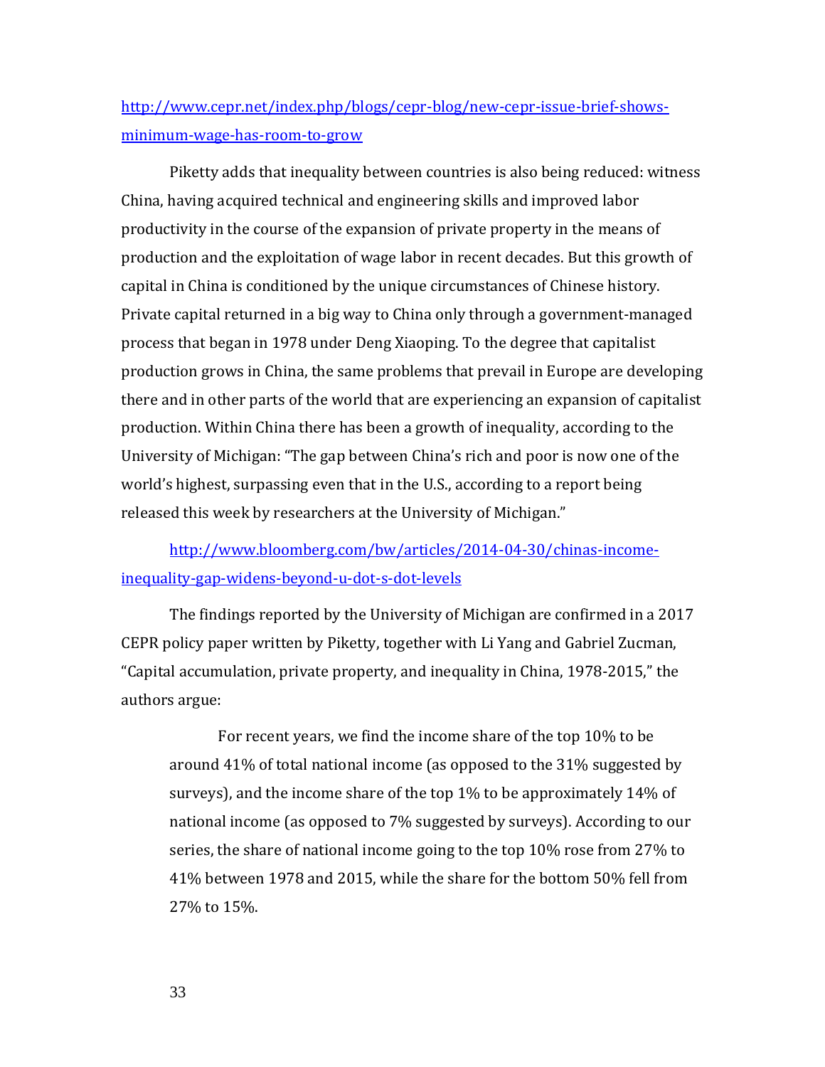http://www.cepr.net/index.php/blogs/cepr-blog/new-cepr-issue-brief-shows-minimum-wage-has-room-to-grow

Piketty adds that inequality between countries is also being reduced: witness China, having acquired technical and engineering skills and improved labor productivity in the course of the expansion of private property in the means of production and the exploitation of wage labor in recent decades. But this growth of capital in China is conditioned by the unique circumstances of Chinese history. Private capital returned in a big way to China only through a government-managed process that began in 1978 under Deng Xiaoping. To the degree that capitalist production grows in China, the same problems that prevail in Europe are developing there and in other parts of the world that are experiencing an expansion of capitalist production. Within China there has been a growth of inequality, according to the University of Michigan: "The gap between China's rich and poor is now one of the world's highest, surpassing even that in the U.S., according to a report being released this week by researchers at the University of Michigan."

http://www.bloomberg.com/bw/articles/2014-04-30/chinas-income-inequality-gap-widens-beyond-u-dot-s-dot-levels

The findings reported by the University of Michigan are confirmed in a 2017 CEPR policy paper written by Piketty, together with Li Yang and Gabriel Zucman, "Capital accumulation, private property, and inequality in China, 1978-2015," the authors argue:

> For recent years, we find the income share of the top 10% to be around 41% of total national income (as opposed to the 31% suggested by surveys), and the income share of the top 1% to be approximately 14% of national income (as opposed to 7% suggested by surveys). According to our series, the share of national income going to the top 10% rose from 27% to 41% between 1978 and 2015, while the share for the bottom 50% fell from 27% to 15%.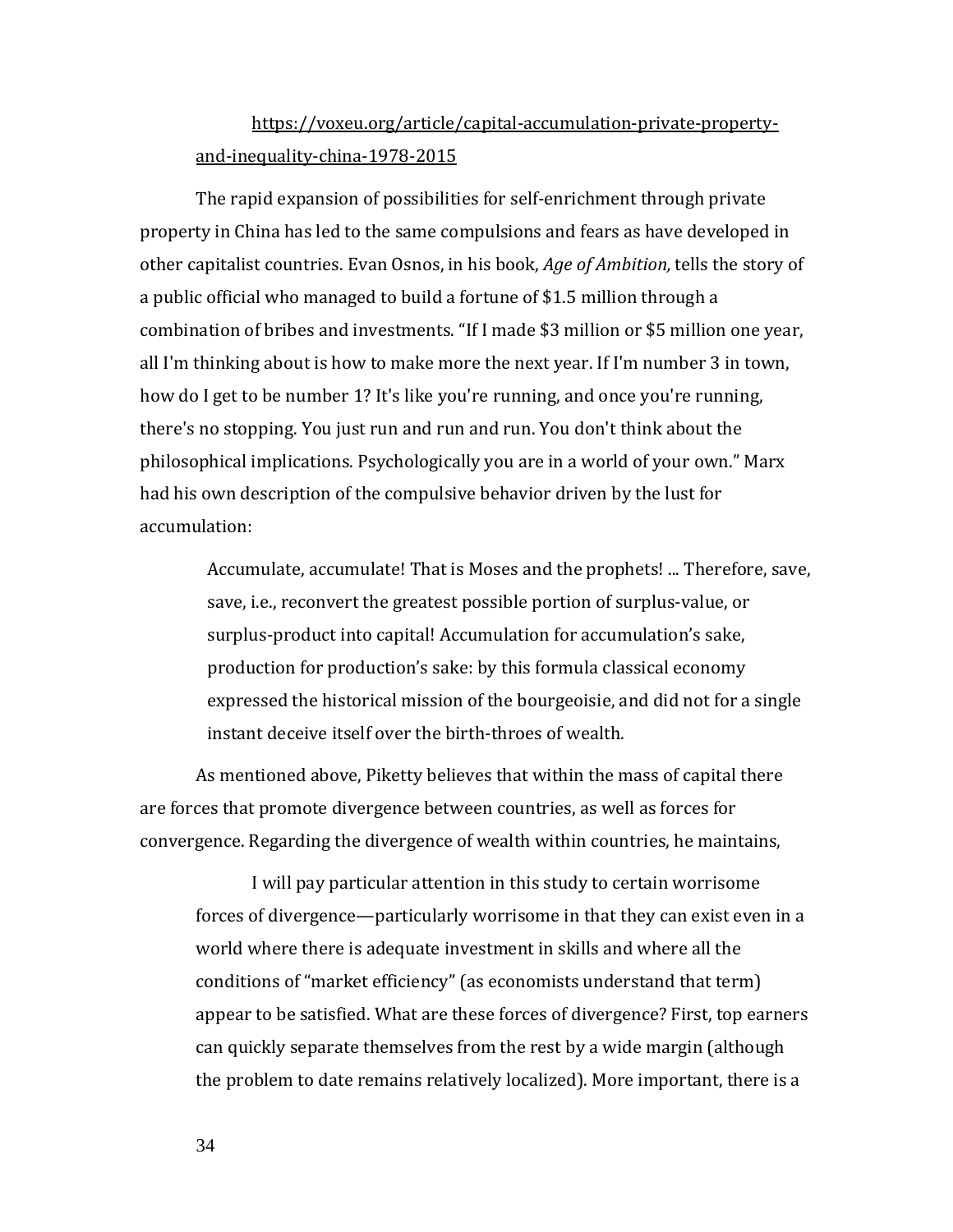https://voxeu.org/article/capital-accumulation-private-property-and-inequality-china-1978-2015

The rapid expansion of possibilities for self-enrichment through private property in China has led to the same compulsions and fears as have developed in other capitalist countries. Evan Osnos, in his book, *Age of Ambition,* tells the story of a public official who managed to build a fortune of $1.5 million through a combination of bribes and investments. "If I made $3 million or $5 million one year, all I'm thinking about is how to make more the next year. If I'm number 3 in town, how do I get to be number 1? It's like you're running, and once you're running, there's no stopping. You just run and run and run. You don't think about the philosophical implications. Psychologically you are in a world of your own." Marx had his own description of the compulsive behavior driven by the lust for accumulation:

> Accumulate, accumulate! That is Moses and the prophets! ... Therefore, save, save, i.e., reconvert the greatest possible portion of surplus-value, or surplus-product into capital! Accumulation for accumulation's sake, production for production's sake: by this formula classical economy expressed the historical mission of the bourgeoisie, and did not for a single instant deceive itself over the birth-throes of wealth.

As mentioned above, Piketty believes that within the mass of capital there are forces that promote divergence between countries, as well as forces for convergence. Regarding the divergence of wealth within countries, he maintains,

> I will pay particular attention in this study to certain worrisome forces of divergence—particularly worrisome in that they can exist even in a world where there is adequate investment in skills and where all the conditions of "market efficiency" (as economists understand that term) appear to be satisfied. What are these forces of divergence? First, top earners can quickly separate themselves from the rest by a wide margin (although the problem to date remains relatively localized). More important, there is a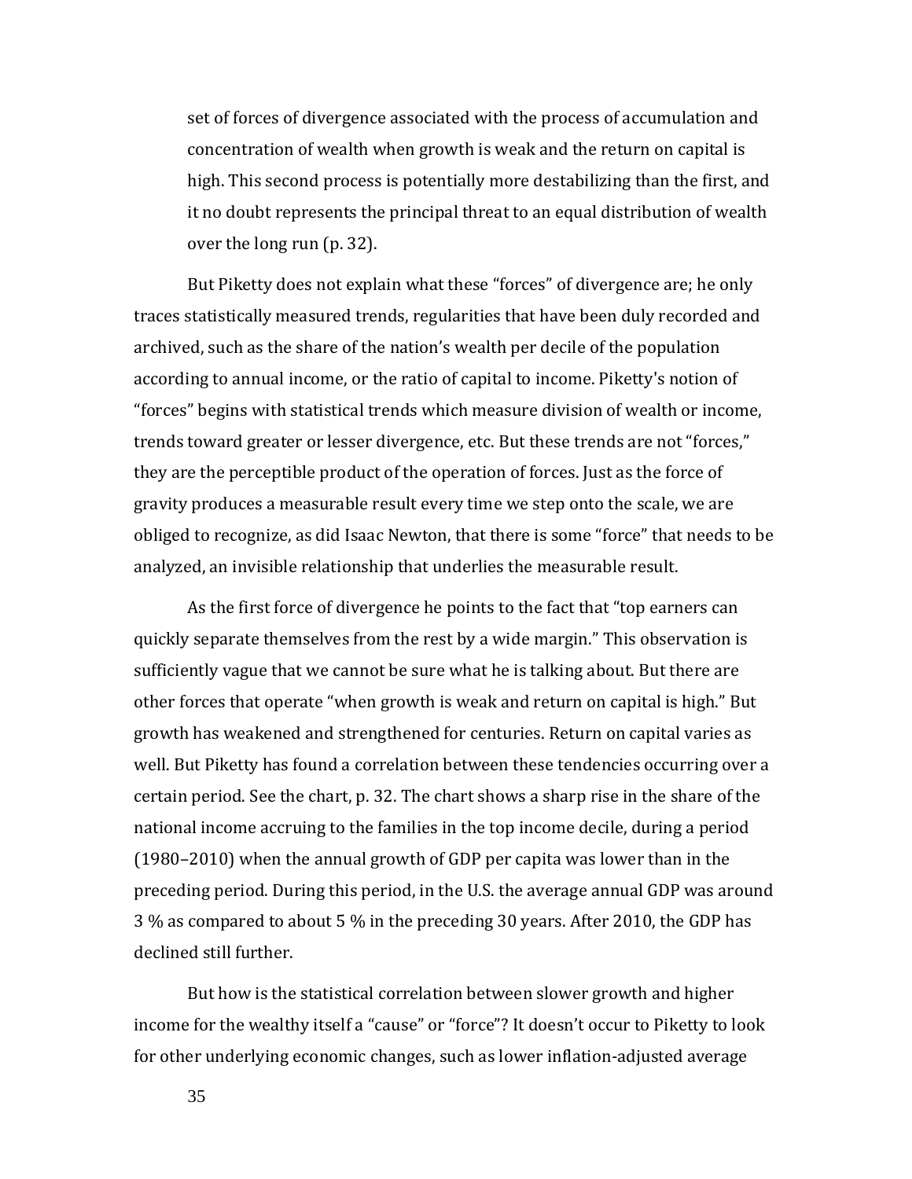> set of forces of divergence associated with the process of accumulation and concentration of wealth when growth is weak and the return on capital is high. This second process is potentially more destabilizing than the first, and it no doubt represents the principal threat to an equal distribution of wealth over the long run (p. 32).

But Piketty does not explain what these "forces" of divergence are; he only traces statistically measured trends, regularities that have been duly recorded and archived, such as the share of the nation's wealth per decile of the population according to annual income, or the ratio of capital to income. Piketty's notion of "forces" begins with statistical trends which measure division of wealth or income, trends toward greater or lesser divergence, etc. But these trends are not "forces," they are the perceptible product of the operation of forces. Just as the force of gravity produces a measurable result every time we step onto the scale, we are obliged to recognize, as did Isaac Newton, that there is some "force" that needs to be analyzed, an invisible relationship that underlies the measurable result.

As the first force of divergence he points to the fact that "top earners can quickly separate themselves from the rest by a wide margin." This observation is sufficiently vague that we cannot be sure what he is talking about. But there are other forces that operate "when growth is weak and return on capital is high." But growth has weakened and strengthened for centuries. Return on capital varies as well. But Piketty has found a correlation between these tendencies occurring over a certain period. See the chart, p. 32. The chart shows a sharp rise in the share of the national income accruing to the families in the top income decile, during a period (1980–2010) when the annual growth of GDP per capita was lower than in the preceding period. During this period, in the U.S. the average annual GDP was around 3 % as compared to about 5 % in the preceding 30 years. After 2010, the GDP has declined still further.

But how is the statistical correlation between slower growth and higher income for the wealthy itself a "cause" or "force"? It doesn't occur to Piketty to look for other underlying economic changes, such as lower inflation-adjusted average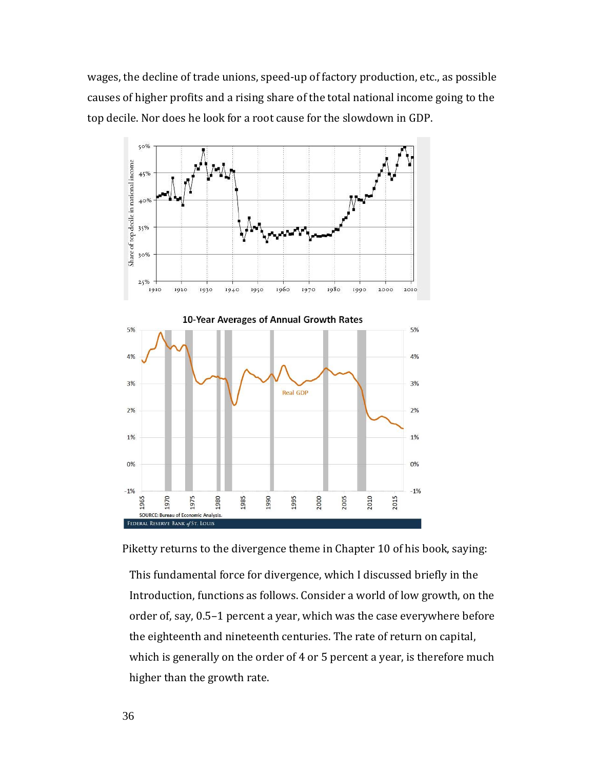wages, the decline of trade unions, speed-up of factory production, etc., as possible causes of higher profits and a rising share of the total national income going to the top decile. Nor does he look for a root cause for the slowdown in GDP.

Piketty returns to the divergence theme in Chapter 10 of his book, saying:

> This fundamental force for divergence, which I discussed briefly in the Introduction, functions as follows. Consider a world of low growth, on the order of, say, 0.5–1 percent a year, which was the case everywhere before the eighteenth and nineteenth centuries. The rate of return on capital, which is generally on the order of 4 or 5 percent a year, is therefore much higher than the growth rate.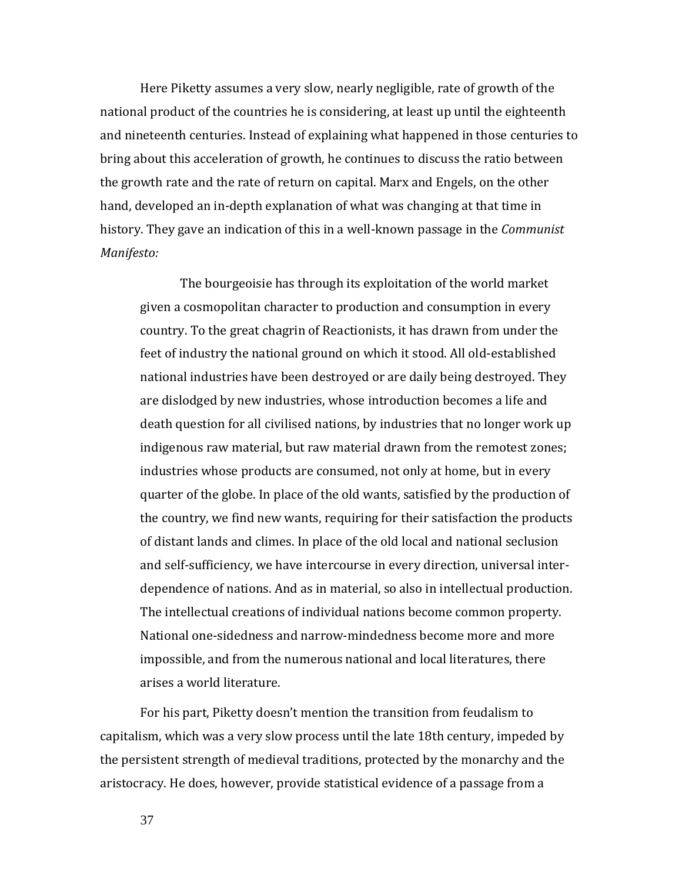Here Piketty assumes a very slow, nearly negligible, rate of growth of the national product of the countries he is considering, at least up until the eighteenth and nineteenth centuries. Instead of explaining what happened in those centuries to bring about this acceleration of growth, he continues to discuss the ratio between the growth rate and the rate of return on capital. Marx and Engels, on the other hand, developed an in-depth explanation of what was changing at that time in history. They gave an indication of this in a well-known passage in the *Communist Manifesto:*

> The bourgeoisie has through its exploitation of the world market given a cosmopolitan character to production and consumption in every country. To the great chagrin of Reactionists, it has drawn from under the feet of industry the national ground on which it stood. All old-established national industries have been destroyed or are daily being destroyed. They are dislodged by new industries, whose introduction becomes a life and death question for all civilised nations, by industries that no longer work up indigenous raw material, but raw material drawn from the remotest zones; industries whose products are consumed, not only at home, but in every quarter of the globe. In place of the old wants, satisfied by the production of the country, we find new wants, requiring for their satisfaction the products of distant lands and climes. In place of the old local and national seclusion and self-sufficiency, we have intercourse in every direction, universal inter-dependence of nations. And as in material, so also in intellectual production. The intellectual creations of individual nations become common property. National one-sidedness and narrow-mindedness become more and more impossible, and from the numerous national and local literatures, there arises a world literature.

For his part, Piketty doesn't mention the transition from feudalism to capitalism, which was a very slow process until the late 18th century, impeded by the persistent strength of medieval traditions, protected by the monarchy and the aristocracy. He does, however, provide statistical evidence of a passage from a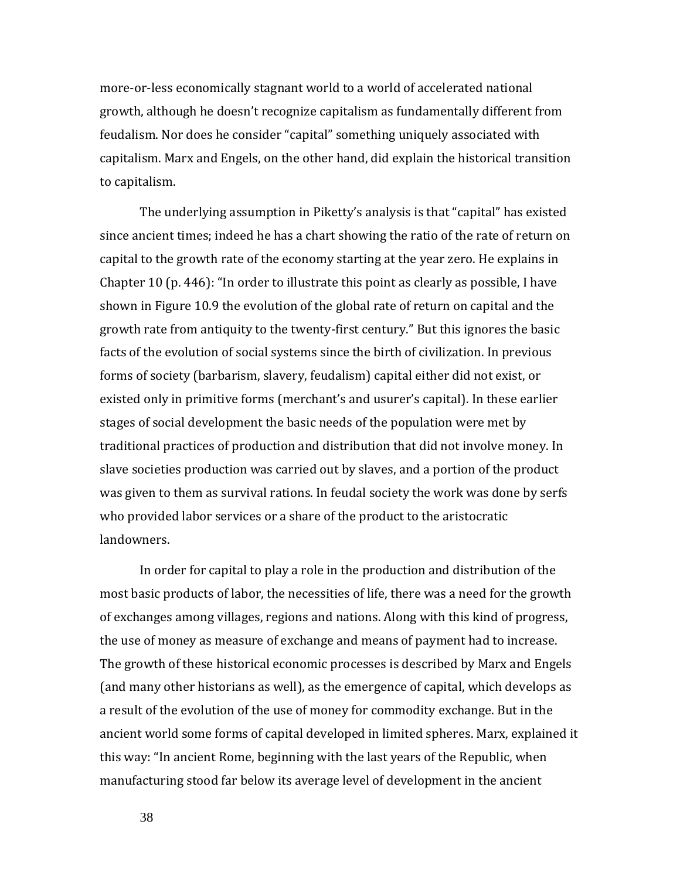more-or-less economically stagnant world to a world of accelerated national growth, although he doesn't recognize capitalism as fundamentally different from feudalism. Nor does he consider "capital" something uniquely associated with capitalism. Marx and Engels, on the other hand, did explain the historical transition to capitalism.

The underlying assumption in Piketty's analysis is that "capital" has existed since ancient times; indeed he has a chart showing the ratio of the rate of return on capital to the growth rate of the economy starting at the year zero. He explains in Chapter 10 (p. 446): "In order to illustrate this point as clearly as possible, I have shown in Figure 10.9 the evolution of the global rate of return on capital and the growth rate from antiquity to the twenty-first century." But this ignores the basic facts of the evolution of social systems since the birth of civilization. In previous forms of society (barbarism, slavery, feudalism) capital either did not exist, or existed only in primitive forms (merchant's and usurer's capital). In these earlier stages of social development the basic needs of the population were met by traditional practices of production and distribution that did not involve money. In slave societies production was carried out by slaves, and a portion of the product was given to them as survival rations. In feudal society the work was done by serfs who provided labor services or a share of the product to the aristocratic landowners.

In order for capital to play a role in the production and distribution of the most basic products of labor, the necessities of life, there was a need for the growth of exchanges among villages, regions and nations. Along with this kind of progress, the use of money as measure of exchange and means of payment had to increase. The growth of these historical economic processes is described by Marx and Engels (and many other historians as well), as the emergence of capital, which develops as a result of the evolution of the use of money for commodity exchange. But in the ancient world some forms of capital developed in limited spheres. Marx, explained it this way: "In ancient Rome, beginning with the last years of the Republic, when manufacturing stood far below its average level of development in the ancient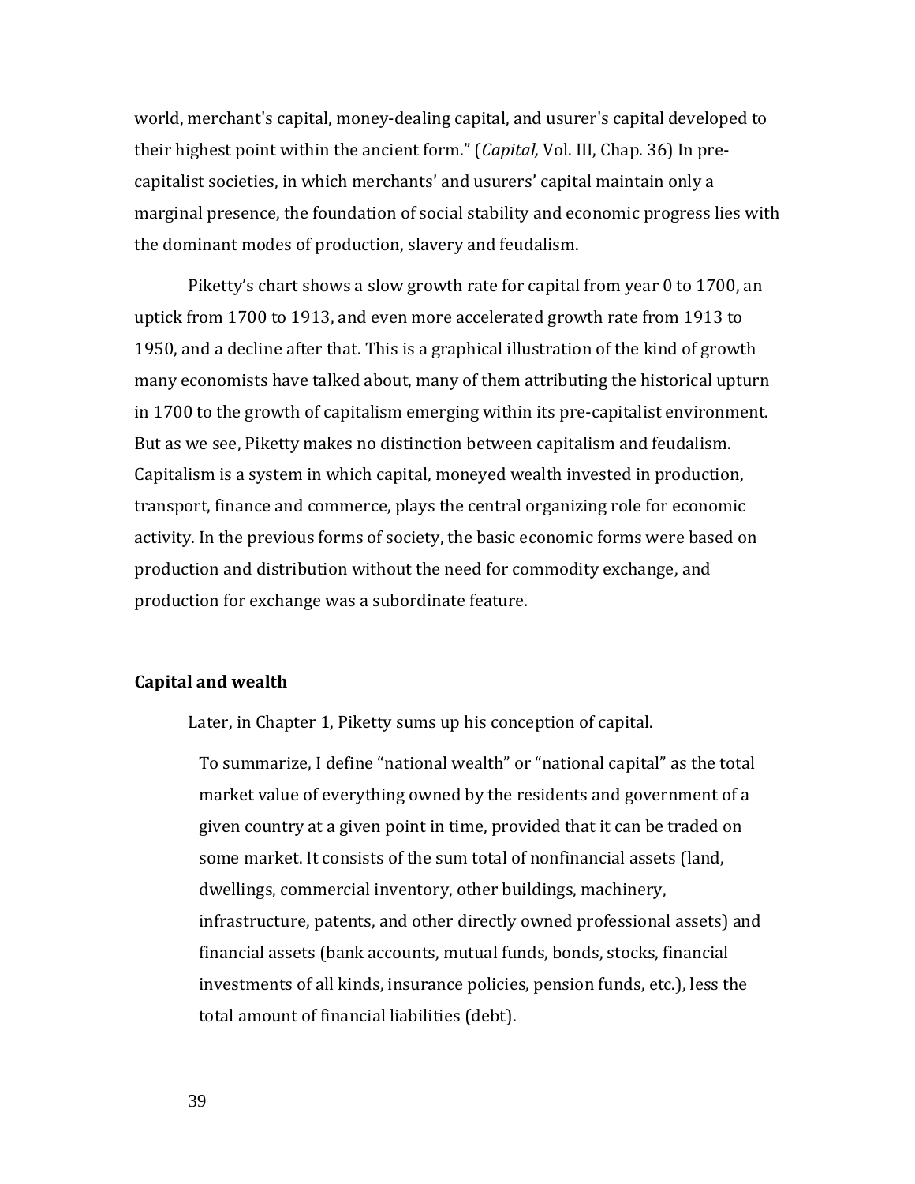world, merchant's capital, money-dealing capital, and usurer's capital developed to their highest point within the ancient form." (*Capital,* Vol. III, Chap. 36) In pre-capitalist societies, in which merchants' and usurers' capital maintain only a marginal presence, the foundation of social stability and economic progress lies with the dominant modes of production, slavery and feudalism.

Piketty's chart shows a slow growth rate for capital from year 0 to 1700, an uptick from 1700 to 1913, and even more accelerated growth rate from 1913 to 1950, and a decline after that. This is a graphical illustration of the kind of growth many economists have talked about, many of them attributing the historical upturn in 1700 to the growth of capitalism emerging within its pre-capitalist environment. But as we see, Piketty makes no distinction between capitalism and feudalism. Capitalism is a system in which capital, moneyed wealth invested in production, transport, finance and commerce, plays the central organizing role for economic activity. In the previous forms of society, the basic economic forms were based on production and distribution without the need for commodity exchange, and production for exchange was a subordinate feature.

## Capital and wealth

Later, in Chapter 1, Piketty sums up his conception of capital.

> To summarize, I define "national wealth" or "national capital" as the total market value of everything owned by the residents and government of a given country at a given point in time, provided that it can be traded on some market. It consists of the sum total of nonfinancial assets (land, dwellings, commercial inventory, other buildings, machinery, infrastructure, patents, and other directly owned professional assets) and financial assets (bank accounts, mutual funds, bonds, stocks, financial investments of all kinds, insurance policies, pension funds, etc.), less the total amount of financial liabilities (debt).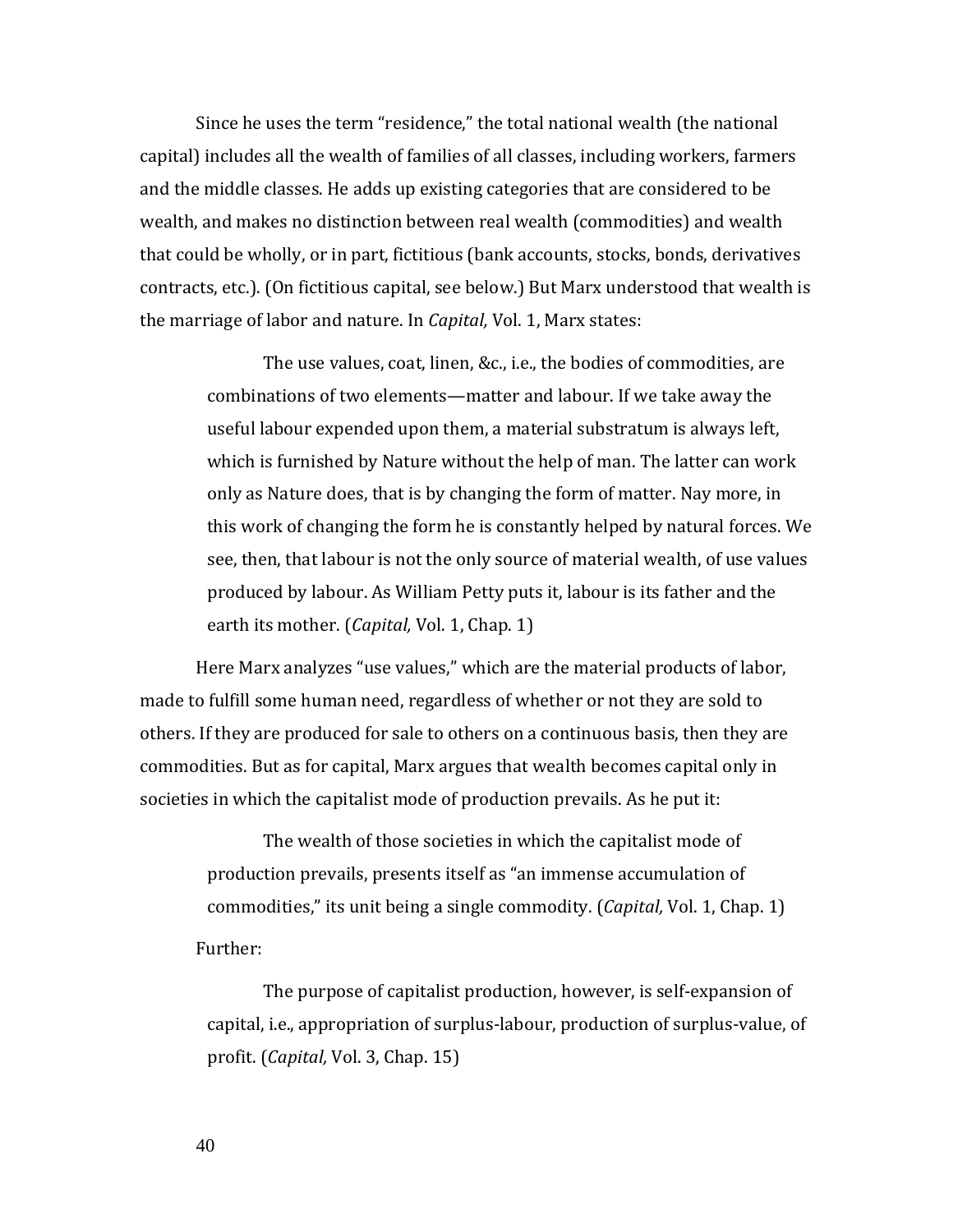Since he uses the term "residence," the total national wealth (the national capital) includes all the wealth of families of all classes, including workers, farmers and the middle classes. He adds up existing categories that are considered to be wealth, and makes no distinction between real wealth (commodities) and wealth that could be wholly, or in part, fictitious (bank accounts, stocks, bonds, derivatives contracts, etc.). (On fictitious capital, see below.) But Marx understood that wealth is the marriage of labor and nature. In *Capital,* Vol. 1, Marx states:

> The use values, coat, linen, &c., i.e., the bodies of commodities, are combinations of two elements—matter and labour. If we take away the useful labour expended upon them, a material substratum is always left, which is furnished by Nature without the help of man. The latter can work only as Nature does, that is by changing the form of matter. Nay more, in this work of changing the form he is constantly helped by natural forces. We see, then, that labour is not the only source of material wealth, of use values produced by labour. As William Petty puts it, labour is its father and the earth its mother. (*Capital,* Vol. 1, Chap. 1)

Here Marx analyzes "use values," which are the material products of labor, made to fulfill some human need, regardless of whether or not they are sold to others. If they are produced for sale to others on a continuous basis, then they are commodities. But as for capital, Marx argues that wealth becomes capital only in societies in which the capitalist mode of production prevails. As he put it:

> The wealth of those societies in which the capitalist mode of production prevails, presents itself as "an immense accumulation of commodities," its unit being a single commodity. (*Capital,* Vol. 1, Chap. 1)

Further:

> The purpose of capitalist production, however, is self-expansion of capital, i.e., appropriation of surplus-labour, production of surplus-value, of profit. (*Capital,* Vol. 3, Chap. 15)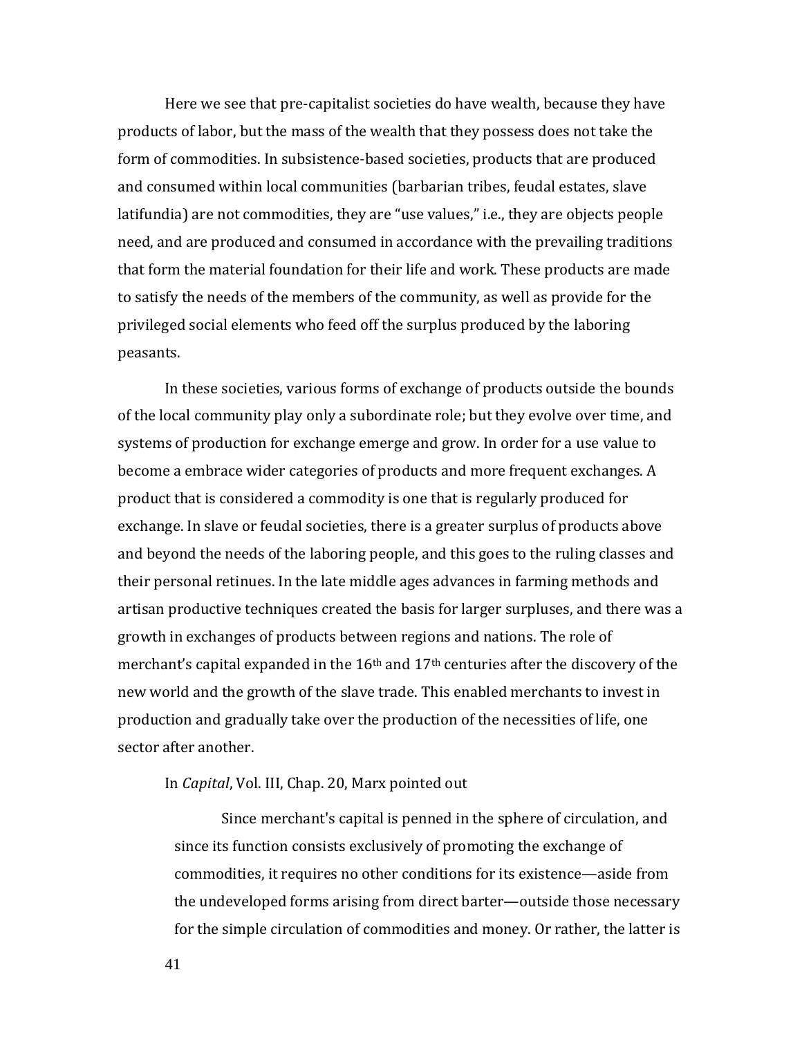Here we see that pre-capitalist societies do have wealth, because they have products of labor, but the mass of the wealth that they possess does not take the form of commodities. In subsistence-based societies, products that are produced and consumed within local communities (barbarian tribes, feudal estates, slave latifundia) are not commodities, they are "use values," i.e., they are objects people need, and are produced and consumed in accordance with the prevailing traditions that form the material foundation for their life and work. These products are made to satisfy the needs of the members of the community, as well as provide for the privileged social elements who feed off the surplus produced by the laboring peasants.

In these societies, various forms of exchange of products outside the bounds of the local community play only a subordinate role; but they evolve over time, and systems of production for exchange emerge and grow. In order for a use value to become a embrace wider categories of products and more frequent exchanges. A product that is considered a commodity is one that is regularly produced for exchange. In slave or feudal societies, there is a greater surplus of products above and beyond the needs of the laboring people, and this goes to the ruling classes and their personal retinues. In the late middle ages advances in farming methods and artisan productive techniques created the basis for larger surpluses, and there was a growth in exchanges of products between regions and nations. The role of merchant's capital expanded in the 16th and 17th centuries after the discovery of the new world and the growth of the slave trade. This enabled merchants to invest in production and gradually take over the production of the necessities of life, one sector after another.

In *Capital*, Vol. III, Chap. 20, Marx pointed out

> Since merchant's capital is penned in the sphere of circulation, and since its function consists exclusively of promoting the exchange of commodities, it requires no other conditions for its existence—aside from the undeveloped forms arising from direct barter—outside those necessary for the simple circulation of commodities and money. Or rather, the latter is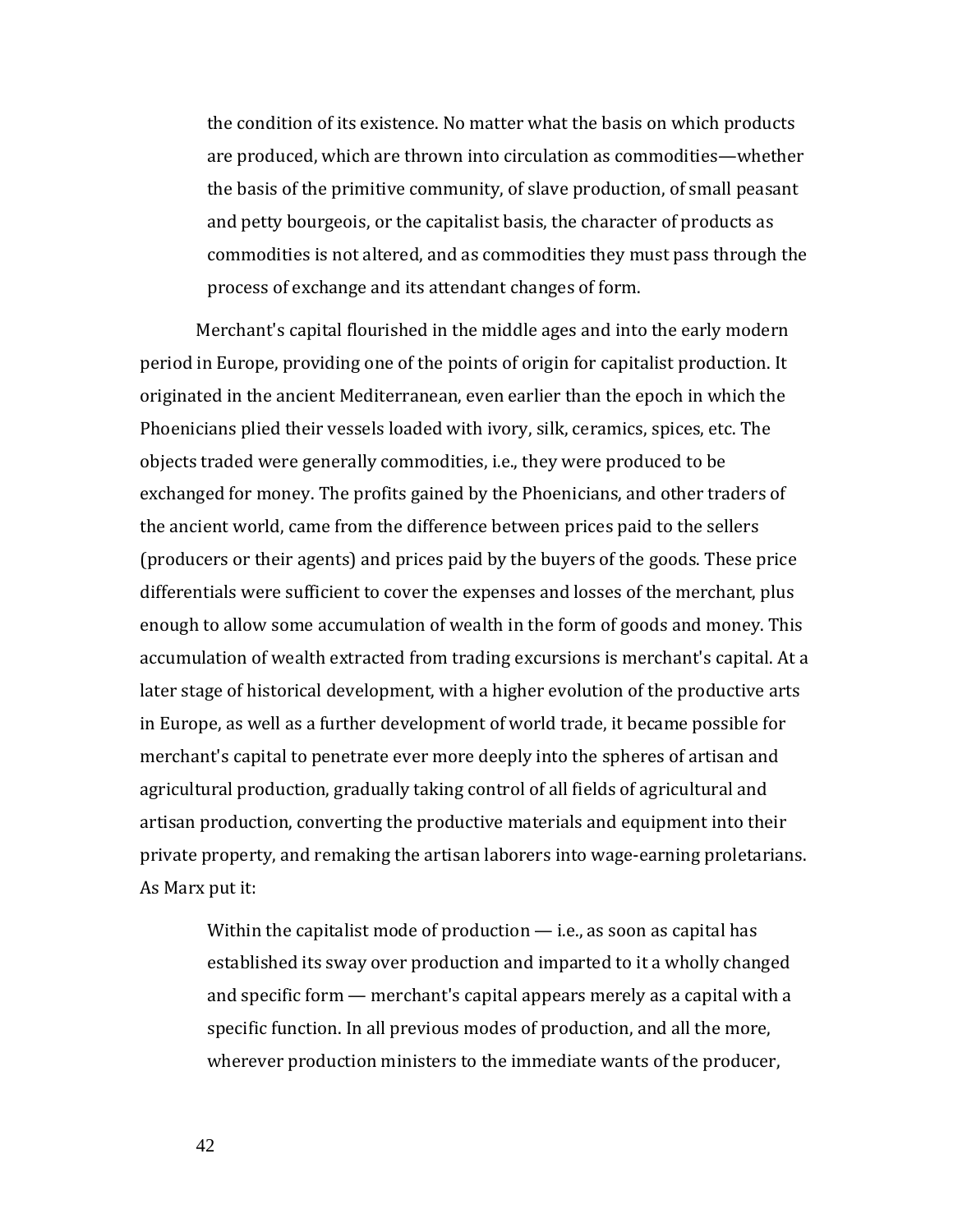> the condition of its existence. No matter what the basis on which products are produced, which are thrown into circulation as commodities—whether the basis of the primitive community, of slave production, of small peasant and petty bourgeois, or the capitalist basis, the character of products as commodities is not altered, and as commodities they must pass through the process of exchange and its attendant changes of form.

Merchant's capital flourished in the middle ages and into the early modern period in Europe, providing one of the points of origin for capitalist production. It originated in the ancient Mediterranean, even earlier than the epoch in which the Phoenicians plied their vessels loaded with ivory, silk, ceramics, spices, etc. The objects traded were generally commodities, i.e., they were produced to be exchanged for money. The profits gained by the Phoenicians, and other traders of the ancient world, came from the difference between prices paid to the sellers (producers or their agents) and prices paid by the buyers of the goods. These price differentials were sufficient to cover the expenses and losses of the merchant, plus enough to allow some accumulation of wealth in the form of goods and money. This accumulation of wealth extracted from trading excursions is merchant's capital. At a later stage of historical development, with a higher evolution of the productive arts in Europe, as well as a further development of world trade, it became possible for merchant's capital to penetrate ever more deeply into the spheres of artisan and agricultural production, gradually taking control of all fields of agricultural and artisan production, converting the productive materials and equipment into their private property, and remaking the artisan laborers into wage-earning proletarians. As Marx put it:

> Within the capitalist mode of production — i.e., as soon as capital has established its sway over production and imparted to it a wholly changed and specific form — merchant's capital appears merely as a capital with a specific function. In all previous modes of production, and all the more, wherever production ministers to the immediate wants of the producer,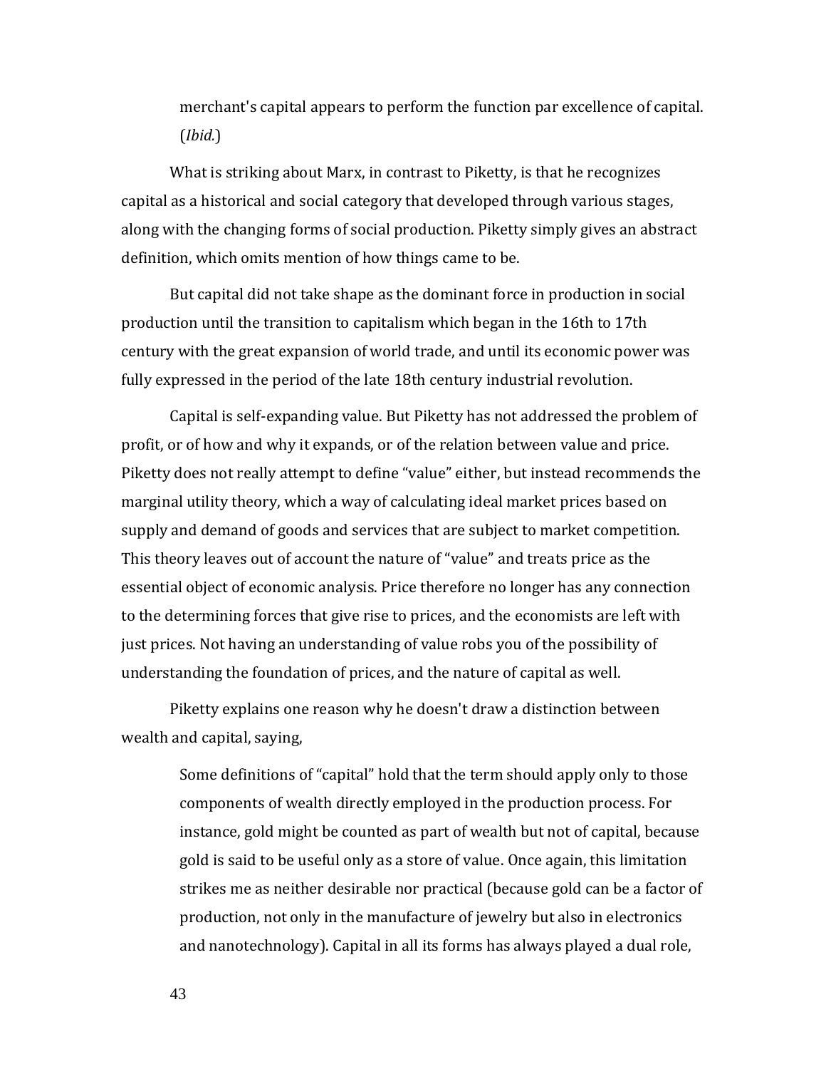> merchant's capital appears to perform the function par excellence of capital. (*Ibid.*)

What is striking about Marx, in contrast to Piketty, is that he recognizes capital as a historical and social category that developed through various stages, along with the changing forms of social production. Piketty simply gives an abstract definition, which omits mention of how things came to be.

But capital did not take shape as the dominant force in production in social production until the transition to capitalism which began in the 16th to 17th century with the great expansion of world trade, and until its economic power was fully expressed in the period of the late 18th century industrial revolution.

Capital is self-expanding value. But Piketty has not addressed the problem of profit, or of how and why it expands, or of the relation between value and price. Piketty does not really attempt to define "value" either, but instead recommends the marginal utility theory, which a way of calculating ideal market prices based on supply and demand of goods and services that are subject to market competition. This theory leaves out of account the nature of "value" and treats price as the essential object of economic analysis. Price therefore no longer has any connection to the determining forces that give rise to prices, and the economists are left with just prices. Not having an understanding of value robs you of the possibility of understanding the foundation of prices, and the nature of capital as well.

Piketty explains one reason why he doesn't draw a distinction between wealth and capital, saying,

> Some definitions of "capital" hold that the term should apply only to those components of wealth directly employed in the production process. For instance, gold might be counted as part of wealth but not of capital, because gold is said to be useful only as a store of value. Once again, this limitation strikes me as neither desirable nor practical (because gold can be a factor of production, not only in the manufacture of jewelry but also in electronics and nanotechnology). Capital in all its forms has always played a dual role,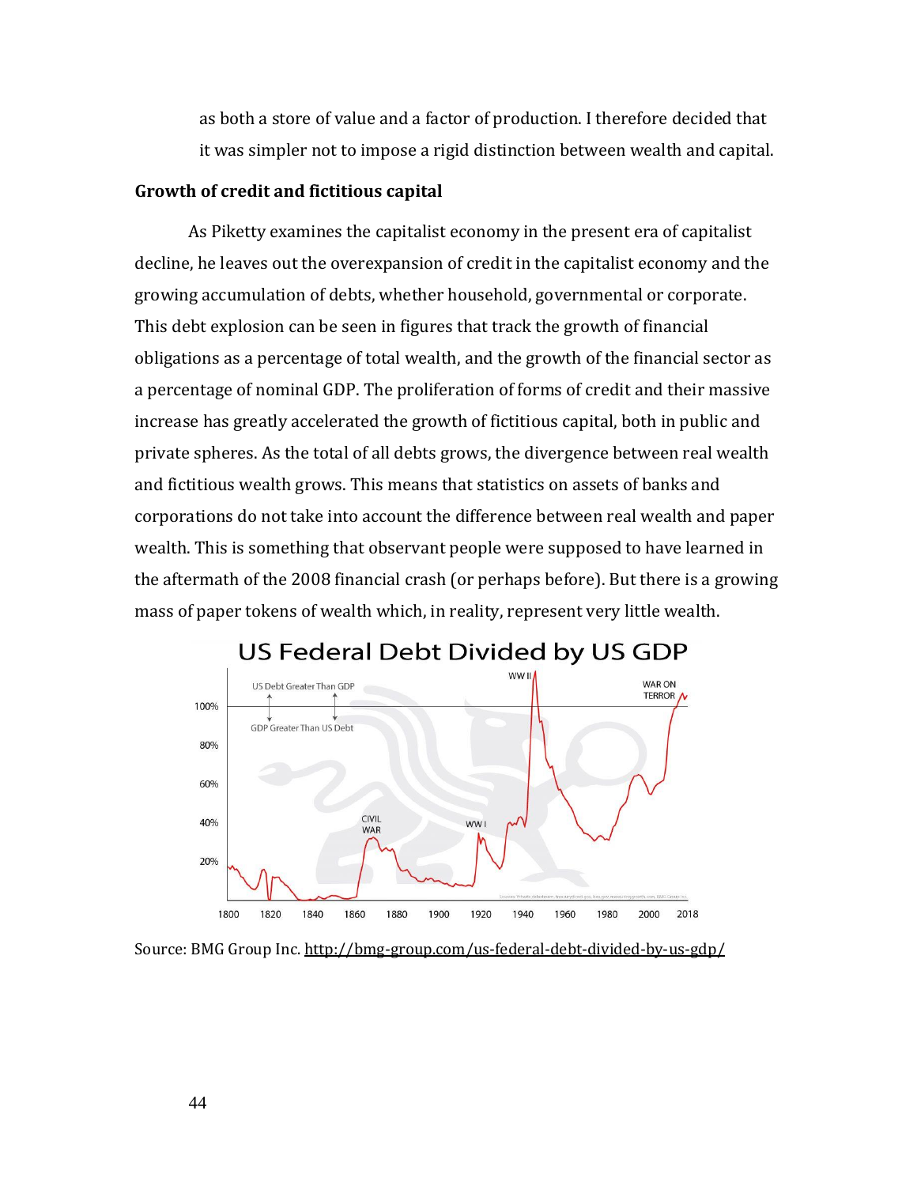as both a store of value and a factor of production. I therefore decided that it was simpler not to impose a rigid distinction between wealth and capital.

### Growth of credit and fictitious capital

As Piketty examines the capitalist economy in the present era of capitalist decline, he leaves out the overexpansion of credit in the capitalist economy and the growing accumulation of debts, whether household, governmental or corporate. This debt explosion can be seen in figures that track the growth of financial obligations as a percentage of total wealth, and the growth of the financial sector as a percentage of nominal GDP. The proliferation of forms of credit and their massive increase has greatly accelerated the growth of fictitious capital, both in public and private spheres. As the total of all debts grows, the divergence between real wealth and fictitious wealth grows. This means that statistics on assets of banks and corporations do not take into account the difference between real wealth and paper wealth. This is something that observant people were supposed to have learned in the aftermath of the 2008 financial crash (or perhaps before). But there is a growing mass of paper tokens of wealth which, in reality, represent very little wealth.

Source: BMG Group Inc. http://bmg-group.com/us-federal-debt-divided-by-us-gdp/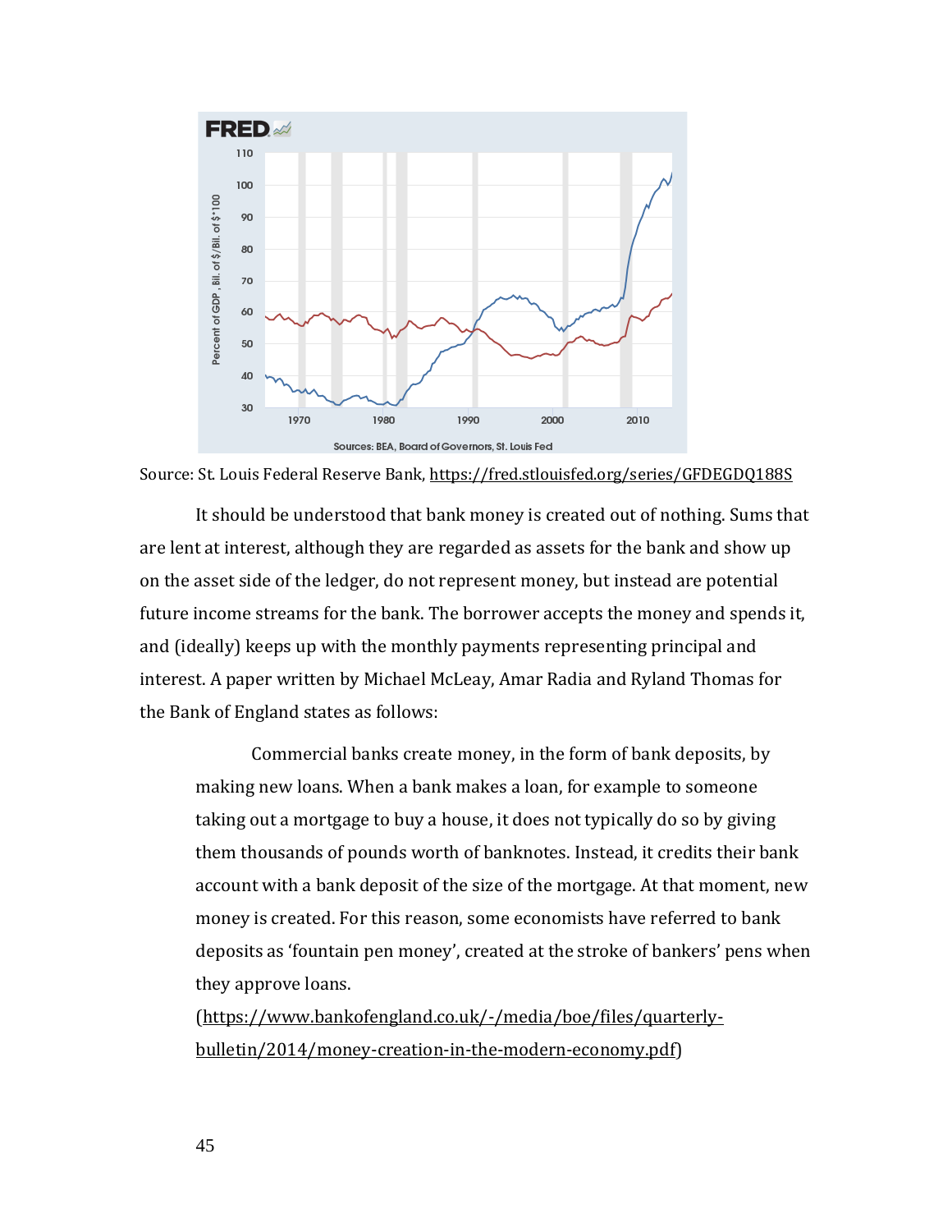Source: St. Louis Federal Reserve Bank, https://fred.stlouisfed.org/series/GFDEGDQ188S

It should be understood that bank money is created out of nothing. Sums that are lent at interest, although they are regarded as assets for the bank and show up on the asset side of the ledger, do not represent money, but instead are potential future income streams for the bank. The borrower accepts the money and spends it, and (ideally) keeps up with the monthly payments representing principal and interest. A paper written by Michael McLeay, Amar Radia and Ryland Thomas for the Bank of England states as follows:

> Commercial banks create money, in the form of bank deposits, by making new loans. When a bank makes a loan, for example to someone taking out a mortgage to buy a house, it does not typically do so by giving them thousands of pounds worth of banknotes. Instead, it credits their bank account with a bank deposit of the size of the mortgage. At that moment, new money is created. For this reason, some economists have referred to bank deposits as 'fountain pen money', created at the stroke of bankers' pens when they approve loans.
> (https://www.bankofengland.co.uk/-/media/boe/files/quarterly-bulletin/2014/money-creation-in-the-modern-economy.pdf)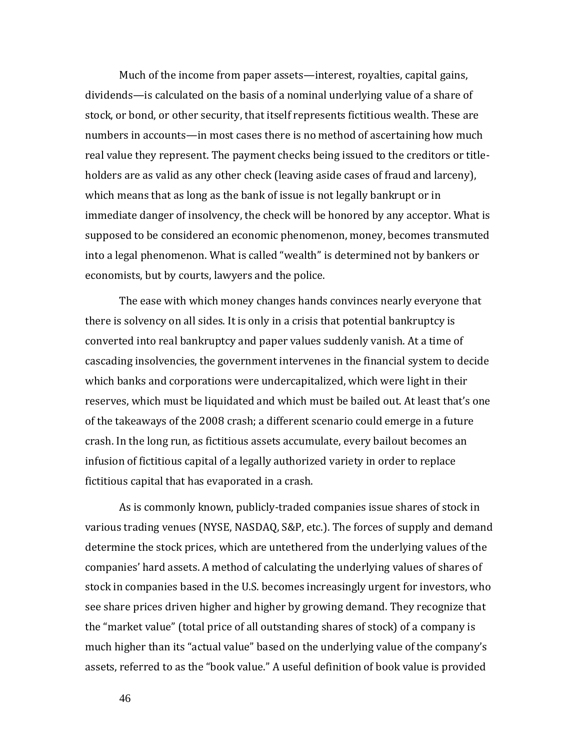Much of the income from paper assets—interest, royalties, capital gains, dividends—is calculated on the basis of a nominal underlying value of a share of stock, or bond, or other security, that itself represents fictitious wealth. These are numbers in accounts—in most cases there is no method of ascertaining how much real value they represent. The payment checks being issued to the creditors or title-holders are as valid as any other check (leaving aside cases of fraud and larceny), which means that as long as the bank of issue is not legally bankrupt or in immediate danger of insolvency, the check will be honored by any acceptor. What is supposed to be considered an economic phenomenon, money, becomes transmuted into a legal phenomenon. What is called "wealth" is determined not by bankers or economists, but by courts, lawyers and the police.

The ease with which money changes hands convinces nearly everyone that there is solvency on all sides. It is only in a crisis that potential bankruptcy is converted into real bankruptcy and paper values suddenly vanish. At a time of cascading insolvencies, the government intervenes in the financial system to decide which banks and corporations were undercapitalized, which were light in their reserves, which must be liquidated and which must be bailed out. At least that's one of the takeaways of the 2008 crash; a different scenario could emerge in a future crash. In the long run, as fictitious assets accumulate, every bailout becomes an infusion of fictitious capital of a legally authorized variety in order to replace fictitious capital that has evaporated in a crash.

As is commonly known, publicly-traded companies issue shares of stock in various trading venues (NYSE, NASDAQ, S&P, etc.). The forces of supply and demand determine the stock prices, which are untethered from the underlying values of the companies' hard assets. A method of calculating the underlying values of shares of stock in companies based in the U.S. becomes increasingly urgent for investors, who see share prices driven higher and higher by growing demand. They recognize that the "market value" (total price of all outstanding shares of stock) of a company is much higher than its "actual value" based on the underlying value of the company's assets, referred to as the "book value." A useful definition of book value is provided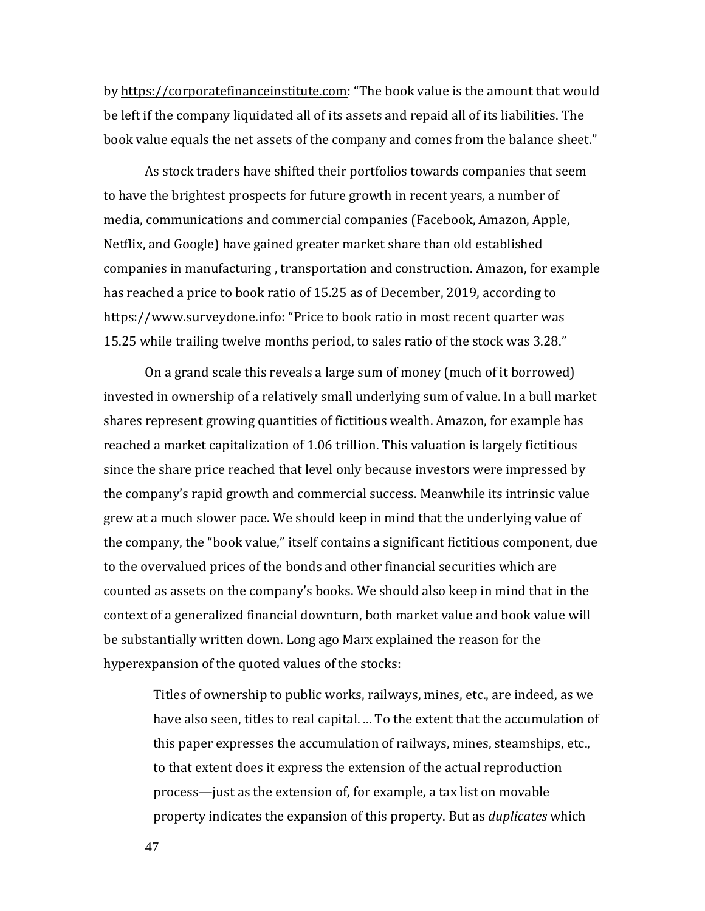by https://corporatefinanceinstitute.com: "The book value is the amount that would be left if the company liquidated all of its assets and repaid all of its liabilities. The book value equals the net assets of the company and comes from the balance sheet."

As stock traders have shifted their portfolios towards companies that seem to have the brightest prospects for future growth in recent years, a number of media, communications and commercial companies (Facebook, Amazon, Apple, Netflix, and Google) have gained greater market share than old established companies in manufacturing , transportation and construction. Amazon, for example has reached a price to book ratio of 15.25 as of December, 2019, according to https://www.surveydone.info: "Price to book ratio in most recent quarter was 15.25 while trailing twelve months period, to sales ratio of the stock was 3.28."

On a grand scale this reveals a large sum of money (much of it borrowed) invested in ownership of a relatively small underlying sum of value. In a bull market shares represent growing quantities of fictitious wealth. Amazon, for example has reached a market capitalization of 1.06 trillion. This valuation is largely fictitious since the share price reached that level only because investors were impressed by the company's rapid growth and commercial success. Meanwhile its intrinsic value grew at a much slower pace. We should keep in mind that the underlying value of the company, the "book value," itself contains a significant fictitious component, due to the overvalued prices of the bonds and other financial securities which are counted as assets on the company's books. We should also keep in mind that in the context of a generalized financial downturn, both market value and book value will be substantially written down. Long ago Marx explained the reason for the hyperexpansion of the quoted values of the stocks:

> Titles of ownership to public works, railways, mines, etc., are indeed, as we have also seen, titles to real capital. ... To the extent that the accumulation of this paper expresses the accumulation of railways, mines, steamships, etc., to that extent does it express the extension of the actual reproduction process—just as the extension of, for example, a tax list on movable property indicates the expansion of this property. But as *duplicates* which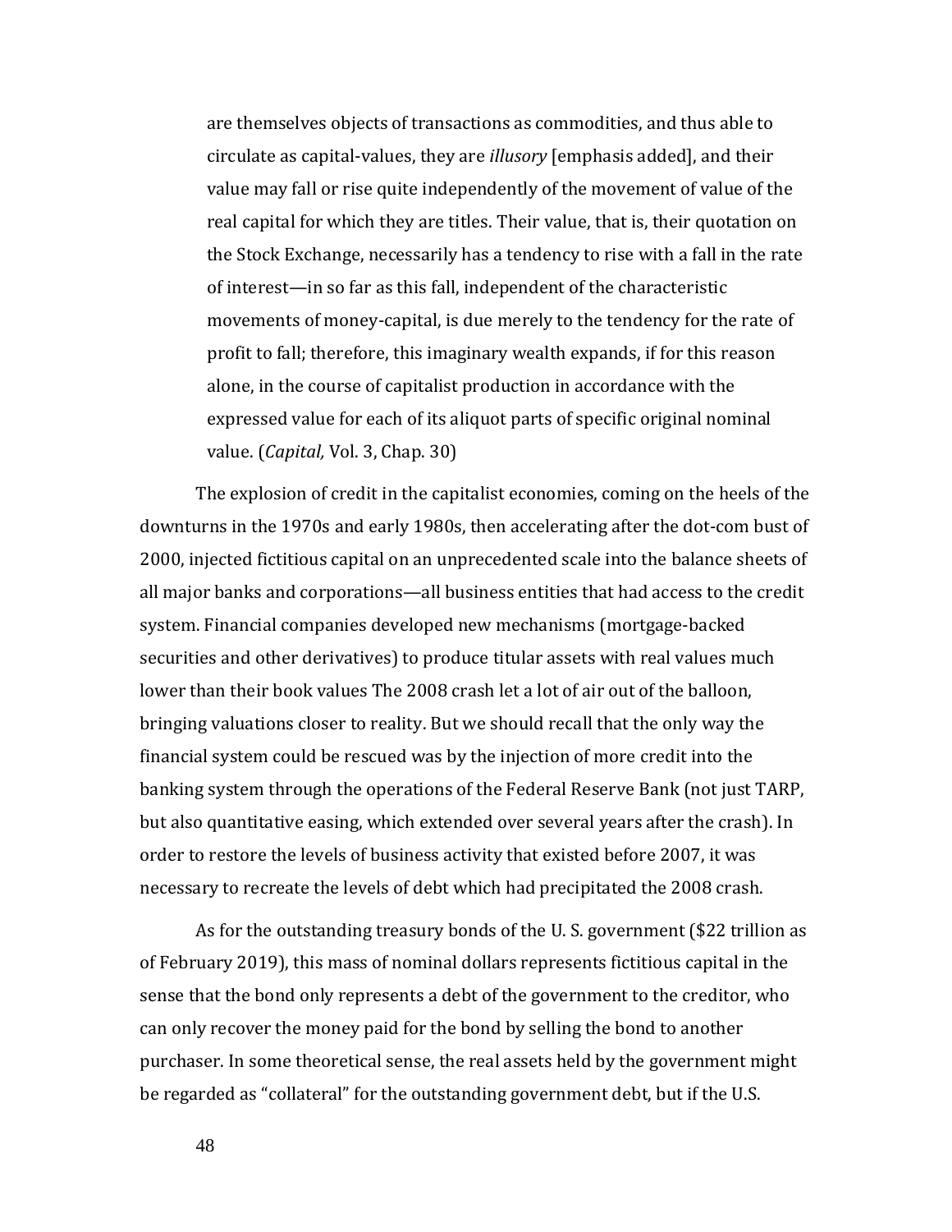> are themselves objects of transactions as commodities, and thus able to circulate as capital-values, they are *illusory* [emphasis added], and their value may fall or rise quite independently of the movement of value of the real capital for which they are titles. Their value, that is, their quotation on the Stock Exchange, necessarily has a tendency to rise with a fall in the rate of interest—in so far as this fall, independent of the characteristic movements of money-capital, is due merely to the tendency for the rate of profit to fall; therefore, this imaginary wealth expands, if for this reason alone, in the course of capitalist production in accordance with the expressed value for each of its aliquot parts of specific original nominal value. (*Capital,* Vol. 3, Chap. 30)

The explosion of credit in the capitalist economies, coming on the heels of the downturns in the 1970s and early 1980s, then accelerating after the dot-com bust of 2000, injected fictitious capital on an unprecedented scale into the balance sheets of all major banks and corporations—all business entities that had access to the credit system. Financial companies developed new mechanisms (mortgage-backed securities and other derivatives) to produce titular assets with real values much lower than their book values The 2008 crash let a lot of air out of the balloon, bringing valuations closer to reality. But we should recall that the only way the financial system could be rescued was by the injection of more credit into the banking system through the operations of the Federal Reserve Bank (not just TARP, but also quantitative easing, which extended over several years after the crash). In order to restore the levels of business activity that existed before 2007, it was necessary to recreate the levels of debt which had precipitated the 2008 crash.

As for the outstanding treasury bonds of the U. S. government ($22 trillion as of February 2019), this mass of nominal dollars represents fictitious capital in the sense that the bond only represents a debt of the government to the creditor, who can only recover the money paid for the bond by selling the bond to another purchaser. In some theoretical sense, the real assets held by the government might be regarded as "collateral" for the outstanding government debt, but if the U.S.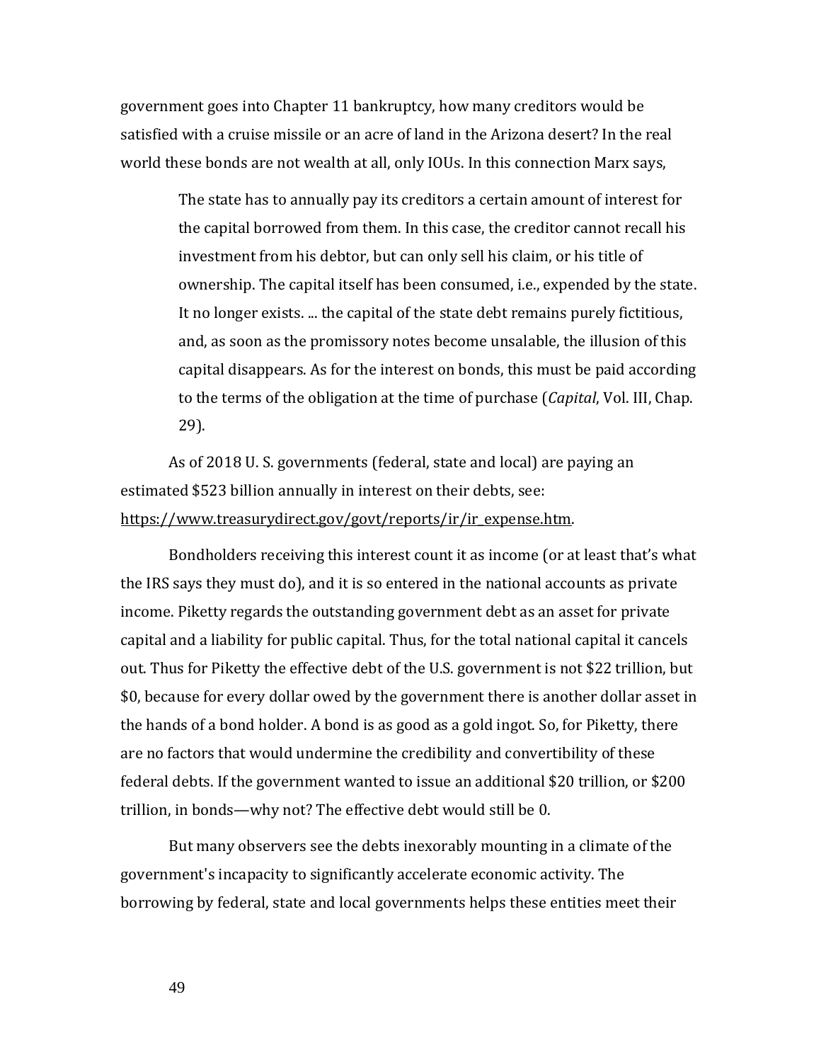government goes into Chapter 11 bankruptcy, how many creditors would be satisfied with a cruise missile or an acre of land in the Arizona desert? In the real world these bonds are not wealth at all, only IOUs. In this connection Marx says,

> The state has to annually pay its creditors a certain amount of interest for the capital borrowed from them. In this case, the creditor cannot recall his investment from his debtor, but can only sell his claim, or his title of ownership. The capital itself has been consumed, i.e., expended by the state. It no longer exists. ... the capital of the state debt remains purely fictitious, and, as soon as the promissory notes become unsalable, the illusion of this capital disappears. As for the interest on bonds, this must be paid according to the terms of the obligation at the time of purchase (*Capital*, Vol. III, Chap. 29).

As of 2018 U. S. governments (federal, state and local) are paying an estimated $523 billion annually in interest on their debts, see: https://www.treasurydirect.gov/govt/reports/ir/ir_expense.htm.

Bondholders receiving this interest count it as income (or at least that's what the IRS says they must do), and it is so entered in the national accounts as private income. Piketty regards the outstanding government debt as an asset for private capital and a liability for public capital. Thus, for the total national capital it cancels out. Thus for Piketty the effective debt of the U.S. government is not $22 trillion, but $0, because for every dollar owed by the government there is another dollar asset in the hands of a bond holder. A bond is as good as a gold ingot. So, for Piketty, there are no factors that would undermine the credibility and convertibility of these federal debts. If the government wanted to issue an additional $20 trillion, or $200 trillion, in bonds—why not? The effective debt would still be 0.

But many observers see the debts inexorably mounting in a climate of the government's incapacity to significantly accelerate economic activity. The borrowing by federal, state and local governments helps these entities meet their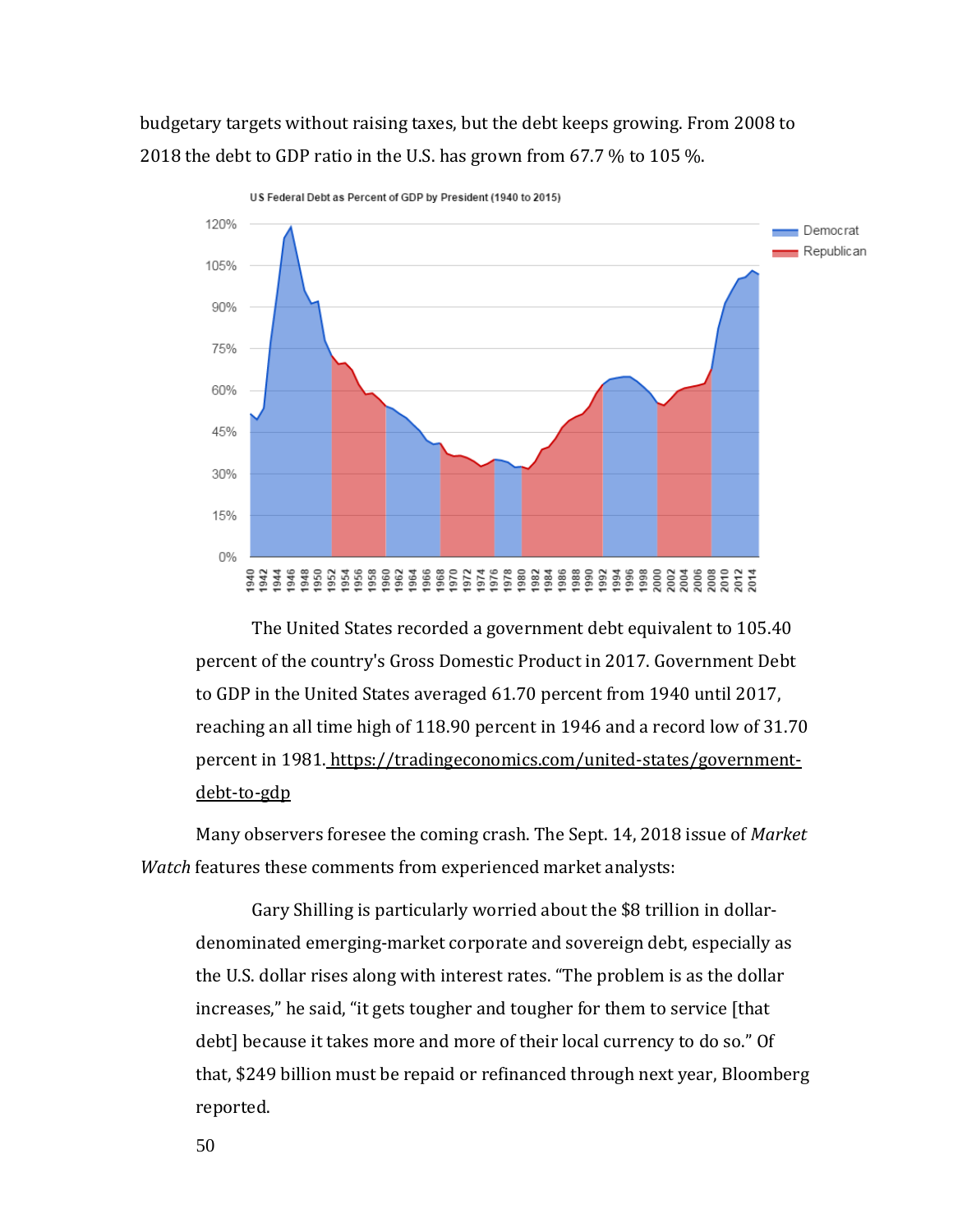budgetary targets without raising taxes, but the debt keeps growing. From 2008 to 2018 the debt to GDP ratio in the U.S. has grown from 67.7 % to 105 %.

> The United States recorded a government debt equivalent to 105.40 percent of the country's Gross Domestic Product in 2017. Government Debt to GDP in the United States averaged 61.70 percent from 1940 until 2017, reaching an all time high of 118.90 percent in 1946 and a record low of 31.70 percent in 1981. https://tradingeconomics.com/united-states/government-debt-to-gdp

Many observers foresee the coming crash. The Sept. 14, 2018 issue of *Market Watch* features these comments from experienced market analysts:

> Gary Shilling is particularly worried about the $8 trillion in dollar-denominated emerging-market corporate and sovereign debt, especially as the U.S. dollar rises along with interest rates. "The problem is as the dollar increases," he said, "it gets tougher and tougher for them to service [that debt] because it takes more and more of their local currency to do so." Of that, $249 billion must be repaid or refinanced through next year, Bloomberg reported.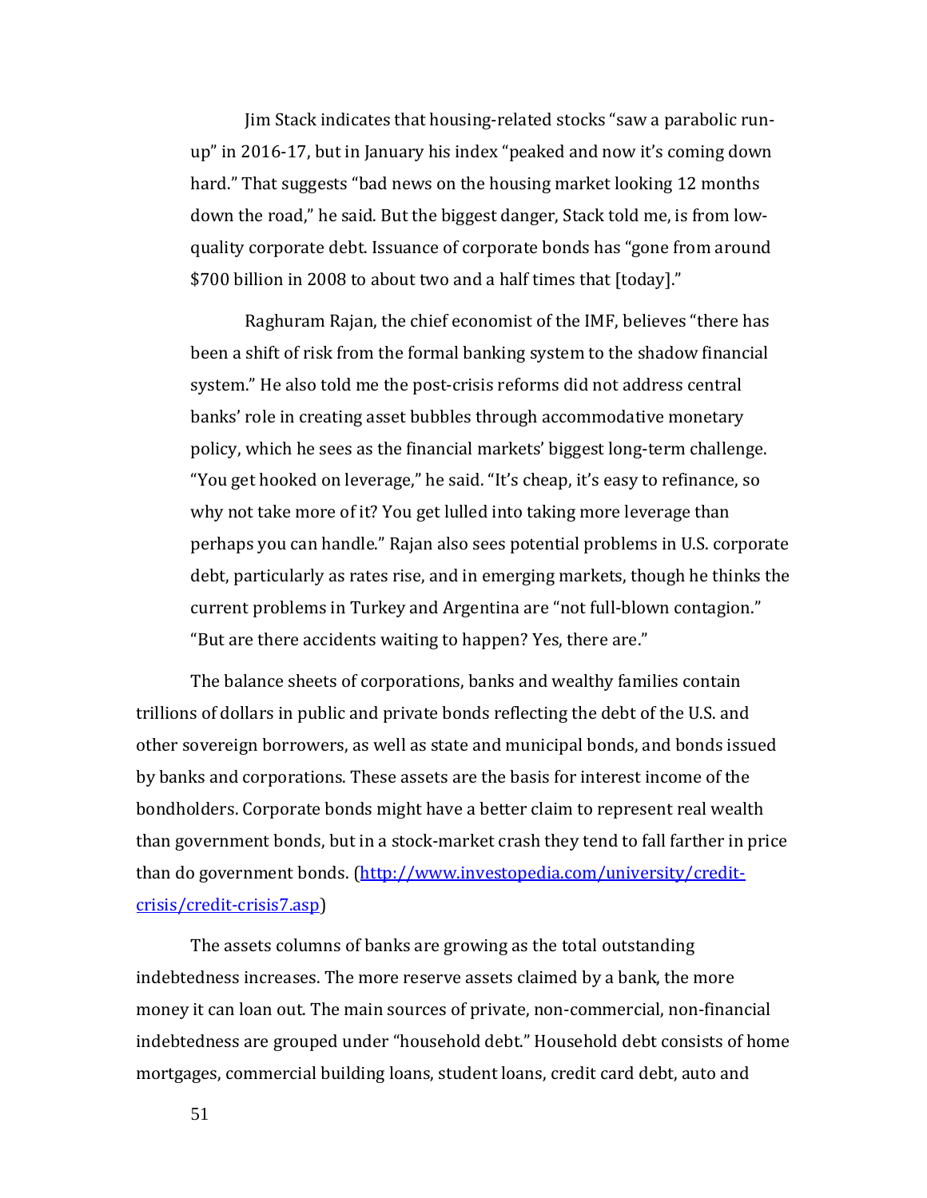> Jim Stack indicates that housing-related stocks “saw a parabolic run-up” in 2016-17, but in January his index “peaked and now it’s coming down hard.” That suggests “bad news on the housing market looking 12 months down the road,” he said. But the biggest danger, Stack told me, is from low-quality corporate debt. Issuance of corporate bonds has “gone from around $700 billion in 2008 to about two and a half times that [today].”
>
> Raghuram Rajan, the chief economist of the IMF, believes “there has been a shift of risk from the formal banking system to the shadow financial system.” He also told me the post-crisis reforms did not address central banks’ role in creating asset bubbles through accommodative monetary policy, which he sees as the financial markets’ biggest long-term challenge. “You get hooked on leverage,” he said. “It’s cheap, it’s easy to refinance, so why not take more of it? You get lulled into taking more leverage than perhaps you can handle.” Rajan also sees potential problems in U.S. corporate debt, particularly as rates rise, and in emerging markets, though he thinks the current problems in Turkey and Argentina are “not full-blown contagion.” “But are there accidents waiting to happen? Yes, there are.”

The balance sheets of corporations, banks and wealthy families contain trillions of dollars in public and private bonds reflecting the debt of the U.S. and other sovereign borrowers, as well as state and municipal bonds, and bonds issued by banks and corporations. These assets are the basis for interest income of the bondholders. Corporate bonds might have a better claim to represent real wealth than government bonds, but in a stock-market crash they tend to fall farther in price than do government bonds. (http://www.investopedia.com/university/credit-crisis/credit-crisis7.asp)

The assets columns of banks are growing as the total outstanding indebtedness increases. The more reserve assets claimed by a bank, the more money it can loan out. The main sources of private, non-commercial, non-financial indebtedness are grouped under “household debt.” Household debt consists of home mortgages, commercial building loans, student loans, credit card debt, auto and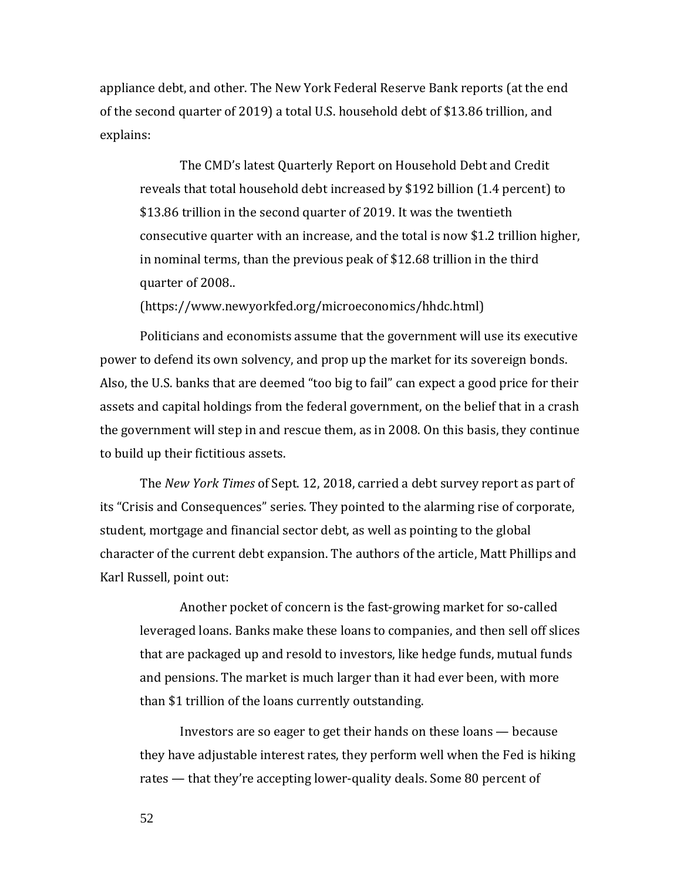appliance debt, and other. The New York Federal Reserve Bank reports (at the end of the second quarter of 2019) a total U.S. household debt of $13.86 trillion, and explains:

> The CMD's latest Quarterly Report on Household Debt and Credit reveals that total household debt increased by $192 billion (1.4 percent) to $13.86 trillion in the second quarter of 2019. It was the twentieth consecutive quarter with an increase, and the total is now $1.2 trillion higher, in nominal terms, than the previous peak of $12.68 trillion in the third quarter of 2008..
> (https://www.newyorkfed.org/microeconomics/hhdc.html)

Politicians and economists assume that the government will use its executive power to defend its own solvency, and prop up the market for its sovereign bonds. Also, the U.S. banks that are deemed "too big to fail" can expect a good price for their assets and capital holdings from the federal government, on the belief that in a crash the government will step in and rescue them, as in 2008. On this basis, they continue to build up their fictitious assets.

The *New York Times* of Sept. 12, 2018, carried a debt survey report as part of its "Crisis and Consequences" series. They pointed to the alarming rise of corporate, student, mortgage and financial sector debt, as well as pointing to the global character of the current debt expansion. The authors of the article, Matt Phillips and Karl Russell, point out:

> Another pocket of concern is the fast-growing market for so-called leveraged loans. Banks make these loans to companies, and then sell off slices that are packaged up and resold to investors, like hedge funds, mutual funds and pensions. The market is much larger than it had ever been, with more than $1 trillion of the loans currently outstanding.
>
> Investors are so eager to get their hands on these loans — because they have adjustable interest rates, they perform well when the Fed is hiking rates — that they're accepting lower-quality deals. Some 80 percent of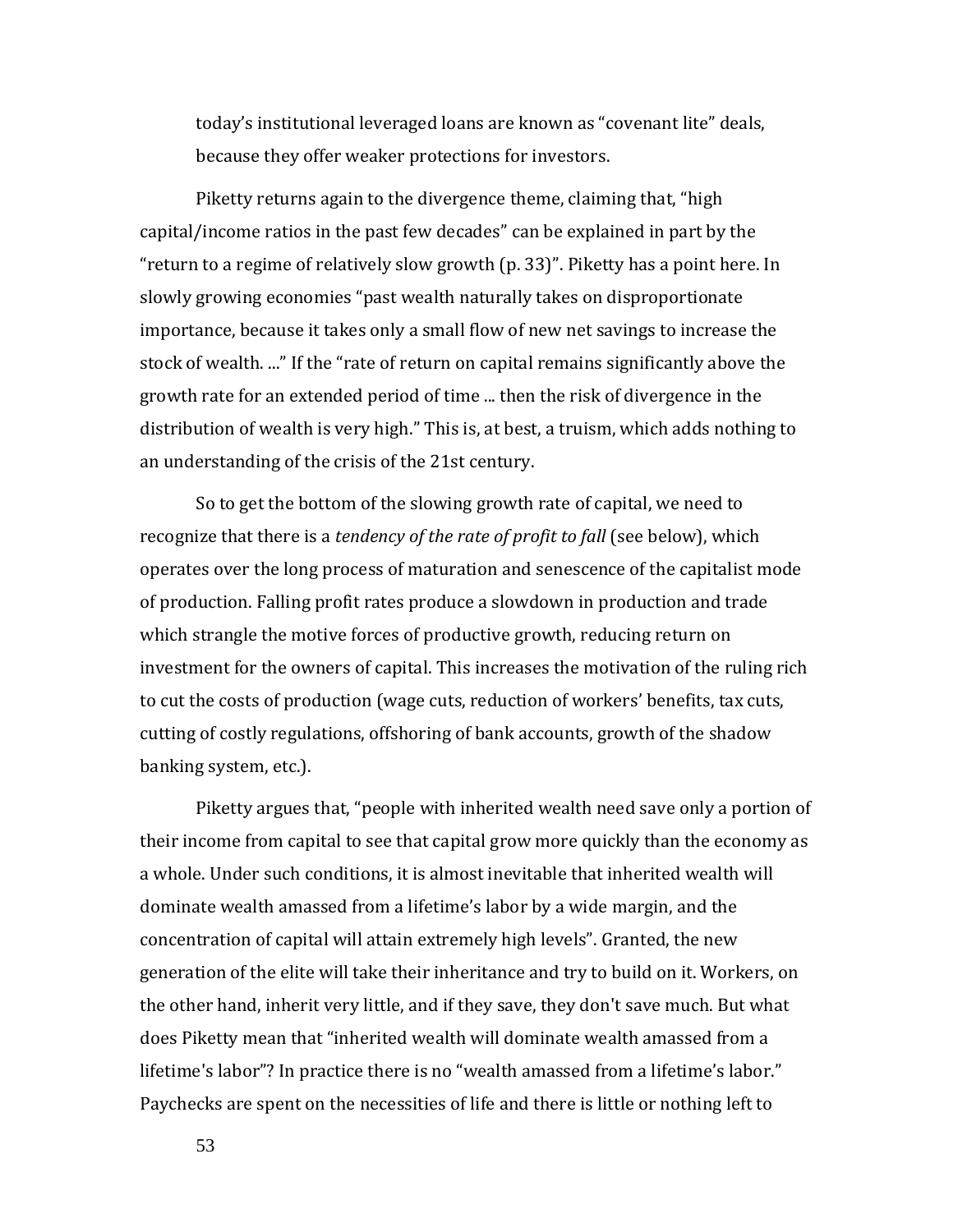today's institutional leveraged loans are known as "covenant lite" deals, because they offer weaker protections for investors.

Piketty returns again to the divergence theme, claiming that, "high capital/income ratios in the past few decades" can be explained in part by the "return to a regime of relatively slow growth (p. 33)". Piketty has a point here. In slowly growing economies "past wealth naturally takes on disproportionate importance, because it takes only a small flow of new net savings to increase the stock of wealth. ..." If the "rate of return on capital remains significantly above the growth rate for an extended period of time ... then the risk of divergence in the distribution of wealth is very high." This is, at best, a truism, which adds nothing to an understanding of the crisis of the 21st century.

So to get the bottom of the slowing growth rate of capital, we need to recognize that there is a *tendency of the rate of profit to fall* (see below), which operates over the long process of maturation and senescence of the capitalist mode of production. Falling profit rates produce a slowdown in production and trade which strangle the motive forces of productive growth, reducing return on investment for the owners of capital. This increases the motivation of the ruling rich to cut the costs of production (wage cuts, reduction of workers' benefits, tax cuts, cutting of costly regulations, offshoring of bank accounts, growth of the shadow banking system, etc.).

Piketty argues that, "people with inherited wealth need save only a portion of their income from capital to see that capital grow more quickly than the economy as a whole. Under such conditions, it is almost inevitable that inherited wealth will dominate wealth amassed from a lifetime's labor by a wide margin, and the concentration of capital will attain extremely high levels". Granted, the new generation of the elite will take their inheritance and try to build on it. Workers, on the other hand, inherit very little, and if they save, they don't save much. But what does Piketty mean that "inherited wealth will dominate wealth amassed from a lifetime's labor"? In practice there is no "wealth amassed from a lifetime's labor." Paychecks are spent on the necessities of life and there is little or nothing left to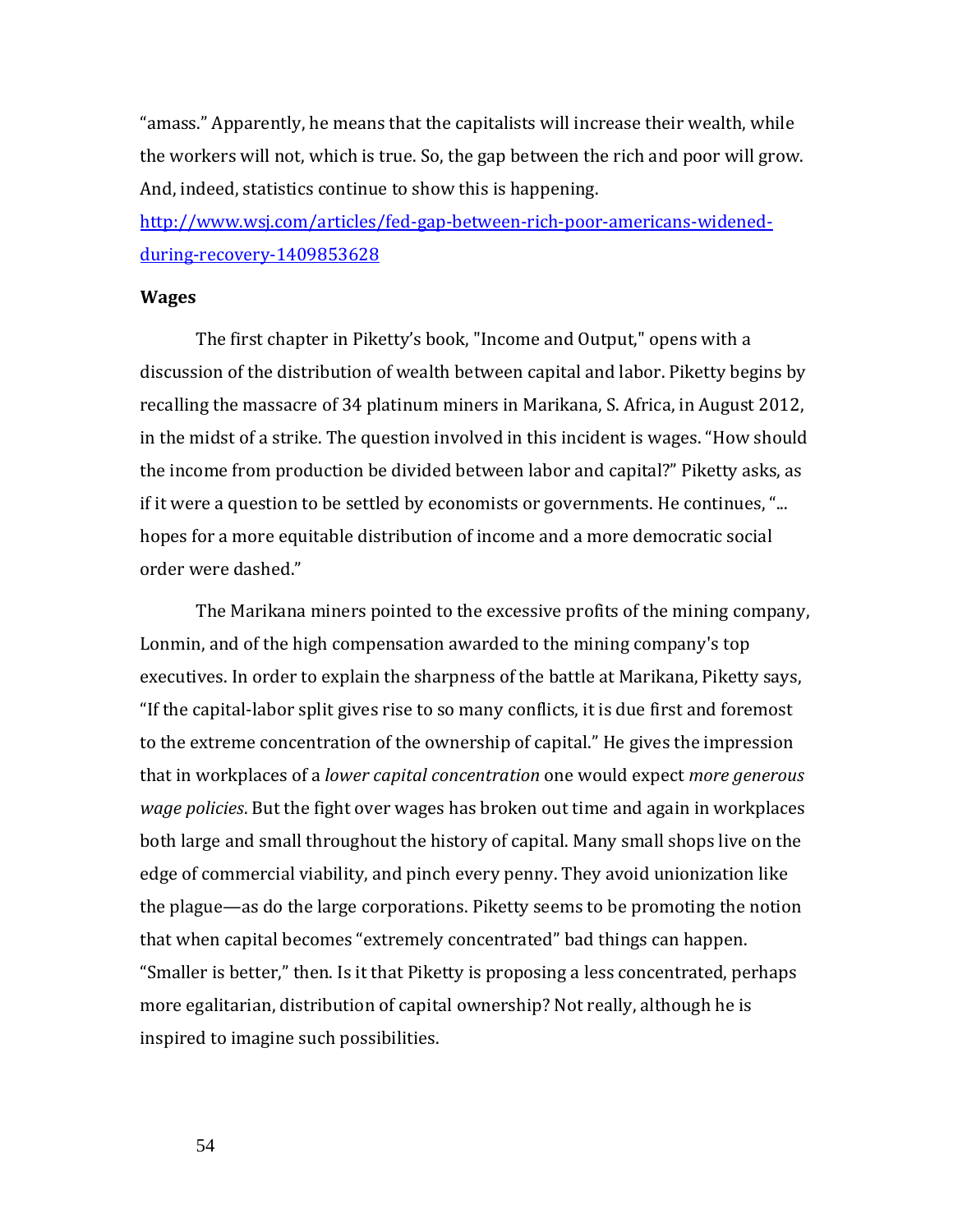"amass." Apparently, he means that the capitalists will increase their wealth, while the workers will not, which is true. So, the gap between the rich and poor will grow. And, indeed, statistics continue to show this is happening. [http://www.wsj.com/articles/fed-gap-between-rich-poor-americans-widened-during-recovery-1409853628](http://www.wsj.com/articles/fed-gap-between-rich-poor-americans-widened-during-recovery-1409853628)

**Wages**

The first chapter in Piketty's book, "Income and Output," opens with a discussion of the distribution of wealth between capital and labor. Piketty begins by recalling the massacre of 34 platinum miners in Marikana, S. Africa, in August 2012, in the midst of a strike. The question involved in this incident is wages. "How should the income from production be divided between labor and capital?" Piketty asks, as if it were a question to be settled by economists or governments. He continues, "... hopes for a more equitable distribution of income and a more democratic social order were dashed."

The Marikana miners pointed to the excessive profits of the mining company, Lonmin, and of the high compensation awarded to the mining company's top executives. In order to explain the sharpness of the battle at Marikana, Piketty says, "If the capital-labor split gives rise to so many conflicts, it is due first and foremost to the extreme concentration of the ownership of capital." He gives the impression that in workplaces of a *lower capital concentration* one would expect *more generous wage policies*. But the fight over wages has broken out time and again in workplaces both large and small throughout the history of capital. Many small shops live on the edge of commercial viability, and pinch every penny. They avoid unionization like the plague—as do the large corporations. Piketty seems to be promoting the notion that when capital becomes "extremely concentrated" bad things can happen. "Smaller is better," then. Is it that Piketty is proposing a less concentrated, perhaps more egalitarian, distribution of capital ownership? Not really, although he is inspired to imagine such possibilities.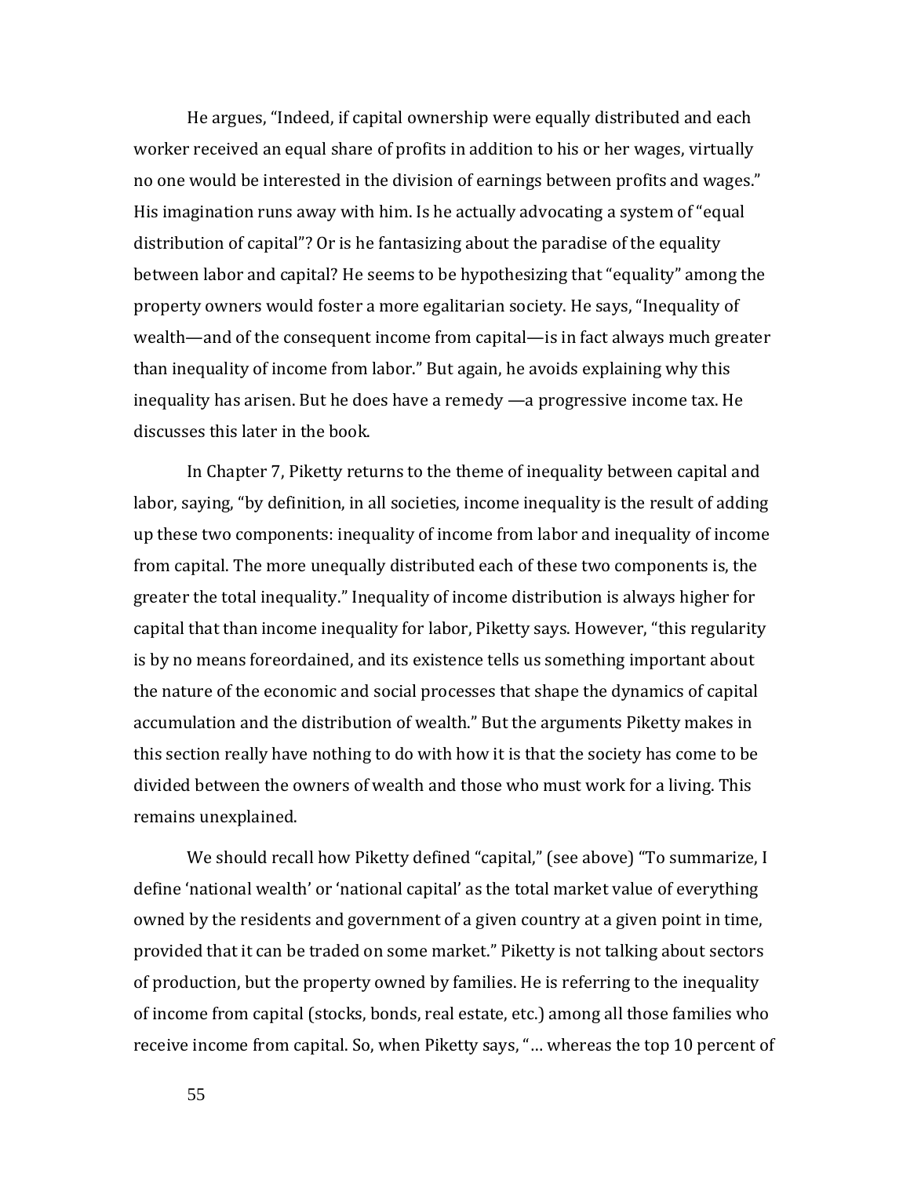He argues, "Indeed, if capital ownership were equally distributed and each worker received an equal share of profits in addition to his or her wages, virtually no one would be interested in the division of earnings between profits and wages." His imagination runs away with him. Is he actually advocating a system of "equal distribution of capital"? Or is he fantasizing about the paradise of the equality between labor and capital? He seems to be hypothesizing that "equality" among the property owners would foster a more egalitarian society. He says, "Inequality of wealth—and of the consequent income from capital—is in fact always much greater than inequality of income from labor." But again, he avoids explaining why this inequality has arisen. But he does have a remedy —a progressive income tax. He discusses this later in the book.

In Chapter 7, Piketty returns to the theme of inequality between capital and labor, saying, "by definition, in all societies, income inequality is the result of adding up these two components: inequality of income from labor and inequality of income from capital. The more unequally distributed each of these two components is, the greater the total inequality." Inequality of income distribution is always higher for capital that than income inequality for labor, Piketty says. However, "this regularity is by no means foreordained, and its existence tells us something important about the nature of the economic and social processes that shape the dynamics of capital accumulation and the distribution of wealth." But the arguments Piketty makes in this section really have nothing to do with how it is that the society has come to be divided between the owners of wealth and those who must work for a living. This remains unexplained.

We should recall how Piketty defined "capital," (see above) "To summarize, I define 'national wealth' or 'national capital' as the total market value of everything owned by the residents and government of a given country at a given point in time, provided that it can be traded on some market." Piketty is not talking about sectors of production, but the property owned by families. He is referring to the inequality of income from capital (stocks, bonds, real estate, etc.) among all those families who receive income from capital. So, when Piketty says, "… whereas the top 10 percent of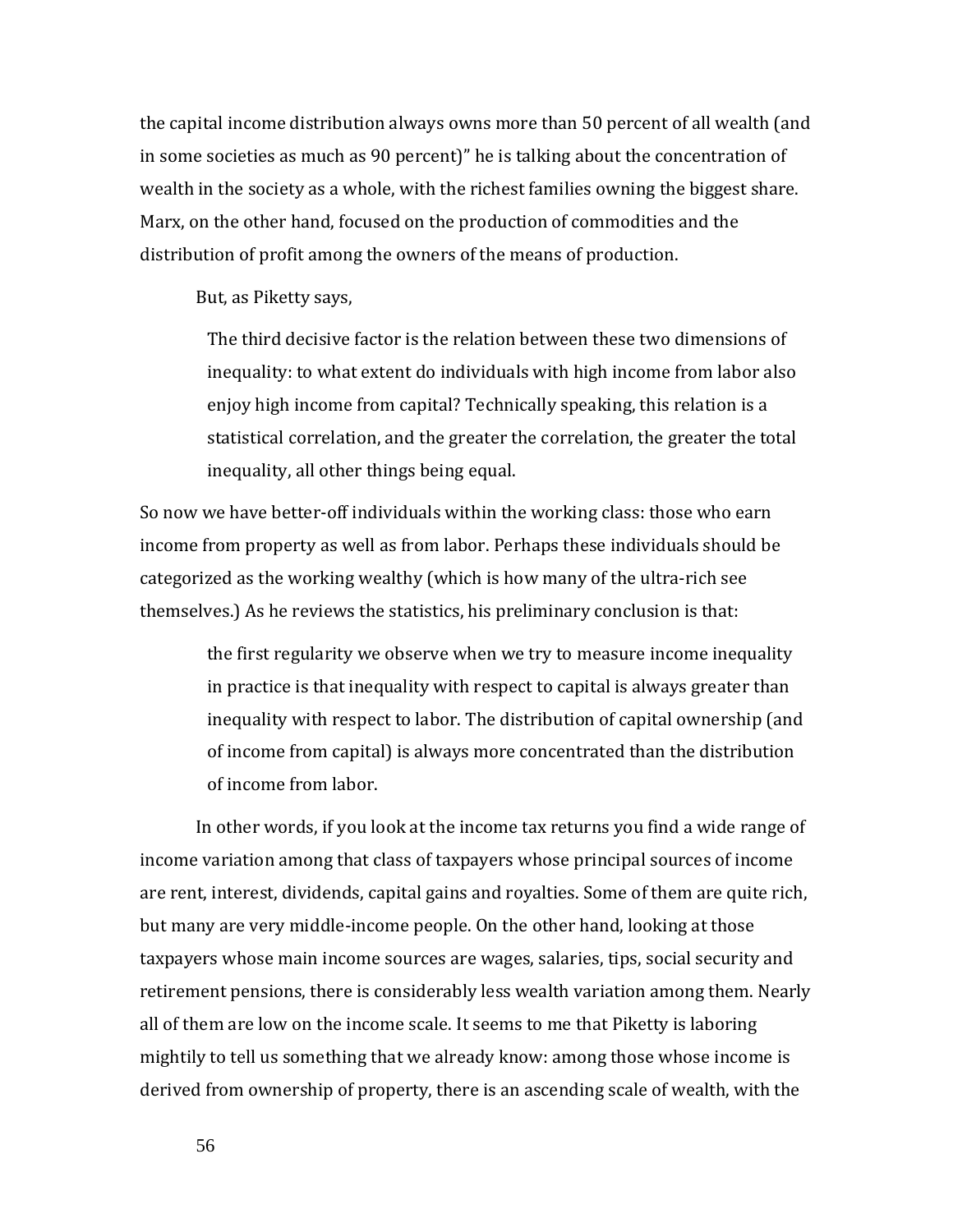the capital income distribution always owns more than 50 percent of all wealth (and in some societies as much as 90 percent)" he is talking about the concentration of wealth in the society as a whole, with the richest families owning the biggest share. Marx, on the other hand, focused on the production of commodities and the distribution of profit among the owners of the means of production.

But, as Piketty says,

> The third decisive factor is the relation between these two dimensions of inequality: to what extent do individuals with high income from labor also enjoy high income from capital? Technically speaking, this relation is a statistical correlation, and the greater the correlation, the greater the total inequality, all other things being equal.

So now we have better-off individuals within the working class: those who earn income from property as well as from labor. Perhaps these individuals should be categorized as the working wealthy (which is how many of the ultra-rich see themselves.) As he reviews the statistics, his preliminary conclusion is that:

> the first regularity we observe when we try to measure income inequality in practice is that inequality with respect to capital is always greater than inequality with respect to labor. The distribution of capital ownership (and of income from capital) is always more concentrated than the distribution of income from labor.

In other words, if you look at the income tax returns you find a wide range of income variation among that class of taxpayers whose principal sources of income are rent, interest, dividends, capital gains and royalties. Some of them are quite rich, but many are very middle-income people. On the other hand, looking at those taxpayers whose main income sources are wages, salaries, tips, social security and retirement pensions, there is considerably less wealth variation among them. Nearly all of them are low on the income scale. It seems to me that Piketty is laboring mightily to tell us something that we already know: among those whose income is derived from ownership of property, there is an ascending scale of wealth, with the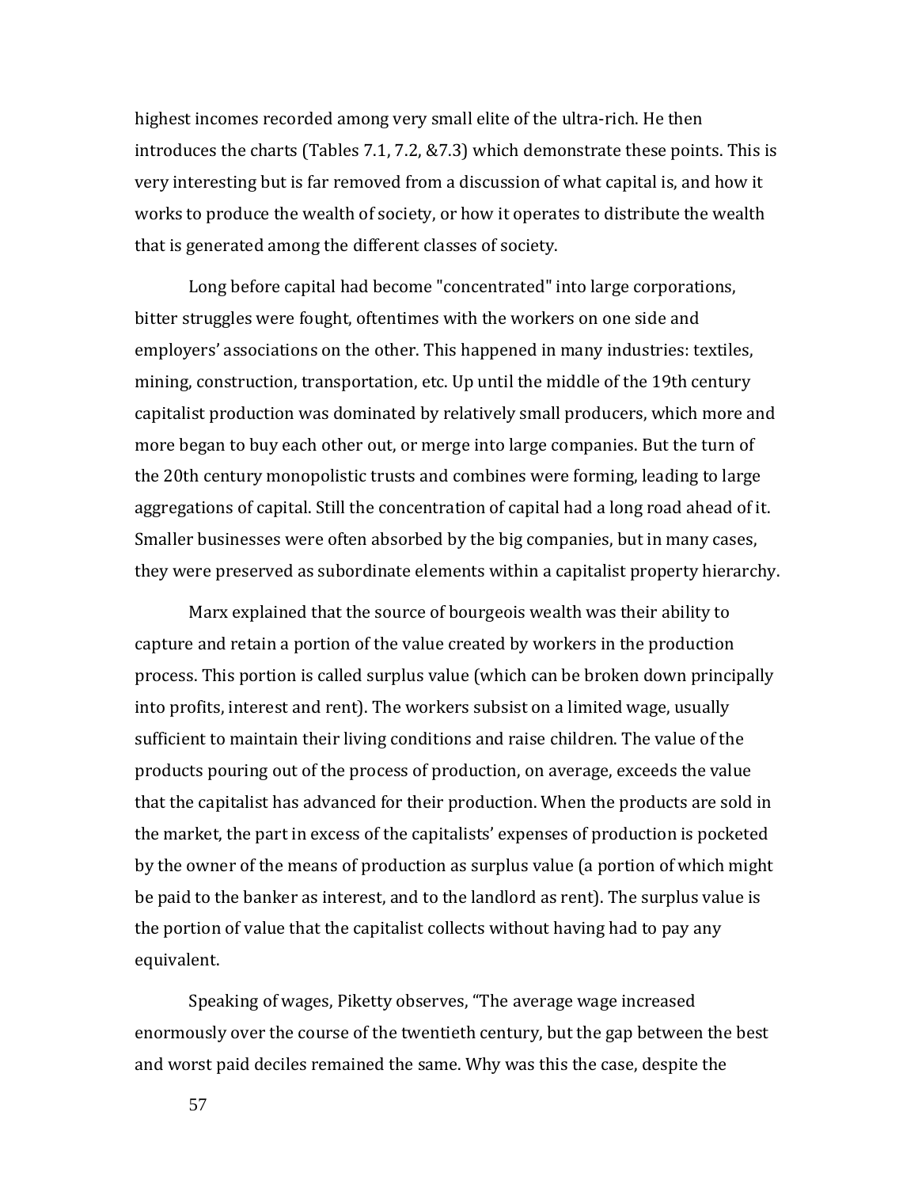highest incomes recorded among very small elite of the ultra-rich. He then introduces the charts (Tables 7.1, 7.2, &7.3) which demonstrate these points. This is very interesting but is far removed from a discussion of what capital is, and how it works to produce the wealth of society, or how it operates to distribute the wealth that is generated among the different classes of society.

Long before capital had become "concentrated" into large corporations, bitter struggles were fought, oftentimes with the workers on one side and employers' associations on the other. This happened in many industries: textiles, mining, construction, transportation, etc. Up until the middle of the 19th century capitalist production was dominated by relatively small producers, which more and more began to buy each other out, or merge into large companies. But the turn of the 20th century monopolistic trusts and combines were forming, leading to large aggregations of capital. Still the concentration of capital had a long road ahead of it. Smaller businesses were often absorbed by the big companies, but in many cases, they were preserved as subordinate elements within a capitalist property hierarchy.

Marx explained that the source of bourgeois wealth was their ability to capture and retain a portion of the value created by workers in the production process. This portion is called surplus value (which can be broken down principally into profits, interest and rent). The workers subsist on a limited wage, usually sufficient to maintain their living conditions and raise children. The value of the products pouring out of the process of production, on average, exceeds the value that the capitalist has advanced for their production. When the products are sold in the market, the part in excess of the capitalists' expenses of production is pocketed by the owner of the means of production as surplus value (a portion of which might be paid to the banker as interest, and to the landlord as rent). The surplus value is the portion of value that the capitalist collects without having had to pay any equivalent.

Speaking of wages, Piketty observes, "The average wage increased enormously over the course of the twentieth century, but the gap between the best and worst paid deciles remained the same. Why was this the case, despite the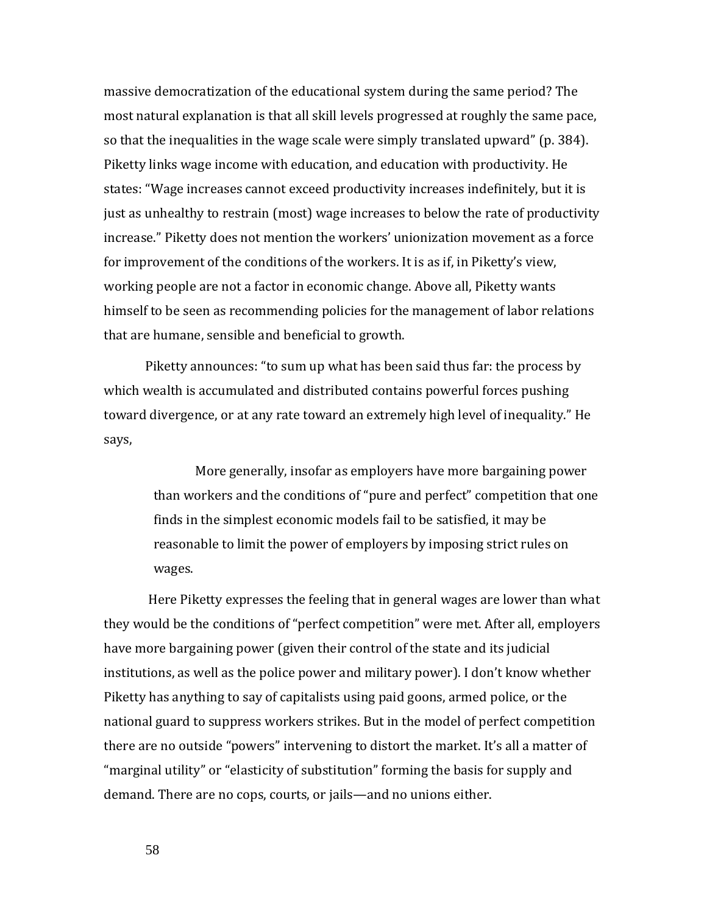massive democratization of the educational system during the same period? The most natural explanation is that all skill levels progressed at roughly the same pace, so that the inequalities in the wage scale were simply translated upward" (p. 384). Piketty links wage income with education, and education with productivity. He states: "Wage increases cannot exceed productivity increases indefinitely, but it is just as unhealthy to restrain (most) wage increases to below the rate of productivity increase." Piketty does not mention the workers' unionization movement as a force for improvement of the conditions of the workers. It is as if, in Piketty's view, working people are not a factor in economic change. Above all, Piketty wants himself to be seen as recommending policies for the management of labor relations that are humane, sensible and beneficial to growth.

Piketty announces: "to sum up what has been said thus far: the process by which wealth is accumulated and distributed contains powerful forces pushing toward divergence, or at any rate toward an extremely high level of inequality." He says,

> More generally, insofar as employers have more bargaining power than workers and the conditions of "pure and perfect" competition that one finds in the simplest economic models fail to be satisfied, it may be reasonable to limit the power of employers by imposing strict rules on wages.

Here Piketty expresses the feeling that in general wages are lower than what they would be the conditions of "perfect competition" were met. After all, employers have more bargaining power (given their control of the state and its judicial institutions, as well as the police power and military power). I don't know whether Piketty has anything to say of capitalists using paid goons, armed police, or the national guard to suppress workers strikes. But in the model of perfect competition there are no outside "powers" intervening to distort the market. It's all a matter of "marginal utility" or "elasticity of substitution" forming the basis for supply and demand. There are no cops, courts, or jails—and no unions either.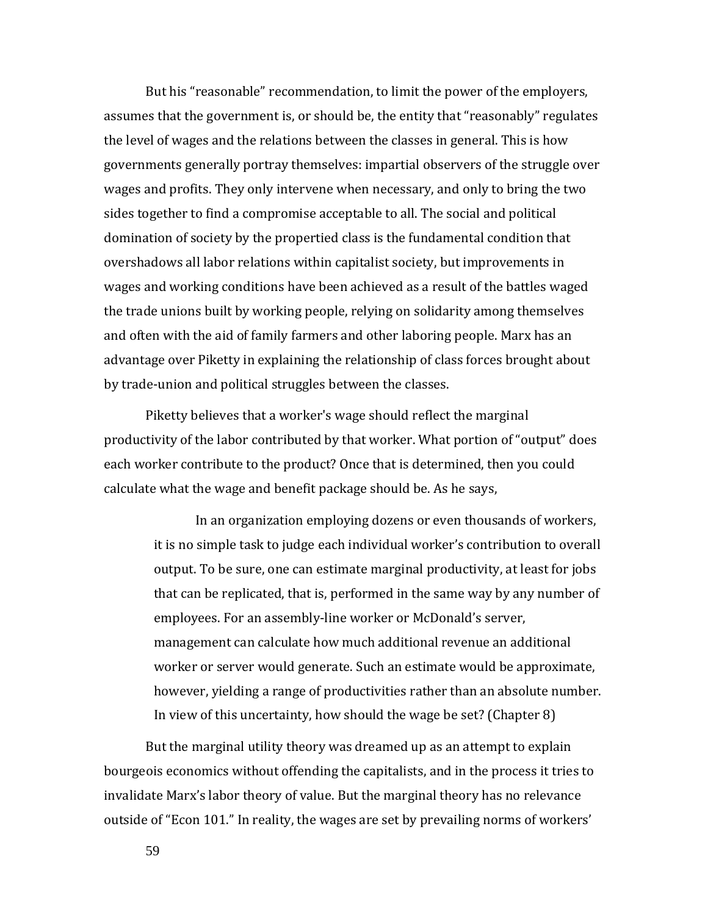But his “reasonable” recommendation, to limit the power of the employers, assumes that the government is, or should be, the entity that “reasonably” regulates the level of wages and the relations between the classes in general. This is how governments generally portray themselves: impartial observers of the struggle over wages and profits. They only intervene when necessary, and only to bring the two sides together to find a compromise acceptable to all. The social and political domination of society by the propertied class is the fundamental condition that overshadows all labor relations within capitalist society, but improvements in wages and working conditions have been achieved as a result of the battles waged the trade unions built by working people, relying on solidarity among themselves and often with the aid of family farmers and other laboring people. Marx has an advantage over Piketty in explaining the relationship of class forces brought about by trade-union and political struggles between the classes.

Piketty believes that a worker's wage should reflect the marginal productivity of the labor contributed by that worker. What portion of “output” does each worker contribute to the product? Once that is determined, then you could calculate what the wage and benefit package should be. As he says,

> In an organization employing dozens or even thousands of workers, it is no simple task to judge each individual worker’s contribution to overall output. To be sure, one can estimate marginal productivity, at least for jobs that can be replicated, that is, performed in the same way by any number of employees. For an assembly-line worker or McDonald’s server, management can calculate how much additional revenue an additional worker or server would generate. Such an estimate would be approximate, however, yielding a range of productivities rather than an absolute number. In view of this uncertainty, how should the wage be set? (Chapter 8)

But the marginal utility theory was dreamed up as an attempt to explain bourgeois economics without offending the capitalists, and in the process it tries to invalidate Marx’s labor theory of value. But the marginal theory has no relevance outside of “Econ 101.” In reality, the wages are set by prevailing norms of workers’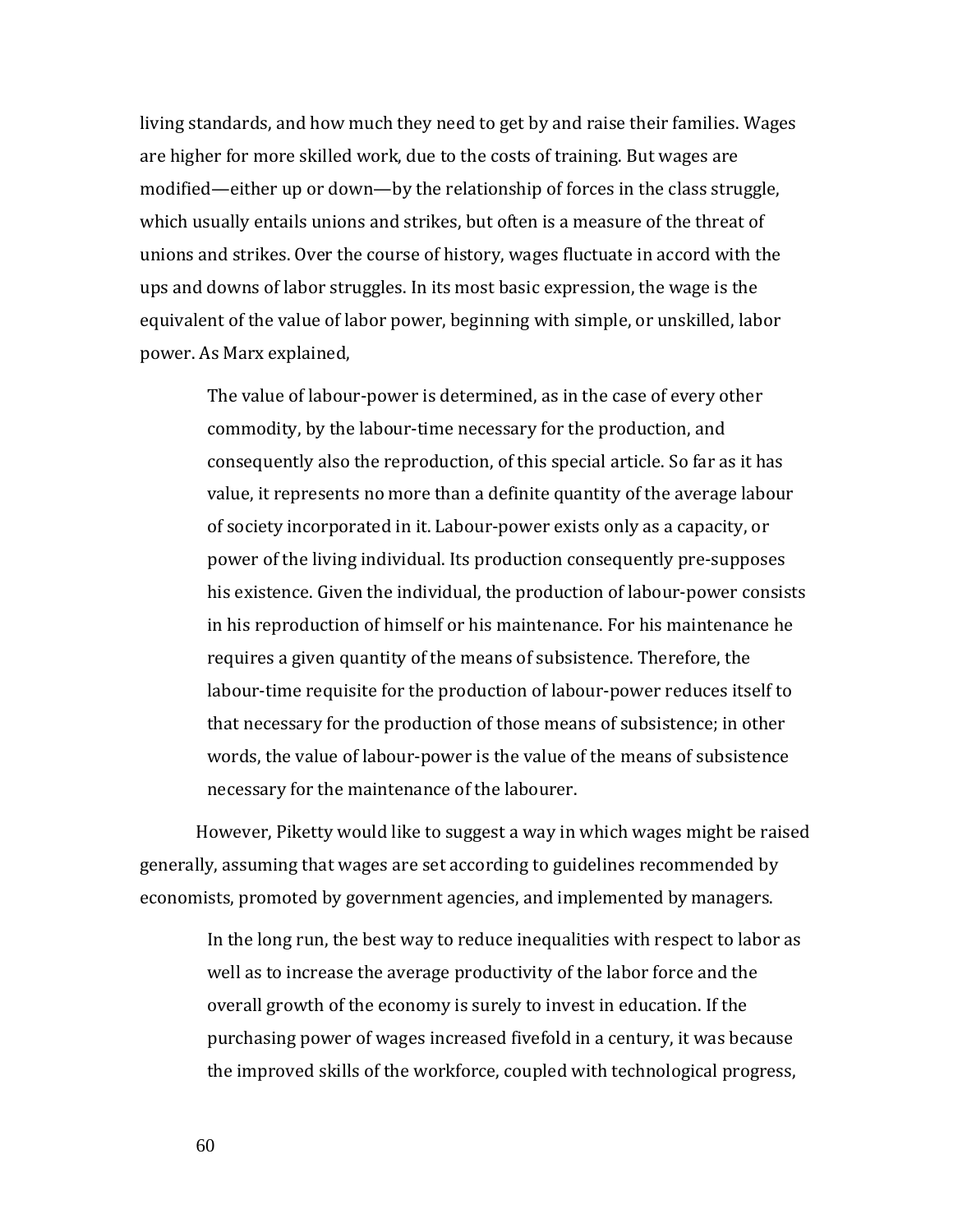living standards, and how much they need to get by and raise their families. Wages are higher for more skilled work, due to the costs of training. But wages are modified—either up or down—by the relationship of forces in the class struggle, which usually entails unions and strikes, but often is a measure of the threat of unions and strikes. Over the course of history, wages fluctuate in accord with the ups and downs of labor struggles. In its most basic expression, the wage is the equivalent of the value of labor power, beginning with simple, or unskilled, labor power. As Marx explained,

> The value of labour-power is determined, as in the case of every other commodity, by the labour-time necessary for the production, and consequently also the reproduction, of this special article. So far as it has value, it represents no more than a definite quantity of the average labour of society incorporated in it. Labour-power exists only as a capacity, or power of the living individual. Its production consequently pre-supposes his existence. Given the individual, the production of labour-power consists in his reproduction of himself or his maintenance. For his maintenance he requires a given quantity of the means of subsistence. Therefore, the labour-time requisite for the production of labour-power reduces itself to that necessary for the production of those means of subsistence; in other words, the value of labour-power is the value of the means of subsistence necessary for the maintenance of the labourer.

However, Piketty would like to suggest a way in which wages might be raised generally, assuming that wages are set according to guidelines recommended by economists, promoted by government agencies, and implemented by managers.

> In the long run, the best way to reduce inequalities with respect to labor as well as to increase the average productivity of the labor force and the overall growth of the economy is surely to invest in education. If the purchasing power of wages increased fivefold in a century, it was because the improved skills of the workforce, coupled with technological progress,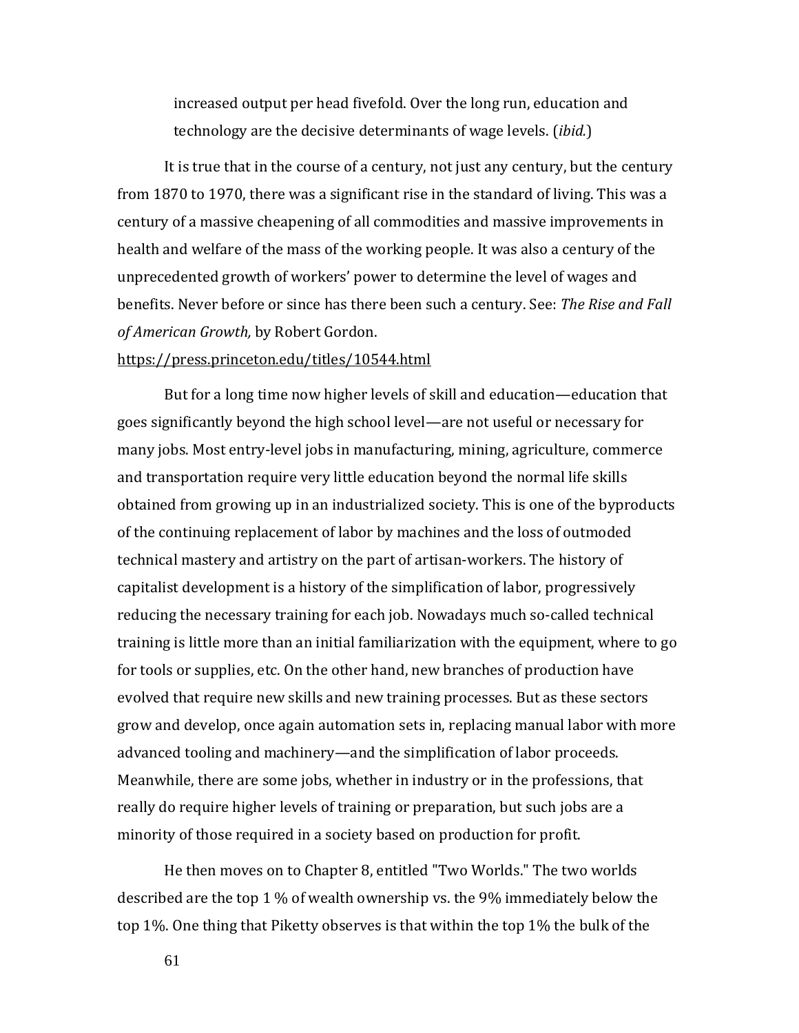> increased output per head fivefold. Over the long run, education and technology are the decisive determinants of wage levels. (*ibid.*)

It is true that in the course of a century, not just any century, but the century from 1870 to 1970, there was a significant rise in the standard of living. This was a century of a massive cheapening of all commodities and massive improvements in health and welfare of the mass of the working people. It was also a century of the unprecedented growth of workers' power to determine the level of wages and benefits. Never before or since has there been such a century. See: *The Rise and Fall of American Growth,* by Robert Gordon. https://press.princeton.edu/titles/10544.html

But for a long time now higher levels of skill and education—education that goes significantly beyond the high school level—are not useful or necessary for many jobs. Most entry-level jobs in manufacturing, mining, agriculture, commerce and transportation require very little education beyond the normal life skills obtained from growing up in an industrialized society. This is one of the byproducts of the continuing replacement of labor by machines and the loss of outmoded technical mastery and artistry on the part of artisan-workers. The history of capitalist development is a history of the simplification of labor, progressively reducing the necessary training for each job. Nowadays much so-called technical training is little more than an initial familiarization with the equipment, where to go for tools or supplies, etc. On the other hand, new branches of production have evolved that require new skills and new training processes. But as these sectors grow and develop, once again automation sets in, replacing manual labor with more advanced tooling and machinery—and the simplification of labor proceeds. Meanwhile, there are some jobs, whether in industry or in the professions, that really do require higher levels of training or preparation, but such jobs are a minority of those required in a society based on production for profit.

He then moves on to Chapter 8, entitled "Two Worlds." The two worlds described are the top 1 % of wealth ownership vs. the 9% immediately below the top 1%. One thing that Piketty observes is that within the top 1% the bulk of the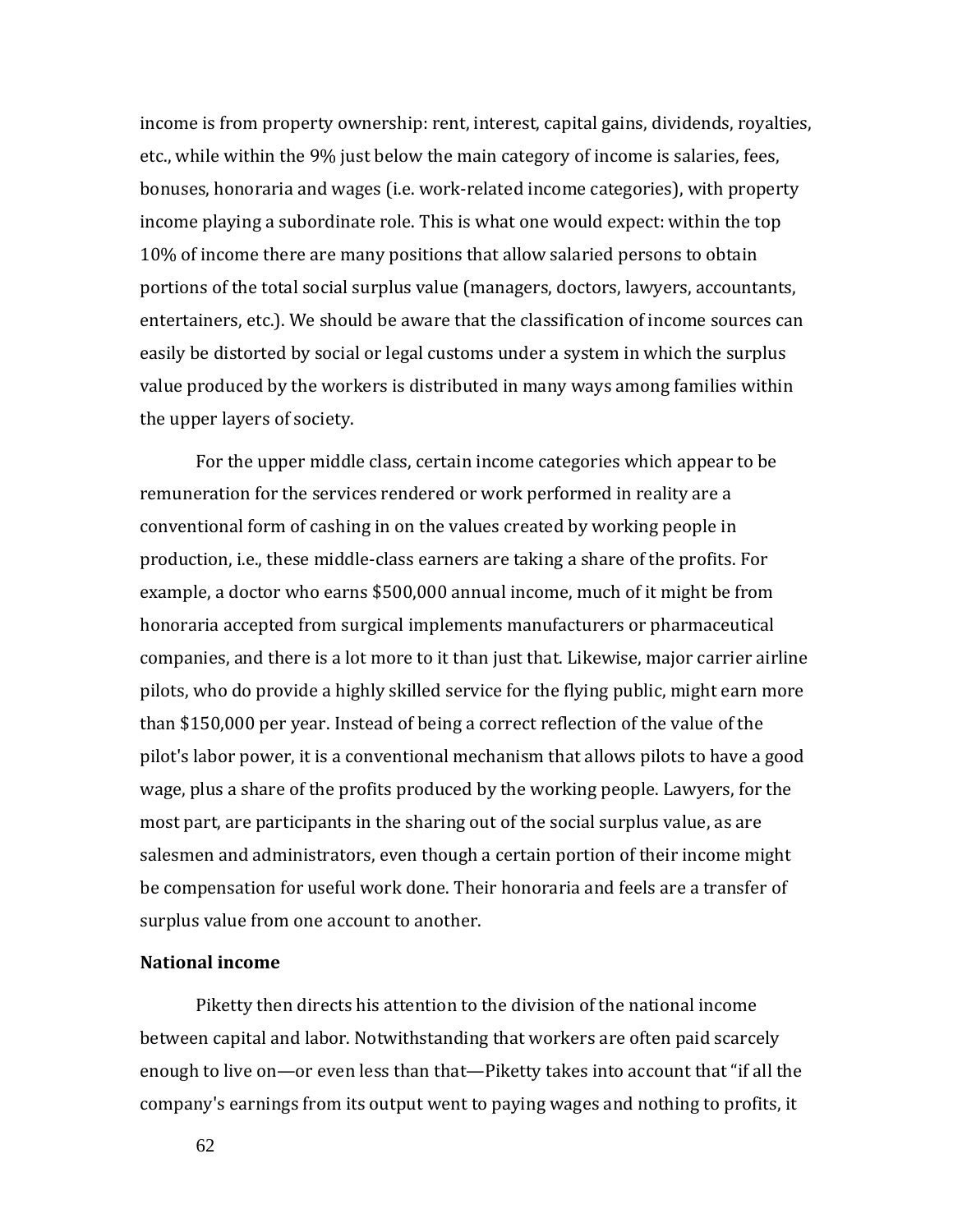income is from property ownership: rent, interest, capital gains, dividends, royalties, etc., while within the 9% just below the main category of income is salaries, fees, bonuses, honoraria and wages (i.e. work-related income categories), with property income playing a subordinate role. This is what one would expect: within the top 10% of income there are many positions that allow salaried persons to obtain portions of the total social surplus value (managers, doctors, lawyers, accountants, entertainers, etc.). We should be aware that the classification of income sources can easily be distorted by social or legal customs under a system in which the surplus value produced by the workers is distributed in many ways among families within the upper layers of society.

For the upper middle class, certain income categories which appear to be remuneration for the services rendered or work performed in reality are a conventional form of cashing in on the values created by working people in production, i.e., these middle-class earners are taking a share of the profits. For example, a doctor who earns $500,000 annual income, much of it might be from honoraria accepted from surgical implements manufacturers or pharmaceutical companies, and there is a lot more to it than just that. Likewise, major carrier airline pilots, who do provide a highly skilled service for the flying public, might earn more than $150,000 per year. Instead of being a correct reflection of the value of the pilot's labor power, it is a conventional mechanism that allows pilots to have a good wage, plus a share of the profits produced by the working people. Lawyers, for the most part, are participants in the sharing out of the social surplus value, as are salesmen and administrators, even though a certain portion of their income might be compensation for useful work done. Their honoraria and feels are a transfer of surplus value from one account to another.

**National income**

Piketty then directs his attention to the division of the national income between capital and labor. Notwithstanding that workers are often paid scarcely enough to live on—or even less than that—Piketty takes into account that "if all the company's earnings from its output went to paying wages and nothing to profits, it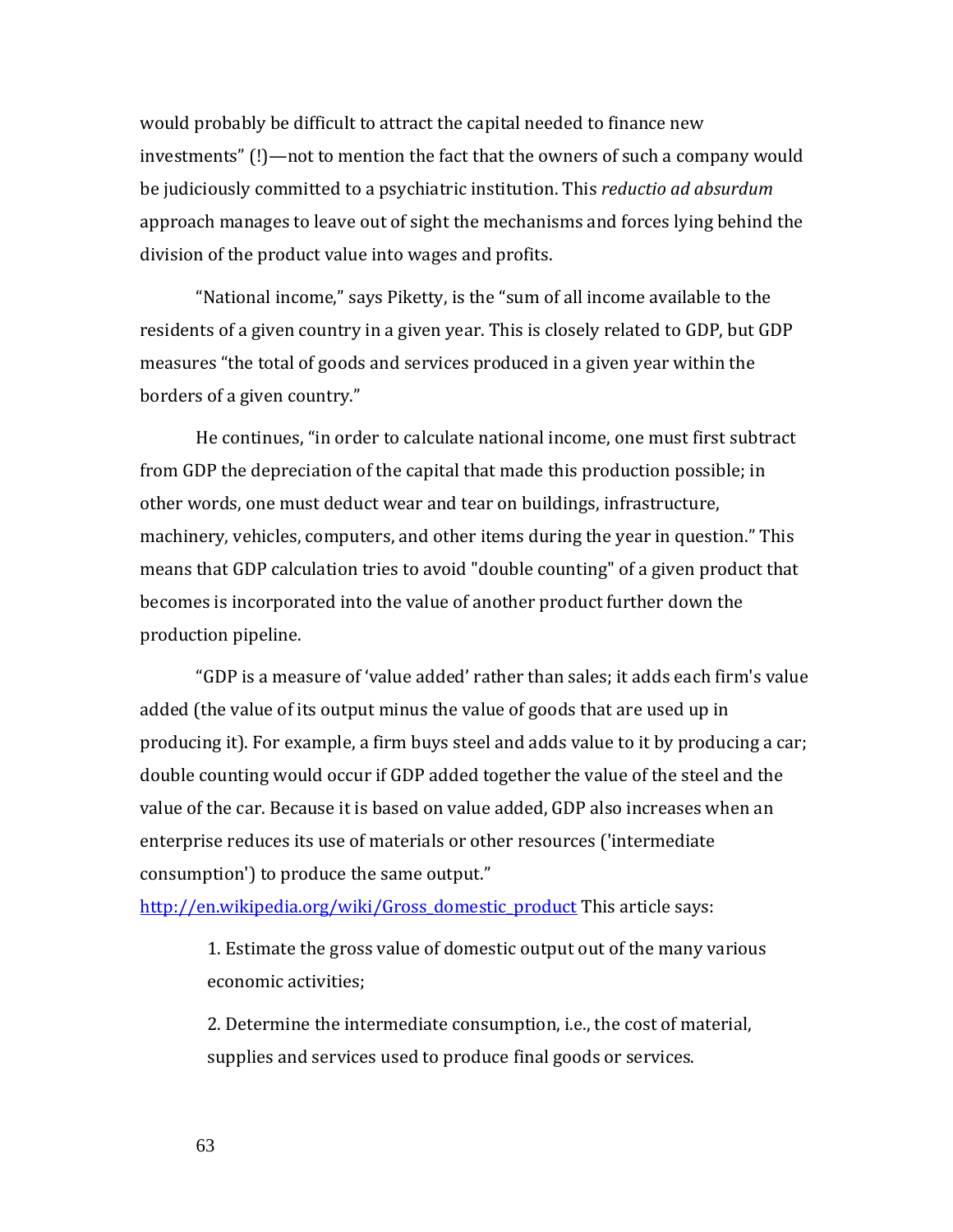would probably be difficult to attract the capital needed to finance new investments" (!)—not to mention the fact that the owners of such a company would be judiciously committed to a psychiatric institution. This *reductio ad absurdum* approach manages to leave out of sight the mechanisms and forces lying behind the division of the product value into wages and profits.

"National income," says Piketty, is the "sum of all income available to the residents of a given country in a given year. This is closely related to GDP, but GDP measures "the total of goods and services produced in a given year within the borders of a given country."

He continues, "in order to calculate national income, one must first subtract from GDP the depreciation of the capital that made this production possible; in other words, one must deduct wear and tear on buildings, infrastructure, machinery, vehicles, computers, and other items during the year in question." This means that GDP calculation tries to avoid "double counting" of a given product that becomes is incorporated into the value of another product further down the production pipeline.

"GDP is a measure of 'value added' rather than sales; it adds each firm's value added (the value of its output minus the value of goods that are used up in producing it). For example, a firm buys steel and adds value to it by producing a car; double counting would occur if GDP added together the value of the steel and the value of the car. Because it is based on value added, GDP also increases when an enterprise reduces its use of materials or other resources ('intermediate consumption') to produce the same output."
[http://en.wikipedia.org/wiki/Gross_domestic_product](http://en.wikipedia.org/wiki/Gross_domestic_product) This article says:

> 1. Estimate the gross value of domestic output out of the many various economic activities;
>
> 2. Determine the intermediate consumption, i.e., the cost of material, supplies and services used to produce final goods or services.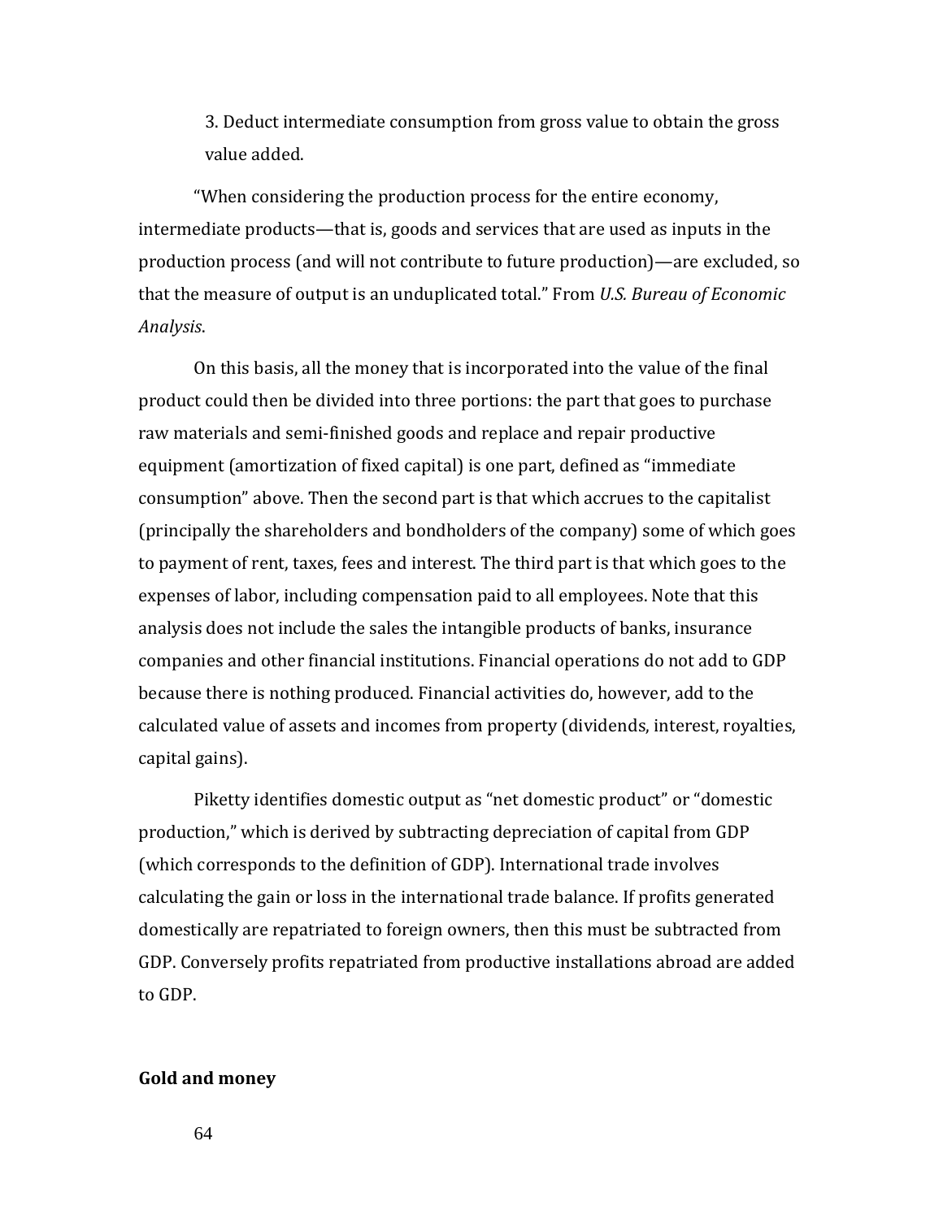3. Deduct intermediate consumption from gross value to obtain the gross value added.

"When considering the production process for the entire economy, intermediate products—that is, goods and services that are used as inputs in the production process (and will not contribute to future production)—are excluded, so that the measure of output is an unduplicated total." From *U.S. Bureau of Economic Analysis*.

On this basis, all the money that is incorporated into the value of the final product could then be divided into three portions: the part that goes to purchase raw materials and semi-finished goods and replace and repair productive equipment (amortization of fixed capital) is one part, defined as "immediate consumption" above. Then the second part is that which accrues to the capitalist (principally the shareholders and bondholders of the company) some of which goes to payment of rent, taxes, fees and interest. The third part is that which goes to the expenses of labor, including compensation paid to all employees. Note that this analysis does not include the sales the intangible products of banks, insurance companies and other financial institutions. Financial operations do not add to GDP because there is nothing produced. Financial activities do, however, add to the calculated value of assets and incomes from property (dividends, interest, royalties, capital gains).

Piketty identifies domestic output as "net domestic product" or "domestic production," which is derived by subtracting depreciation of capital from GDP (which corresponds to the definition of GDP). International trade involves calculating the gain or loss in the international trade balance. If profits generated domestically are repatriated to foreign owners, then this must be subtracted from GDP. Conversely profits repatriated from productive installations abroad are added to GDP.

## Gold and money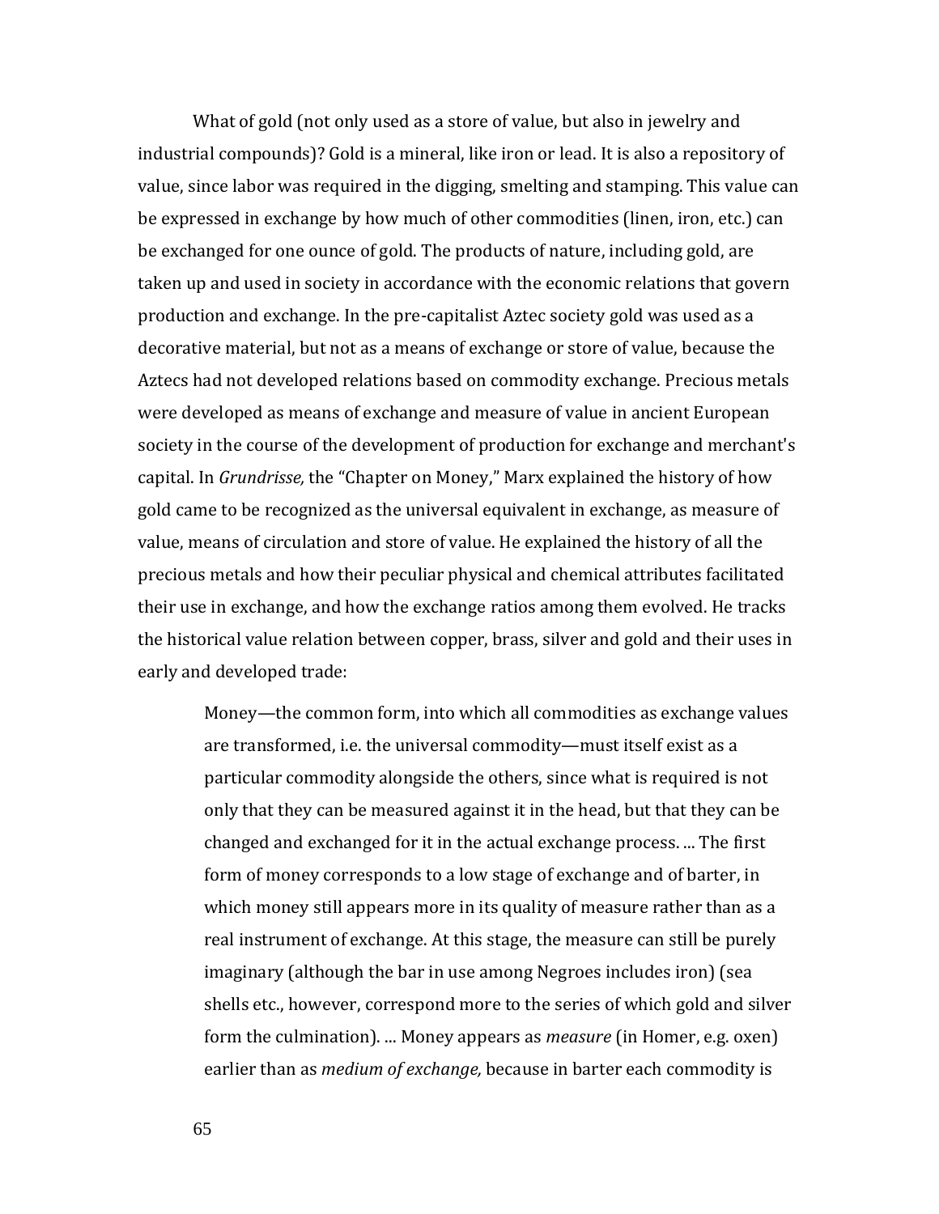What of gold (not only used as a store of value, but also in jewelry and industrial compounds)? Gold is a mineral, like iron or lead. It is also a repository of value, since labor was required in the digging, smelting and stamping. This value can be expressed in exchange by how much of other commodities (linen, iron, etc.) can be exchanged for one ounce of gold. The products of nature, including gold, are taken up and used in society in accordance with the economic relations that govern production and exchange. In the pre-capitalist Aztec society gold was used as a decorative material, but not as a means of exchange or store of value, because the Aztecs had not developed relations based on commodity exchange. Precious metals were developed as means of exchange and measure of value in ancient European society in the course of the development of production for exchange and merchant's capital. In *Grundrisse,* the "Chapter on Money," Marx explained the history of how gold came to be recognized as the universal equivalent in exchange, as measure of value, means of circulation and store of value. He explained the history of all the precious metals and how their peculiar physical and chemical attributes facilitated their use in exchange, and how the exchange ratios among them evolved. He tracks the historical value relation between copper, brass, silver and gold and their uses in early and developed trade:

> Money—the common form, into which all commodities as exchange values are transformed, i.e. the universal commodity—must itself exist as a particular commodity alongside the others, since what is required is not only that they can be measured against it in the head, but that they can be changed and exchanged for it in the actual exchange process. ... The first form of money corresponds to a low stage of exchange and of barter, in which money still appears more in its quality of measure rather than as a real instrument of exchange. At this stage, the measure can still be purely imaginary (although the bar in use among Negroes includes iron) (sea shells etc., however, correspond more to the series of which gold and silver form the culmination). ... Money appears as *measure* (in Homer, e.g. oxen) earlier than as *medium of exchange,* because in barter each commodity is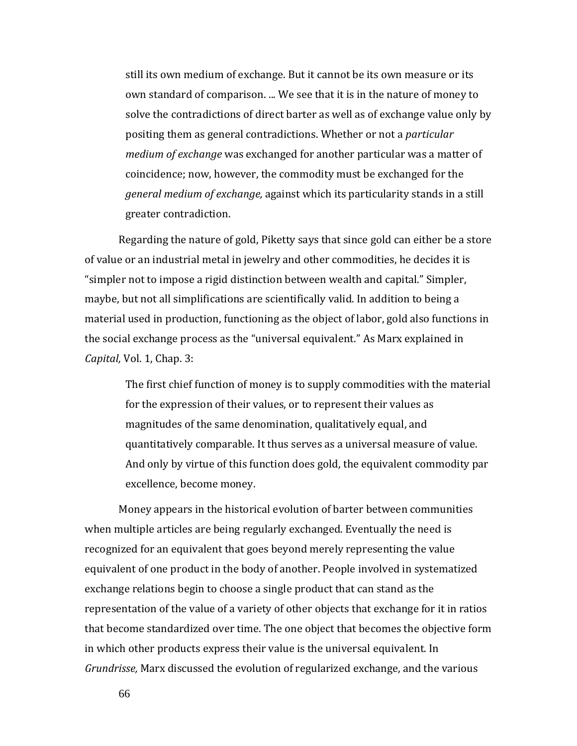> still its own medium of exchange. But it cannot be its own measure or its own standard of comparison. ... We see that it is in the nature of money to solve the contradictions of direct barter as well as of exchange value only by positing them as general contradictions. Whether or not a *particular medium of exchange* was exchanged for another particular was a matter of coincidence; now, however, the commodity must be exchanged for the *general medium of exchange,* against which its particularity stands in a still greater contradiction.

Regarding the nature of gold, Piketty says that since gold can either be a store of value or an industrial metal in jewelry and other commodities, he decides it is "simpler not to impose a rigid distinction between wealth and capital." Simpler, maybe, but not all simplifications are scientifically valid. In addition to being a material used in production, functioning as the object of labor, gold also functions in the social exchange process as the "universal equivalent." As Marx explained in *Capital,* Vol. 1, Chap. 3:

> The first chief function of money is to supply commodities with the material for the expression of their values, or to represent their values as magnitudes of the same denomination, qualitatively equal, and quantitatively comparable. It thus serves as a universal measure of value. And only by virtue of this function does gold, the equivalent commodity par excellence, become money.

Money appears in the historical evolution of barter between communities when multiple articles are being regularly exchanged. Eventually the need is recognized for an equivalent that goes beyond merely representing the value equivalent of one product in the body of another. People involved in systematized exchange relations begin to choose a single product that can stand as the representation of the value of a variety of other objects that exchange for it in ratios that become standardized over time. The one object that becomes the objective form in which other products express their value is the universal equivalent. In *Grundrisse,* Marx discussed the evolution of regularized exchange, and the various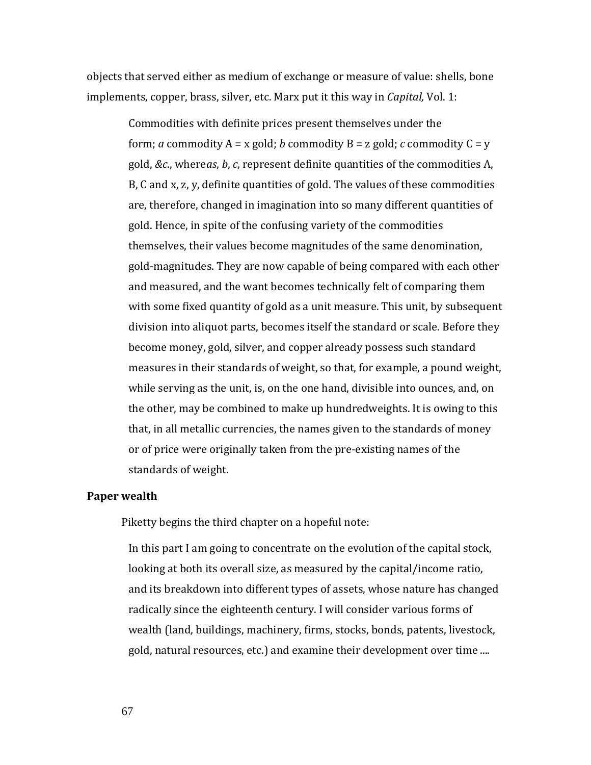objects that served either as medium of exchange or measure of value: shells, bone implements, copper, brass, silver, etc. Marx put it this way in *Capital,* Vol. 1:

> Commodities with definite prices present themselves under the form; *a* commodity A = x gold; *b* commodity B = z gold; *c* commodity C = y gold, *&c*., where*as*, *b*, *c*, represent definite quantities of the commodities A, B, C and x, z, y, definite quantities of gold. The values of these commodities are, therefore, changed in imagination into so many different quantities of gold. Hence, in spite of the confusing variety of the commodities themselves, their values become magnitudes of the same denomination, gold-magnitudes. They are now capable of being compared with each other and measured, and the want becomes technically felt of comparing them with some fixed quantity of gold as a unit measure. This unit, by subsequent division into aliquot parts, becomes itself the standard or scale. Before they become money, gold, silver, and copper already possess such standard measures in their standards of weight, so that, for example, a pound weight, while serving as the unit, is, on the one hand, divisible into ounces, and, on the other, may be combined to make up hundredweights. It is owing to this that, in all metallic currencies, the names given to the standards of money or of price were originally taken from the pre-existing names of the standards of weight.

**Paper wealth**

Piketty begins the third chapter on a hopeful note:

> In this part I am going to concentrate on the evolution of the capital stock, looking at both its overall size, as measured by the capital/income ratio, and its breakdown into different types of assets, whose nature has changed radically since the eighteenth century. I will consider various forms of wealth (land, buildings, machinery, firms, stocks, bonds, patents, livestock, gold, natural resources, etc.) and examine their development over time ....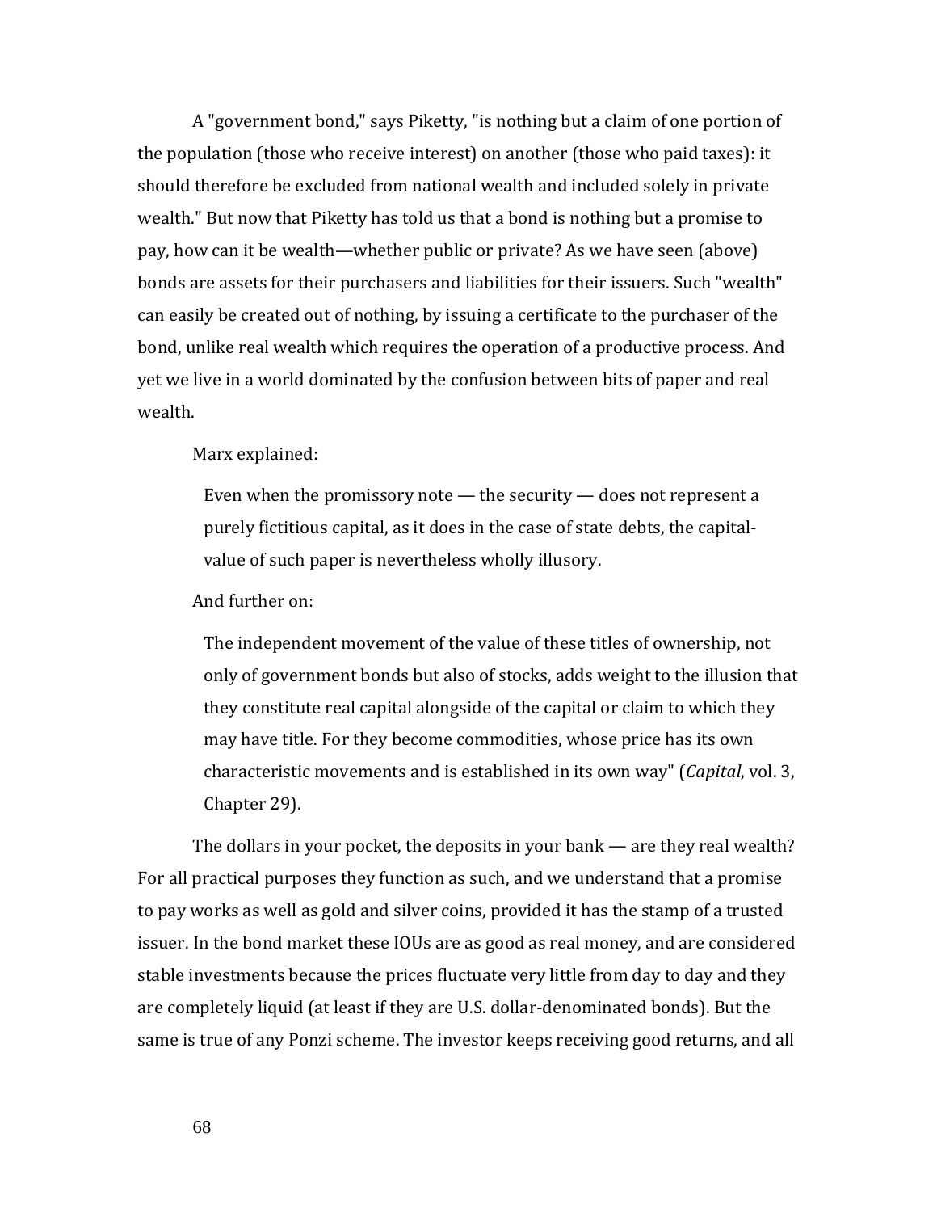A "government bond," says Piketty, "is nothing but a claim of one portion of the population (those who receive interest) on another (those who paid taxes): it should therefore be excluded from national wealth and included solely in private wealth." But now that Piketty has told us that a bond is nothing but a promise to pay, how can it be wealth—whether public or private? As we have seen (above) bonds are assets for their purchasers and liabilities for their issuers. Such "wealth" can easily be created out of nothing, by issuing a certificate to the purchaser of the bond, unlike real wealth which requires the operation of a productive process. And yet we live in a world dominated by the confusion between bits of paper and real wealth.

Marx explained:

> Even when the promissory note — the security — does not represent a purely fictitious capital, as it does in the case of state debts, the capital-value of such paper is nevertheless wholly illusory.

And further on:

> The independent movement of the value of these titles of ownership, not only of government bonds but also of stocks, adds weight to the illusion that they constitute real capital alongside of the capital or claim to which they may have title. For they become commodities, whose price has its own characteristic movements and is established in its own way" (*Capital*, vol. 3, Chapter 29).

The dollars in your pocket, the deposits in your bank — are they real wealth? For all practical purposes they function as such, and we understand that a promise to pay works as well as gold and silver coins, provided it has the stamp of a trusted issuer. In the bond market these IOUs are as good as real money, and are considered stable investments because the prices fluctuate very little from day to day and they are completely liquid (at least if they are U.S. dollar-denominated bonds). But the same is true of any Ponzi scheme. The investor keeps receiving good returns, and all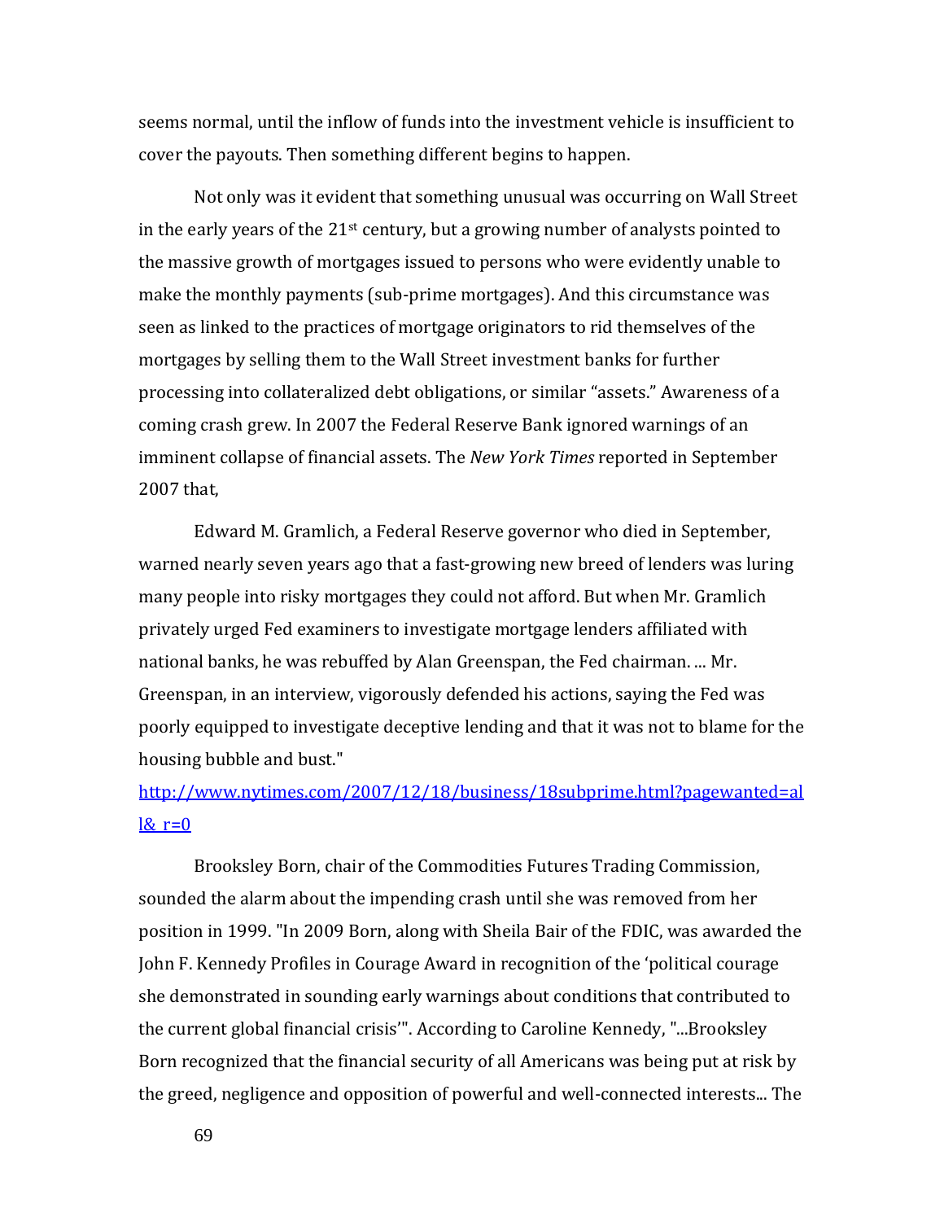seems normal, until the inflow of funds into the investment vehicle is insufficient to cover the payouts. Then something different begins to happen.

Not only was it evident that something unusual was occurring on Wall Street in the early years of the 21st century, but a growing number of analysts pointed to the massive growth of mortgages issued to persons who were evidently unable to make the monthly payments (sub-prime mortgages). And this circumstance was seen as linked to the practices of mortgage originators to rid themselves of the mortgages by selling them to the Wall Street investment banks for further processing into collateralized debt obligations, or similar "assets." Awareness of a coming crash grew. In 2007 the Federal Reserve Bank ignored warnings of an imminent collapse of financial assets. The *New York Times* reported in September 2007 that,

Edward M. Gramlich, a Federal Reserve governor who died in September, warned nearly seven years ago that a fast-growing new breed of lenders was luring many people into risky mortgages they could not afford. But when Mr. Gramlich privately urged Fed examiners to investigate mortgage lenders affiliated with national banks, he was rebuffed by Alan Greenspan, the Fed chairman. ... Mr. Greenspan, in an interview, vigorously defended his actions, saying the Fed was poorly equipped to investigate deceptive lending and that it was not to blame for the housing bubble and bust."

[http://www.nytimes.com/2007/12/18/business/18subprime.html?pagewanted=all&_r=0](http://www.nytimes.com/2007/12/18/business/18subprime.html?pagewanted=all&_r=0)

Brooksley Born, chair of the Commodities Futures Trading Commission, sounded the alarm about the impending crash until she was removed from her position in 1999. "In 2009 Born, along with Sheila Bair of the FDIC, was awarded the John F. Kennedy Profiles in Courage Award in recognition of the 'political courage she demonstrated in sounding early warnings about conditions that contributed to the current global financial crisis'". According to Caroline Kennedy, "...Brooksley Born recognized that the financial security of all Americans was being put at risk by the greed, negligence and opposition of powerful and well-connected interests... The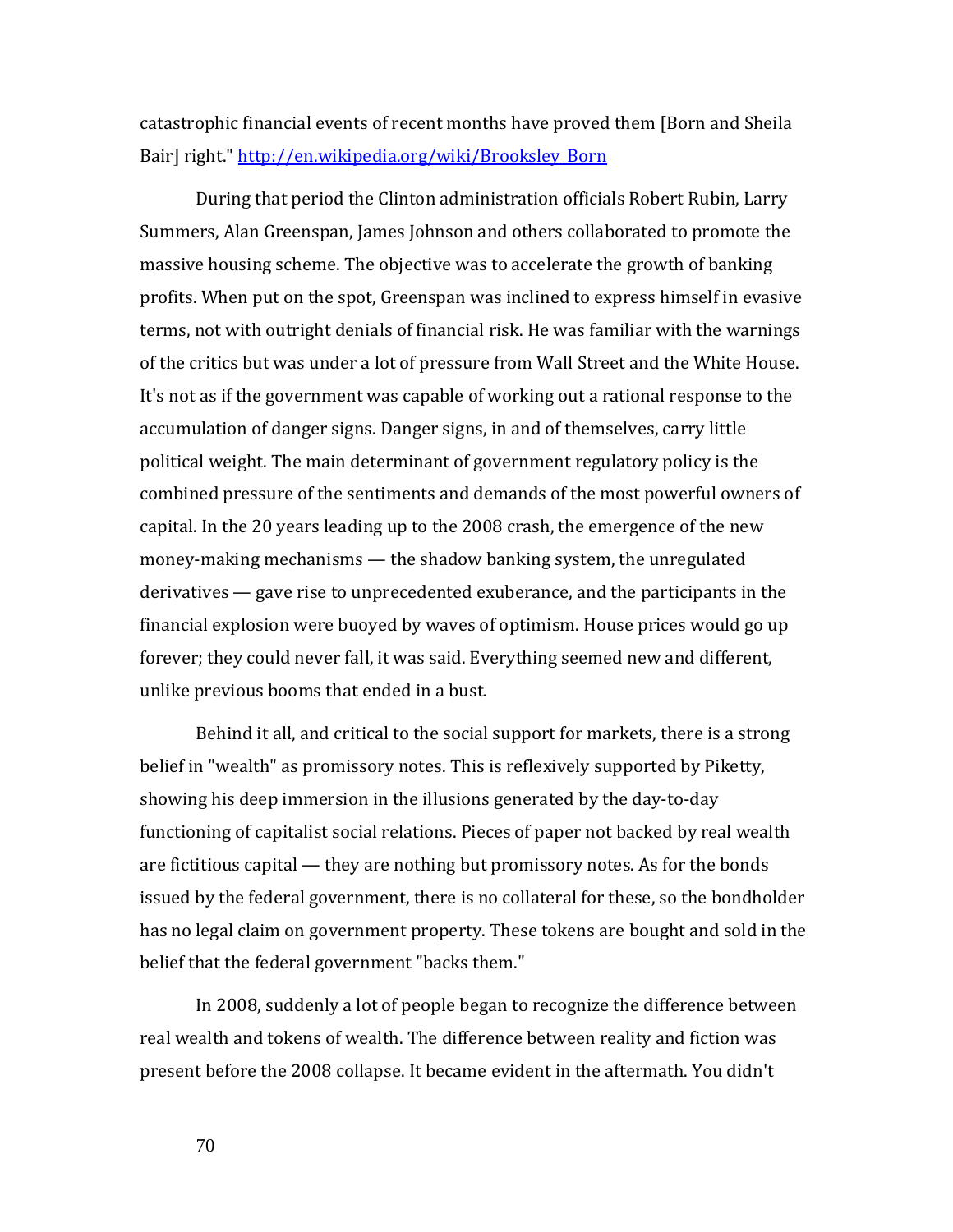catastrophic financial events of recent months have proved them [Born and Sheila Bair] right." http://en.wikipedia.org/wiki/Brooksley_Born

During that period the Clinton administration officials Robert Rubin, Larry Summers, Alan Greenspan, James Johnson and others collaborated to promote the massive housing scheme. The objective was to accelerate the growth of banking profits. When put on the spot, Greenspan was inclined to express himself in evasive terms, not with outright denials of financial risk. He was familiar with the warnings of the critics but was under a lot of pressure from Wall Street and the White House. It's not as if the government was capable of working out a rational response to the accumulation of danger signs. Danger signs, in and of themselves, carry little political weight. The main determinant of government regulatory policy is the combined pressure of the sentiments and demands of the most powerful owners of capital. In the 20 years leading up to the 2008 crash, the emergence of the new money-making mechanisms — the shadow banking system, the unregulated derivatives — gave rise to unprecedented exuberance, and the participants in the financial explosion were buoyed by waves of optimism. House prices would go up forever; they could never fall, it was said. Everything seemed new and different, unlike previous booms that ended in a bust.

Behind it all, and critical to the social support for markets, there is a strong belief in "wealth" as promissory notes. This is reflexively supported by Piketty, showing his deep immersion in the illusions generated by the day-to-day functioning of capitalist social relations. Pieces of paper not backed by real wealth are fictitious capital — they are nothing but promissory notes. As for the bonds issued by the federal government, there is no collateral for these, so the bondholder has no legal claim on government property. These tokens are bought and sold in the belief that the federal government "backs them."

In 2008, suddenly a lot of people began to recognize the difference between real wealth and tokens of wealth. The difference between reality and fiction was present before the 2008 collapse. It became evident in the aftermath. You didn't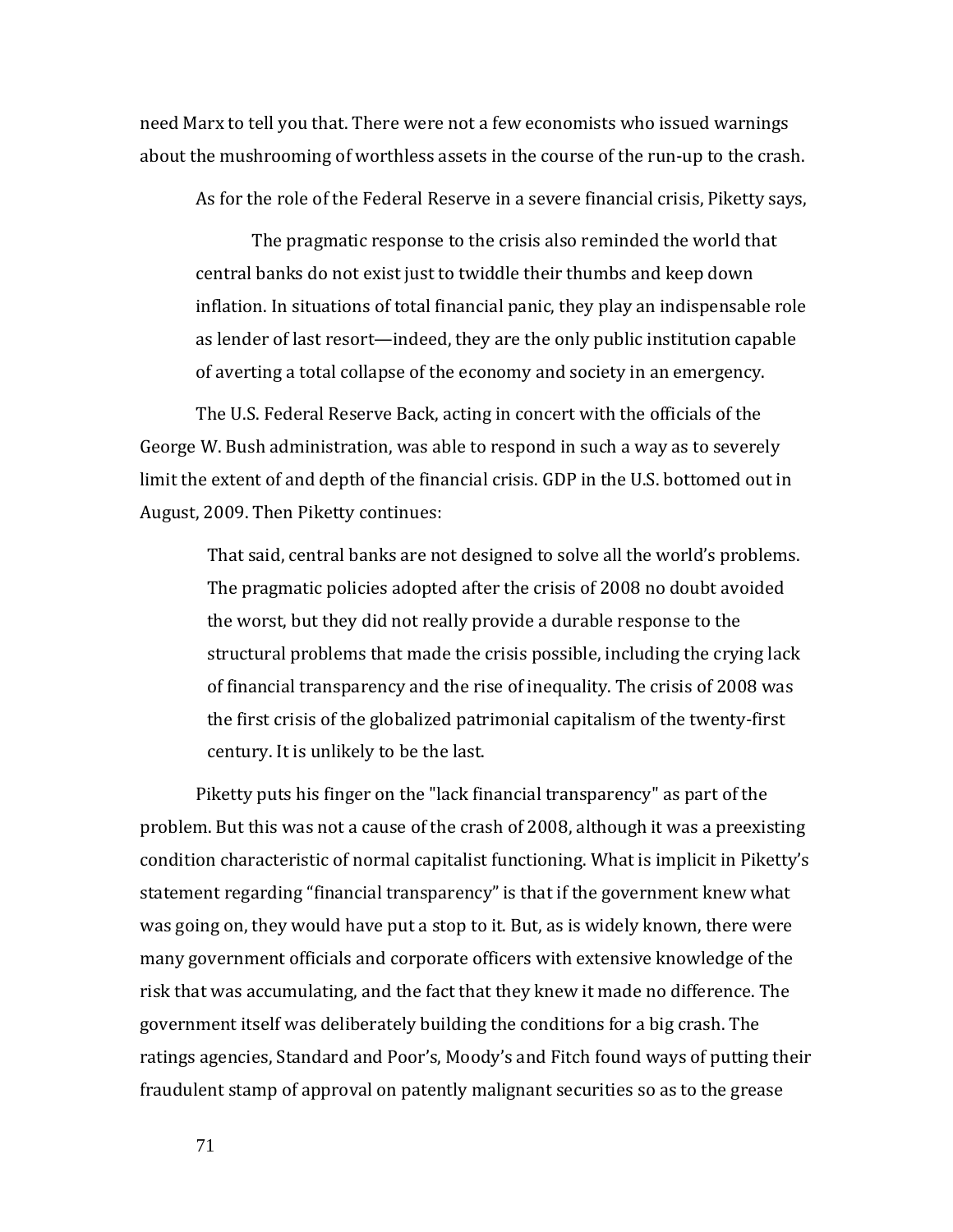need Marx to tell you that. There were not a few economists who issued warnings about the mushrooming of worthless assets in the course of the run-up to the crash.

As for the role of the Federal Reserve in a severe financial crisis, Piketty says,

> The pragmatic response to the crisis also reminded the world that central banks do not exist just to twiddle their thumbs and keep down inflation. In situations of total financial panic, they play an indispensable role as lender of last resort—indeed, they are the only public institution capable of averting a total collapse of the economy and society in an emergency.

The U.S. Federal Reserve Back, acting in concert with the officials of the George W. Bush administration, was able to respond in such a way as to severely limit the extent of and depth of the financial crisis. GDP in the U.S. bottomed out in August, 2009. Then Piketty continues:

> That said, central banks are not designed to solve all the world's problems. The pragmatic policies adopted after the crisis of 2008 no doubt avoided the worst, but they did not really provide a durable response to the structural problems that made the crisis possible, including the crying lack of financial transparency and the rise of inequality. The crisis of 2008 was the first crisis of the globalized patrimonial capitalism of the twenty-first century. It is unlikely to be the last.

Piketty puts his finger on the "lack financial transparency" as part of the problem. But this was not a cause of the crash of 2008, although it was a preexisting condition characteristic of normal capitalist functioning. What is implicit in Piketty's statement regarding "financial transparency" is that if the government knew what was going on, they would have put a stop to it. But, as is widely known, there were many government officials and corporate officers with extensive knowledge of the risk that was accumulating, and the fact that they knew it made no difference. The government itself was deliberately building the conditions for a big crash. The ratings agencies, Standard and Poor's, Moody's and Fitch found ways of putting their fraudulent stamp of approval on patently malignant securities so as to the grease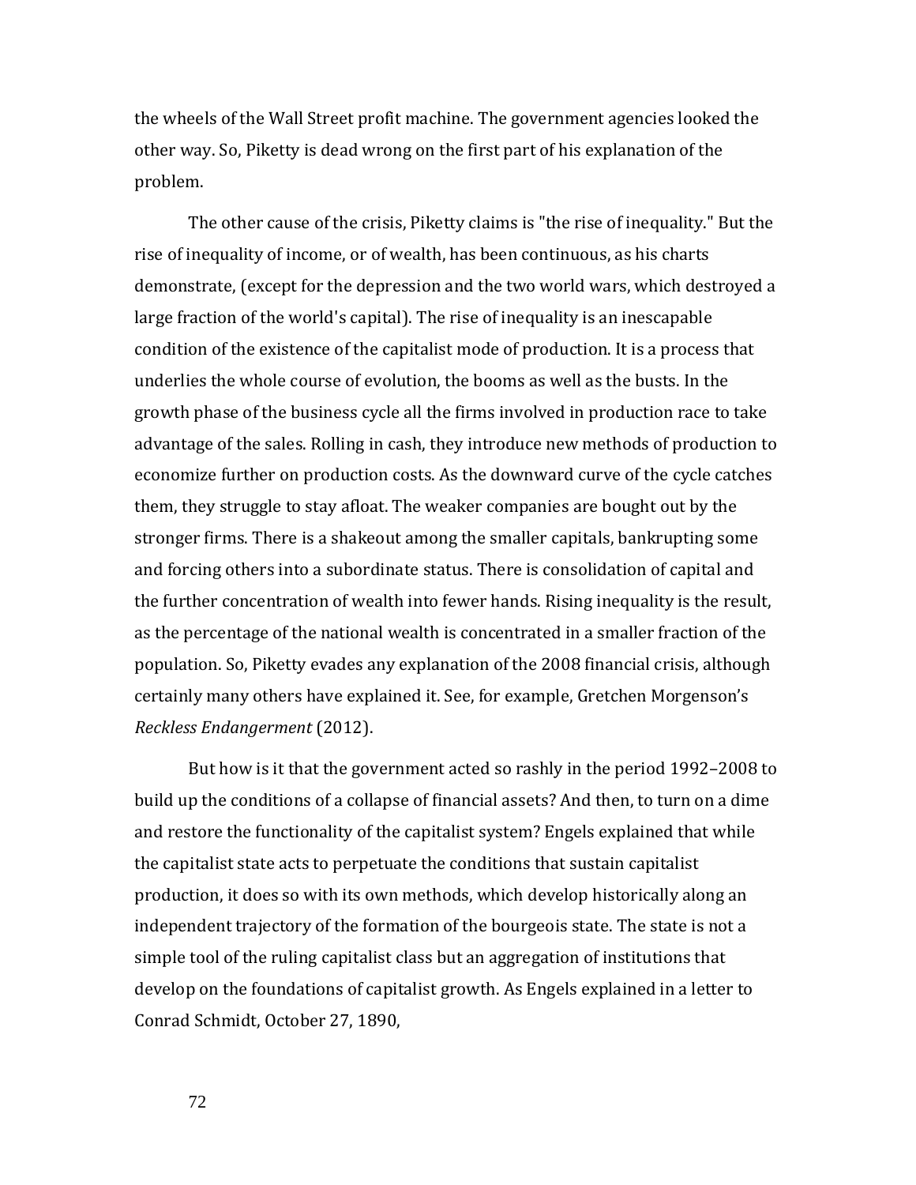the wheels of the Wall Street profit machine. The government agencies looked the other way. So, Piketty is dead wrong on the first part of his explanation of the problem.

The other cause of the crisis, Piketty claims is "the rise of inequality." But the rise of inequality of income, or of wealth, has been continuous, as his charts demonstrate, (except for the depression and the two world wars, which destroyed a large fraction of the world's capital). The rise of inequality is an inescapable condition of the existence of the capitalist mode of production. It is a process that underlies the whole course of evolution, the booms as well as the busts. In the growth phase of the business cycle all the firms involved in production race to take advantage of the sales. Rolling in cash, they introduce new methods of production to economize further on production costs. As the downward curve of the cycle catches them, they struggle to stay afloat. The weaker companies are bought out by the stronger firms. There is a shakeout among the smaller capitals, bankrupting some and forcing others into a subordinate status. There is consolidation of capital and the further concentration of wealth into fewer hands. Rising inequality is the result, as the percentage of the national wealth is concentrated in a smaller fraction of the population. So, Piketty evades any explanation of the 2008 financial crisis, although certainly many others have explained it. See, for example, Gretchen Morgenson's *Reckless Endangerment* (2012).

But how is it that the government acted so rashly in the period 1992–2008 to build up the conditions of a collapse of financial assets? And then, to turn on a dime and restore the functionality of the capitalist system? Engels explained that while the capitalist state acts to perpetuate the conditions that sustain capitalist production, it does so with its own methods, which develop historically along an independent trajectory of the formation of the bourgeois state. The state is not a simple tool of the ruling capitalist class but an aggregation of institutions that develop on the foundations of capitalist growth. As Engels explained in a letter to Conrad Schmidt, October 27, 1890,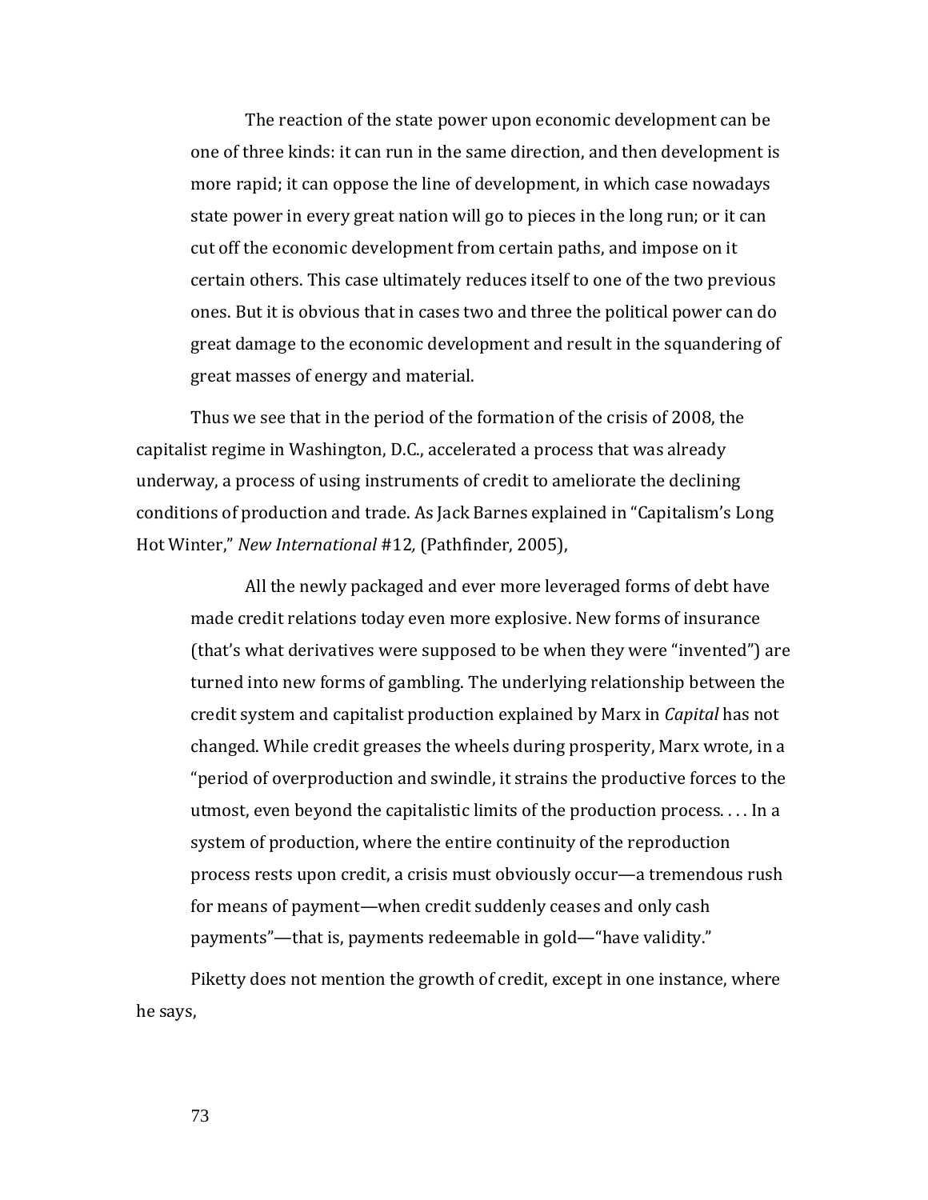> The reaction of the state power upon economic development can be one of three kinds: it can run in the same direction, and then development is more rapid; it can oppose the line of development, in which case nowadays state power in every great nation will go to pieces in the long run; or it can cut off the economic development from certain paths, and impose on it certain others. This case ultimately reduces itself to one of the two previous ones. But it is obvious that in cases two and three the political power can do great damage to the economic development and result in the squandering of great masses of energy and material.

Thus we see that in the period of the formation of the crisis of 2008, the capitalist regime in Washington, D.C., accelerated a process that was already underway, a process of using instruments of credit to ameliorate the declining conditions of production and trade. As Jack Barnes explained in "Capitalism's Long Hot Winter," *New International* #12*,* (Pathfinder, 2005),

> All the newly packaged and ever more leveraged forms of debt have made credit relations today even more explosive. New forms of insurance (that's what derivatives were supposed to be when they were "invented") are turned into new forms of gambling. The underlying relationship between the credit system and capitalist production explained by Marx in *Capital* has not changed. While credit greases the wheels during prosperity, Marx wrote, in a "period of overproduction and swindle, it strains the productive forces to the utmost, even beyond the capitalistic limits of the production process. . . . In a system of production, where the entire continuity of the reproduction process rests upon credit, a crisis must obviously occur—a tremendous rush for means of payment—when credit suddenly ceases and only cash payments"—that is, payments redeemable in gold—"have validity."

Piketty does not mention the growth of credit, except in one instance, where he says,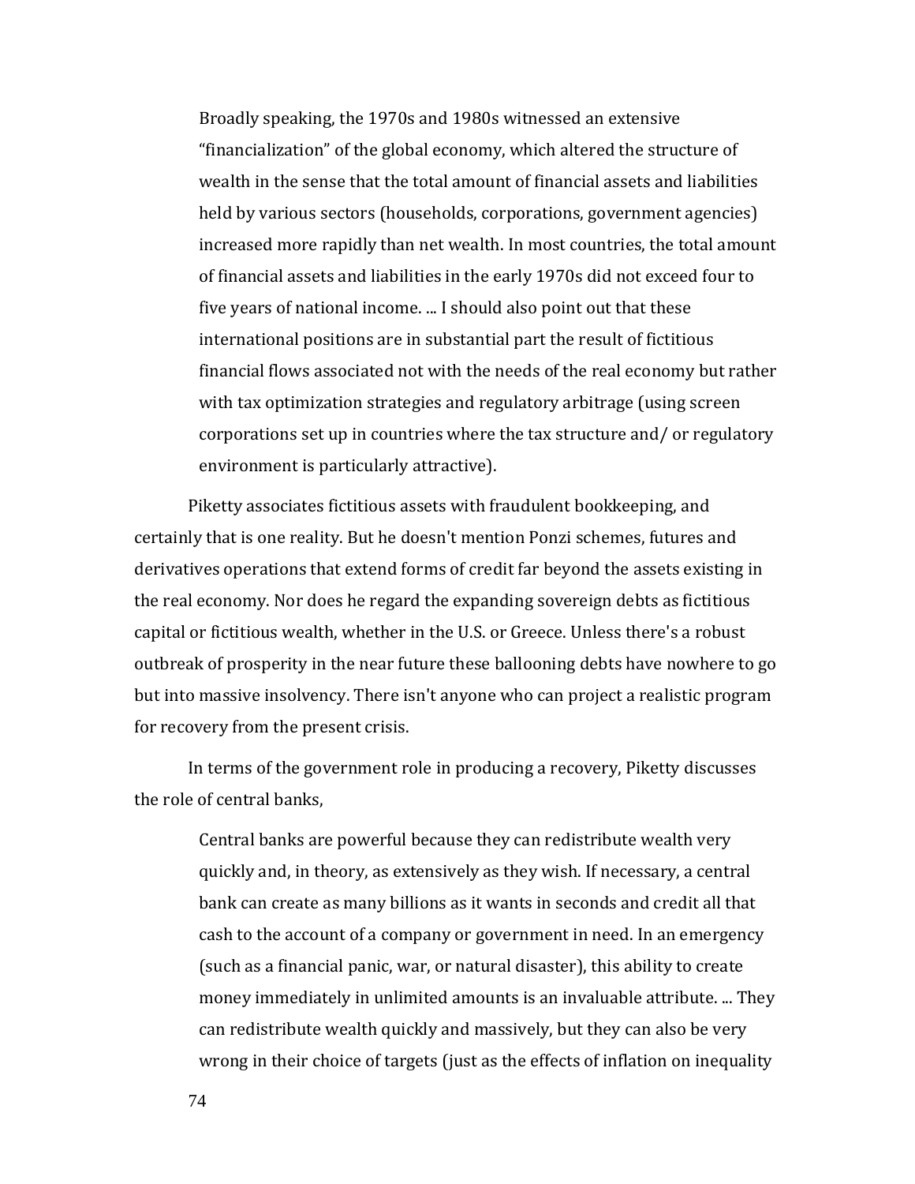> Broadly speaking, the 1970s and 1980s witnessed an extensive "financialization" of the global economy, which altered the structure of wealth in the sense that the total amount of financial assets and liabilities held by various sectors (households, corporations, government agencies) increased more rapidly than net wealth. In most countries, the total amount of financial assets and liabilities in the early 1970s did not exceed four to five years of national income. ... I should also point out that these international positions are in substantial part the result of fictitious financial flows associated not with the needs of the real economy but rather with tax optimization strategies and regulatory arbitrage (using screen corporations set up in countries where the tax structure and/ or regulatory environment is particularly attractive).

Piketty associates fictitious assets with fraudulent bookkeeping, and certainly that is one reality. But he doesn't mention Ponzi schemes, futures and derivatives operations that extend forms of credit far beyond the assets existing in the real economy. Nor does he regard the expanding sovereign debts as fictitious capital or fictitious wealth, whether in the U.S. or Greece. Unless there's a robust outbreak of prosperity in the near future these ballooning debts have nowhere to go but into massive insolvency. There isn't anyone who can project a realistic program for recovery from the present crisis.

In terms of the government role in producing a recovery, Piketty discusses the role of central banks,

> Central banks are powerful because they can redistribute wealth very quickly and, in theory, as extensively as they wish. If necessary, a central bank can create as many billions as it wants in seconds and credit all that cash to the account of a company or government in need. In an emergency (such as a financial panic, war, or natural disaster), this ability to create money immediately in unlimited amounts is an invaluable attribute. ... They can redistribute wealth quickly and massively, but they can also be very wrong in their choice of targets (just as the effects of inflation on inequality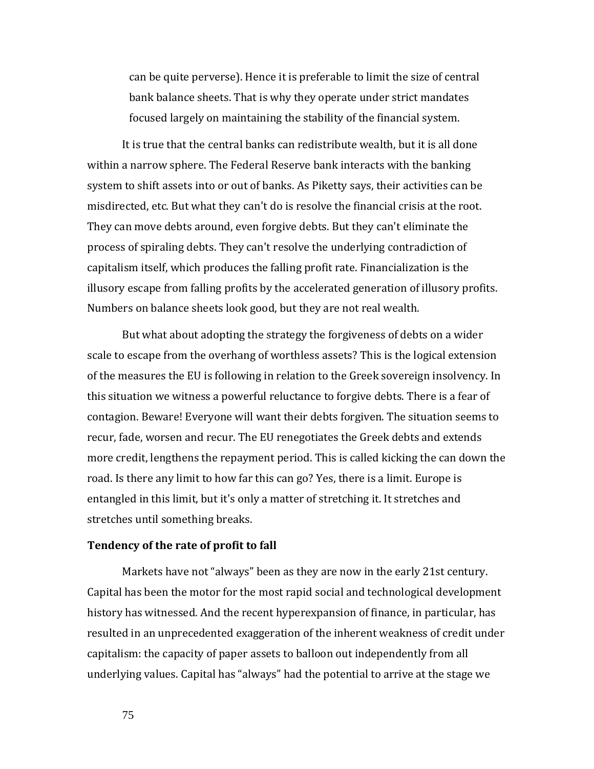can be quite perverse). Hence it is preferable to limit the size of central bank balance sheets. That is why they operate under strict mandates focused largely on maintaining the stability of the financial system.

It is true that the central banks can redistribute wealth, but it is all done within a narrow sphere. The Federal Reserve bank interacts with the banking system to shift assets into or out of banks. As Piketty says, their activities can be misdirected, etc. But what they can't do is resolve the financial crisis at the root. They can move debts around, even forgive debts. But they can't eliminate the process of spiraling debts. They can't resolve the underlying contradiction of capitalism itself, which produces the falling profit rate. Financialization is the illusory escape from falling profits by the accelerated generation of illusory profits. Numbers on balance sheets look good, but they are not real wealth.

But what about adopting the strategy the forgiveness of debts on a wider scale to escape from the overhang of worthless assets? This is the logical extension of the measures the EU is following in relation to the Greek sovereign insolvency. In this situation we witness a powerful reluctance to forgive debts. There is a fear of contagion. Beware! Everyone will want their debts forgiven. The situation seems to recur, fade, worsen and recur. The EU renegotiates the Greek debts and extends more credit, lengthens the repayment period. This is called kicking the can down the road. Is there any limit to how far this can go? Yes, there is a limit. Europe is entangled in this limit, but it's only a matter of stretching it. It stretches and stretches until something breaks.

**Tendency of the rate of profit to fall**

Markets have not "always" been as they are now in the early 21st century. Capital has been the motor for the most rapid social and technological development history has witnessed. And the recent hyperexpansion of finance, in particular, has resulted in an unprecedented exaggeration of the inherent weakness of credit under capitalism: the capacity of paper assets to balloon out independently from all underlying values. Capital has "always" had the potential to arrive at the stage we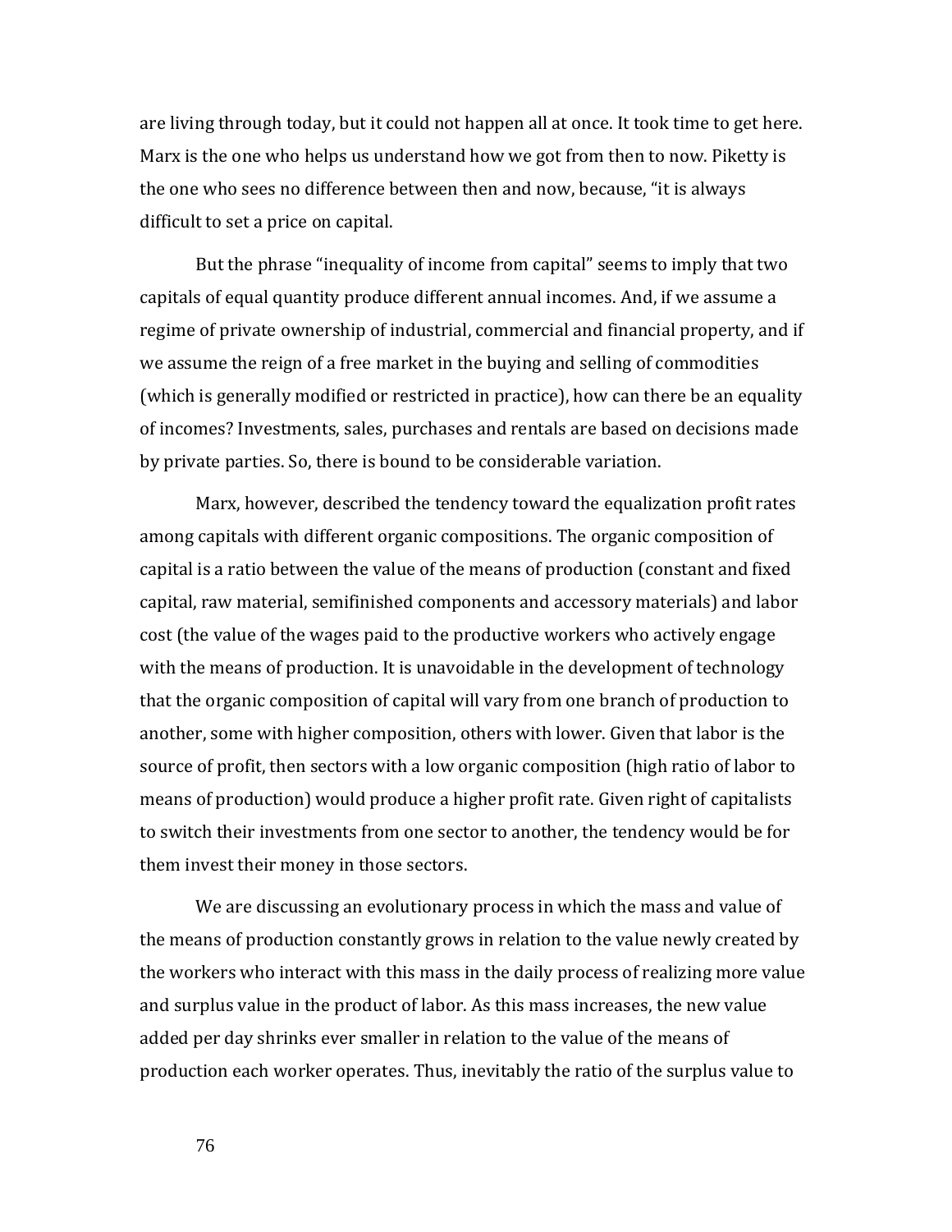are living through today, but it could not happen all at once. It took time to get here. Marx is the one who helps us understand how we got from then to now. Piketty is the one who sees no difference between then and now, because, "it is always difficult to set a price on capital.

But the phrase "inequality of income from capital" seems to imply that two capitals of equal quantity produce different annual incomes. And, if we assume a regime of private ownership of industrial, commercial and financial property, and if we assume the reign of a free market in the buying and selling of commodities (which is generally modified or restricted in practice), how can there be an equality of incomes? Investments, sales, purchases and rentals are based on decisions made by private parties. So, there is bound to be considerable variation.

Marx, however, described the tendency toward the equalization profit rates among capitals with different organic compositions. The organic composition of capital is a ratio between the value of the means of production (constant and fixed capital, raw material, semifinished components and accessory materials) and labor cost (the value of the wages paid to the productive workers who actively engage with the means of production. It is unavoidable in the development of technology that the organic composition of capital will vary from one branch of production to another, some with higher composition, others with lower. Given that labor is the source of profit, then sectors with a low organic composition (high ratio of labor to means of production) would produce a higher profit rate. Given right of capitalists to switch their investments from one sector to another, the tendency would be for them invest their money in those sectors.

We are discussing an evolutionary process in which the mass and value of the means of production constantly grows in relation to the value newly created by the workers who interact with this mass in the daily process of realizing more value and surplus value in the product of labor. As this mass increases, the new value added per day shrinks ever smaller in relation to the value of the means of production each worker operates. Thus, inevitably the ratio of the surplus value to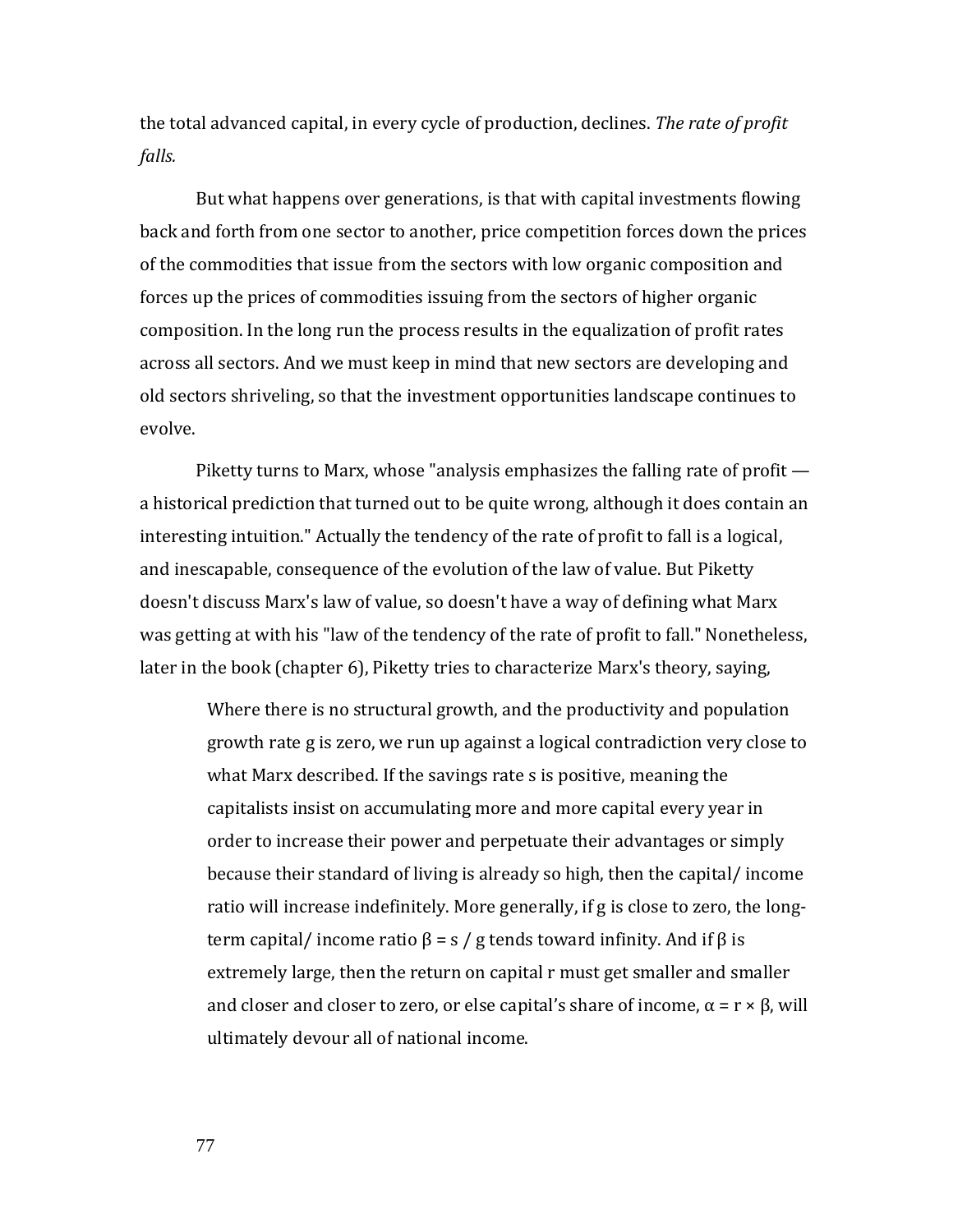the total advanced capital, in every cycle of production, declines. *The rate of profit falls.*

But what happens over generations, is that with capital investments flowing back and forth from one sector to another, price competition forces down the prices of the commodities that issue from the sectors with low organic composition and forces up the prices of commodities issuing from the sectors of higher organic composition. In the long run the process results in the equalization of profit rates across all sectors. And we must keep in mind that new sectors are developing and old sectors shriveling, so that the investment opportunities landscape continues to evolve.

Piketty turns to Marx, whose "analysis emphasizes the falling rate of profit — a historical prediction that turned out to be quite wrong, although it does contain an interesting intuition." Actually the tendency of the rate of profit to fall is a logical, and inescapable, consequence of the evolution of the law of value. But Piketty doesn't discuss Marx's law of value, so doesn't have a way of defining what Marx was getting at with his "law of the tendency of the rate of profit to fall." Nonetheless, later in the book (chapter 6), Piketty tries to characterize Marx's theory, saying,

> Where there is no structural growth, and the productivity and population growth rate g is zero, we run up against a logical contradiction very close to what Marx described. If the savings rate s is positive, meaning the capitalists insist on accumulating more and more capital every year in order to increase their power and perpetuate their advantages or simply because their standard of living is already so high, then the capital/ income ratio will increase indefinitely. More generally, if g is close to zero, the long-term capital/ income ratio $\beta = s / g$ tends toward infinity. And if $\beta$ is extremely large, then the return on capital r must get smaller and smaller and closer and closer to zero, or else capital's share of income, $\alpha = r \times \beta$, will ultimately devour all of national income.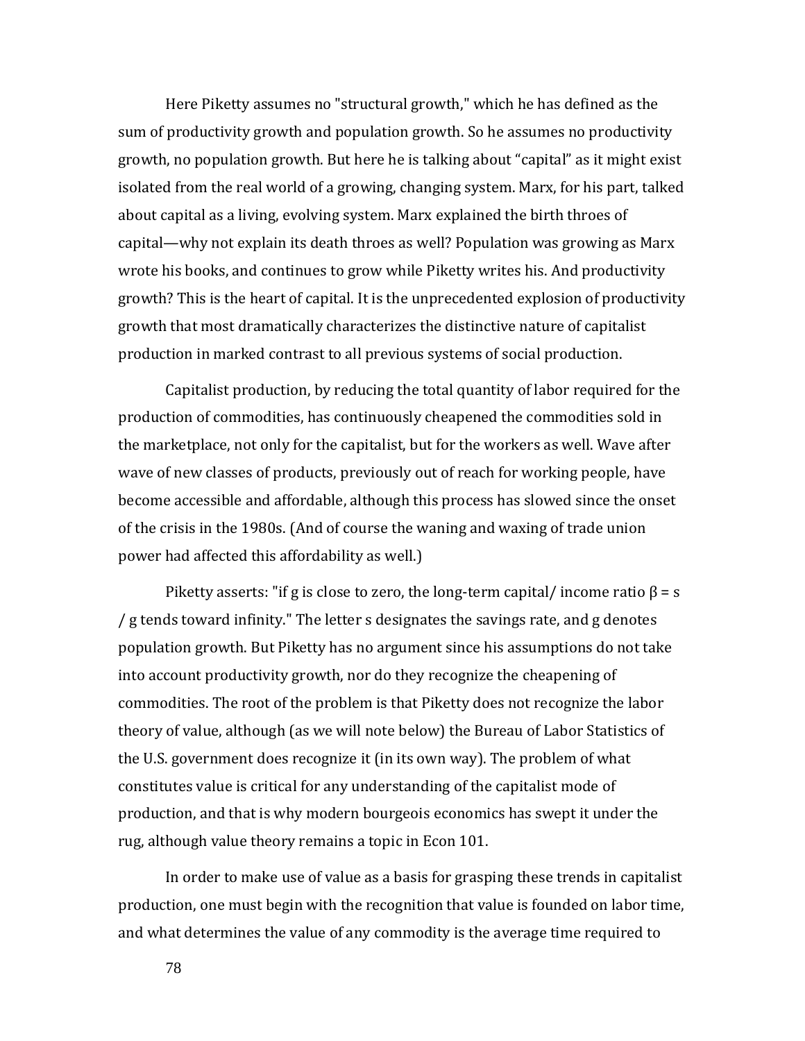Here Piketty assumes no "structural growth," which he has defined as the sum of productivity growth and population growth. So he assumes no productivity growth, no population growth. But here he is talking about "capital" as it might exist isolated from the real world of a growing, changing system. Marx, for his part, talked about capital as a living, evolving system. Marx explained the birth throes of capital—why not explain its death throes as well? Population was growing as Marx wrote his books, and continues to grow while Piketty writes his. And productivity growth? This is the heart of capital. It is the unprecedented explosion of productivity growth that most dramatically characterizes the distinctive nature of capitalist production in marked contrast to all previous systems of social production.

Capitalist production, by reducing the total quantity of labor required for the production of commodities, has continuously cheapened the commodities sold in the marketplace, not only for the capitalist, but for the workers as well. Wave after wave of new classes of products, previously out of reach for working people, have become accessible and affordable, although this process has slowed since the onset of the crisis in the 1980s. (And of course the waning and waxing of trade union power had affected this affordability as well.)

Piketty asserts: "if g is close to zero, the long-term capital/ income ratio $\beta = s / g$ tends toward infinity." The letter s designates the savings rate, and g denotes population growth. But Piketty has no argument since his assumptions do not take into account productivity growth, nor do they recognize the cheapening of commodities. The root of the problem is that Piketty does not recognize the labor theory of value, although (as we will note below) the Bureau of Labor Statistics of the U.S. government does recognize it (in its own way). The problem of what constitutes value is critical for any understanding of the capitalist mode of production, and that is why modern bourgeois economics has swept it under the rug, although value theory remains a topic in Econ 101.

In order to make use of value as a basis for grasping these trends in capitalist production, one must begin with the recognition that value is founded on labor time, and what determines the value of any commodity is the average time required to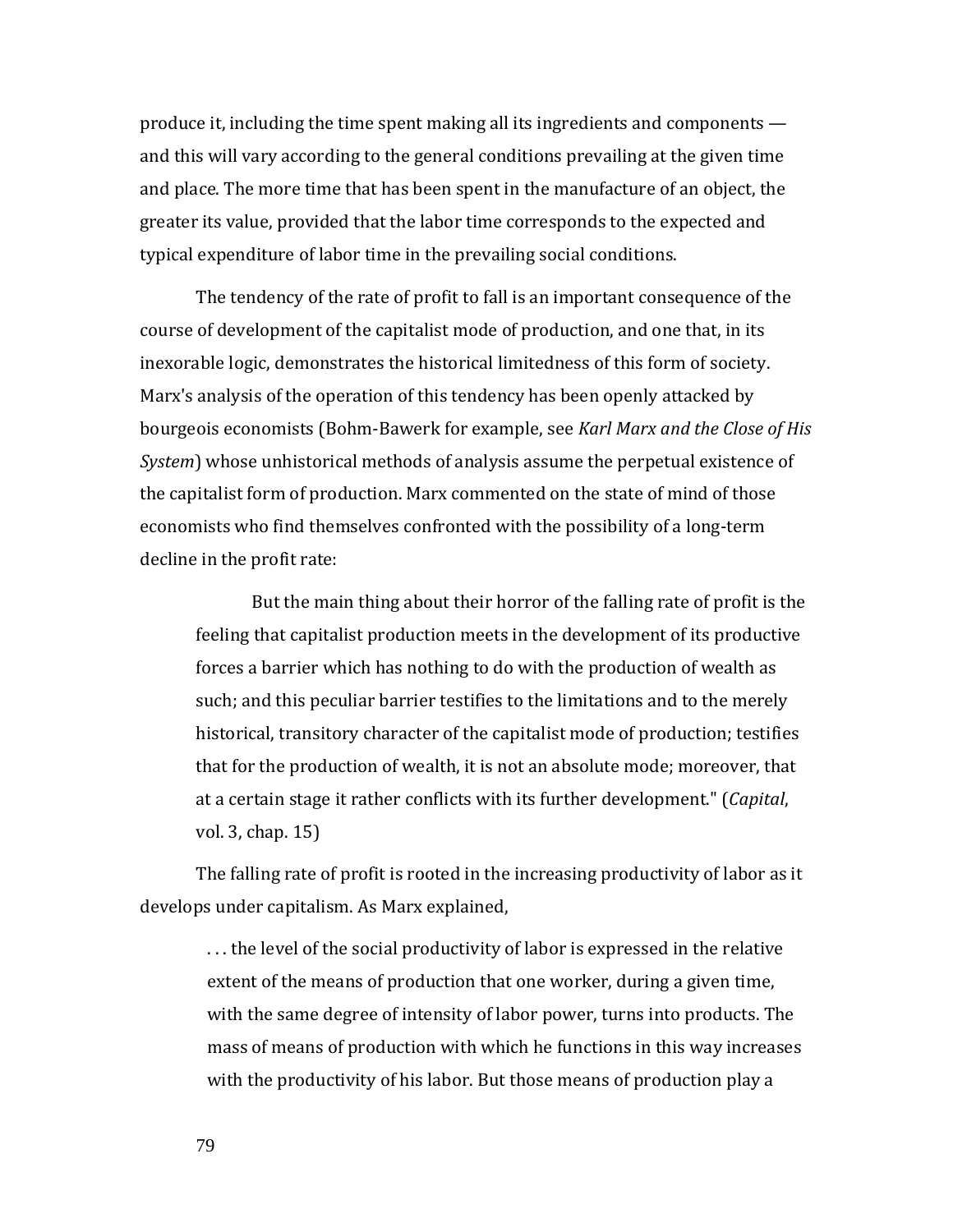produce it, including the time spent making all its ingredients and components — and this will vary according to the general conditions prevailing at the given time and place. The more time that has been spent in the manufacture of an object, the greater its value, provided that the labor time corresponds to the expected and typical expenditure of labor time in the prevailing social conditions.

The tendency of the rate of profit to fall is an important consequence of the course of development of the capitalist mode of production, and one that, in its inexorable logic, demonstrates the historical limitedness of this form of society. Marx's analysis of the operation of this tendency has been openly attacked by bourgeois economists (Bohm-Bawerk for example, see *Karl Marx and the Close of His System*) whose unhistorical methods of analysis assume the perpetual existence of the capitalist form of production. Marx commented on the state of mind of those economists who find themselves confronted with the possibility of a long-term decline in the profit rate:

> But the main thing about their horror of the falling rate of profit is the feeling that capitalist production meets in the development of its productive forces a barrier which has nothing to do with the production of wealth as such; and this peculiar barrier testifies to the limitations and to the merely historical, transitory character of the capitalist mode of production; testifies that for the production of wealth, it is not an absolute mode; moreover, that at a certain stage it rather conflicts with its further development." (*Capital*, vol. 3, chap. 15)

The falling rate of profit is rooted in the increasing productivity of labor as it develops under capitalism. As Marx explained,

> . . . the level of the social productivity of labor is expressed in the relative extent of the means of production that one worker, during a given time, with the same degree of intensity of labor power, turns into products. The mass of means of production with which he functions in this way increases with the productivity of his labor. But those means of production play a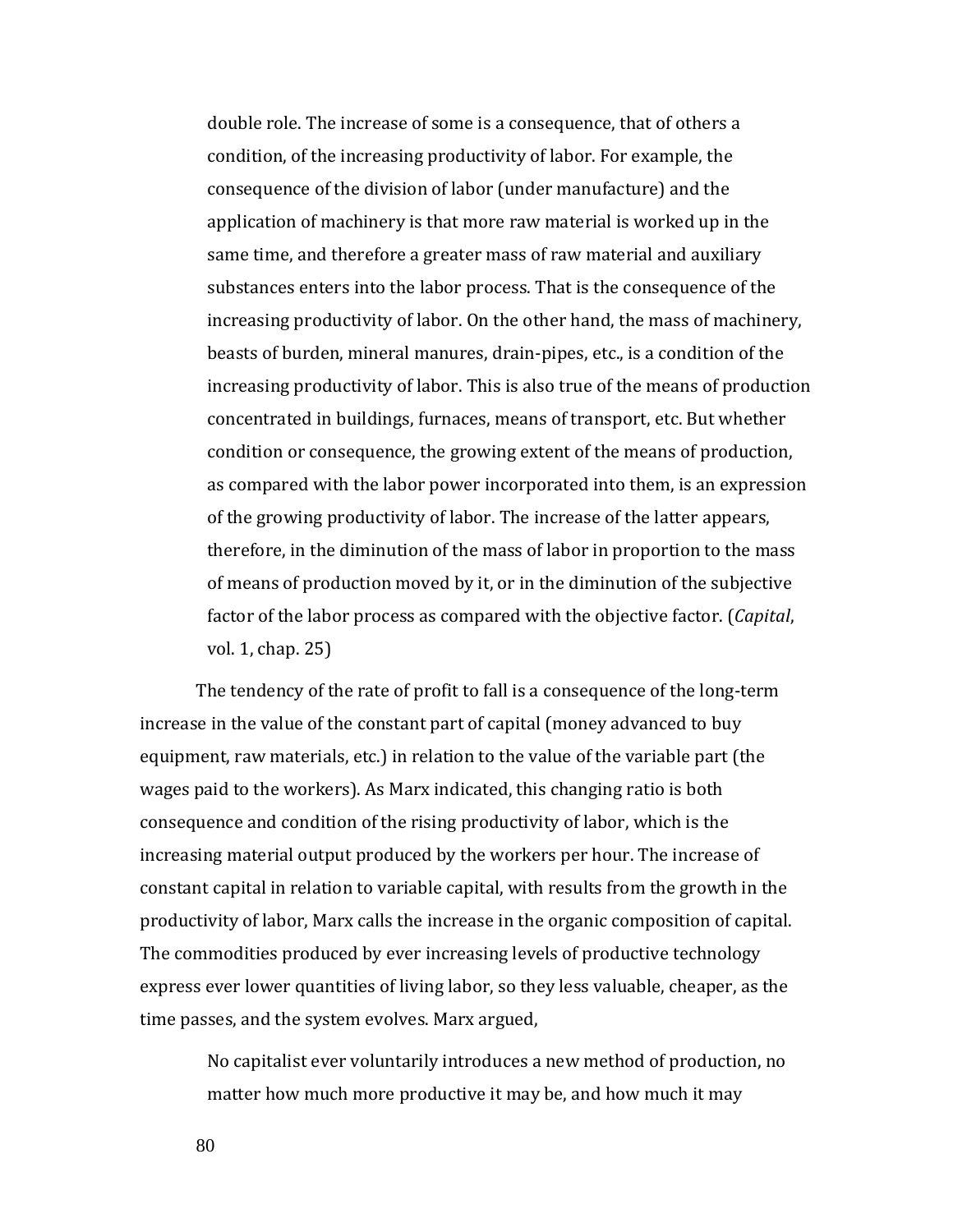> double role. The increase of some is a consequence, that of others a condition, of the increasing productivity of labor. For example, the consequence of the division of labor (under manufacture) and the application of machinery is that more raw material is worked up in the same time, and therefore a greater mass of raw material and auxiliary substances enters into the labor process. That is the consequence of the increasing productivity of labor. On the other hand, the mass of machinery, beasts of burden, mineral manures, drain-pipes, etc., is a condition of the increasing productivity of labor. This is also true of the means of production concentrated in buildings, furnaces, means of transport, etc. But whether condition or consequence, the growing extent of the means of production, as compared with the labor power incorporated into them, is an expression of the growing productivity of labor. The increase of the latter appears, therefore, in the diminution of the mass of labor in proportion to the mass of means of production moved by it, or in the diminution of the subjective factor of the labor process as compared with the objective factor. (*Capital*, vol. 1, chap. 25)

The tendency of the rate of profit to fall is a consequence of the long-term increase in the value of the constant part of capital (money advanced to buy equipment, raw materials, etc.) in relation to the value of the variable part (the wages paid to the workers). As Marx indicated, this changing ratio is both consequence and condition of the rising productivity of labor, which is the increasing material output produced by the workers per hour. The increase of constant capital in relation to variable capital, with results from the growth in the productivity of labor, Marx calls the increase in the organic composition of capital. The commodities produced by ever increasing levels of productive technology express ever lower quantities of living labor, so they less valuable, cheaper, as the time passes, and the system evolves. Marx argued,

> No capitalist ever voluntarily introduces a new method of production, no matter how much more productive it may be, and how much it may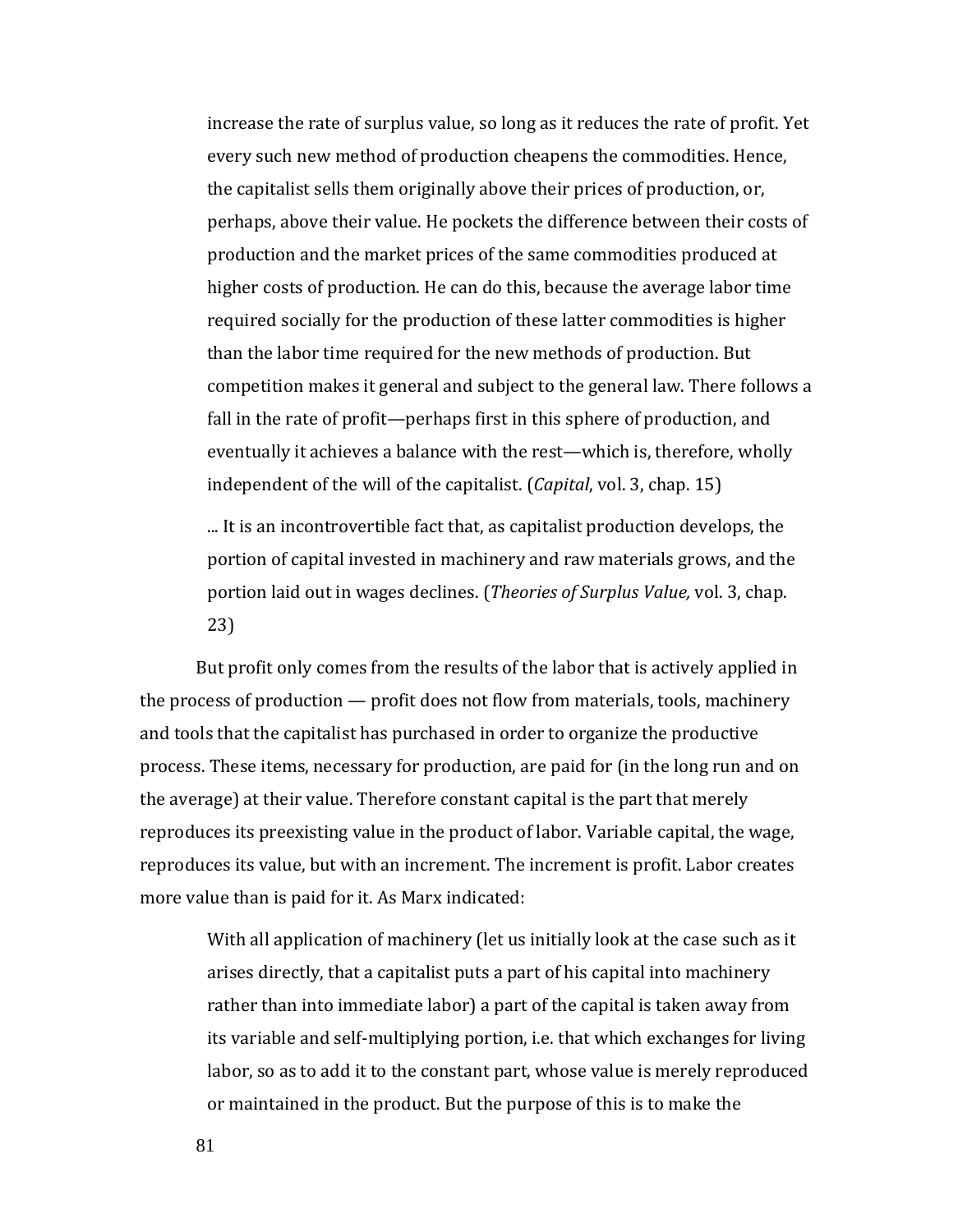> increase the rate of surplus value, so long as it reduces the rate of profit. Yet every such new method of production cheapens the commodities. Hence, the capitalist sells them originally above their prices of production, or, perhaps, above their value. He pockets the difference between their costs of production and the market prices of the same commodities produced at higher costs of production. He can do this, because the average labor time required socially for the production of these latter commodities is higher than the labor time required for the new methods of production. But competition makes it general and subject to the general law. There follows a fall in the rate of profit—perhaps first in this sphere of production, and eventually it achieves a balance with the rest—which is, therefore, wholly independent of the will of the capitalist. (*Capital*, vol. 3, chap. 15)
>
> ... It is an incontrovertible fact that, as capitalist production develops, the portion of capital invested in machinery and raw materials grows, and the portion laid out in wages declines. (*Theories of Surplus Value,* vol. 3, chap. 23)

But profit only comes from the results of the labor that is actively applied in the process of production — profit does not flow from materials, tools, machinery and tools that the capitalist has purchased in order to organize the productive process. These items, necessary for production, are paid for (in the long run and on the average) at their value. Therefore constant capital is the part that merely reproduces its preexisting value in the product of labor. Variable capital, the wage, reproduces its value, but with an increment. The increment is profit. Labor creates more value than is paid for it. As Marx indicated:

> With all application of machinery (let us initially look at the case such as it arises directly, that a capitalist puts a part of his capital into machinery rather than into immediate labor) a part of the capital is taken away from its variable and self-multiplying portion, i.e. that which exchanges for living labor, so as to add it to the constant part, whose value is merely reproduced or maintained in the product. But the purpose of this is to make the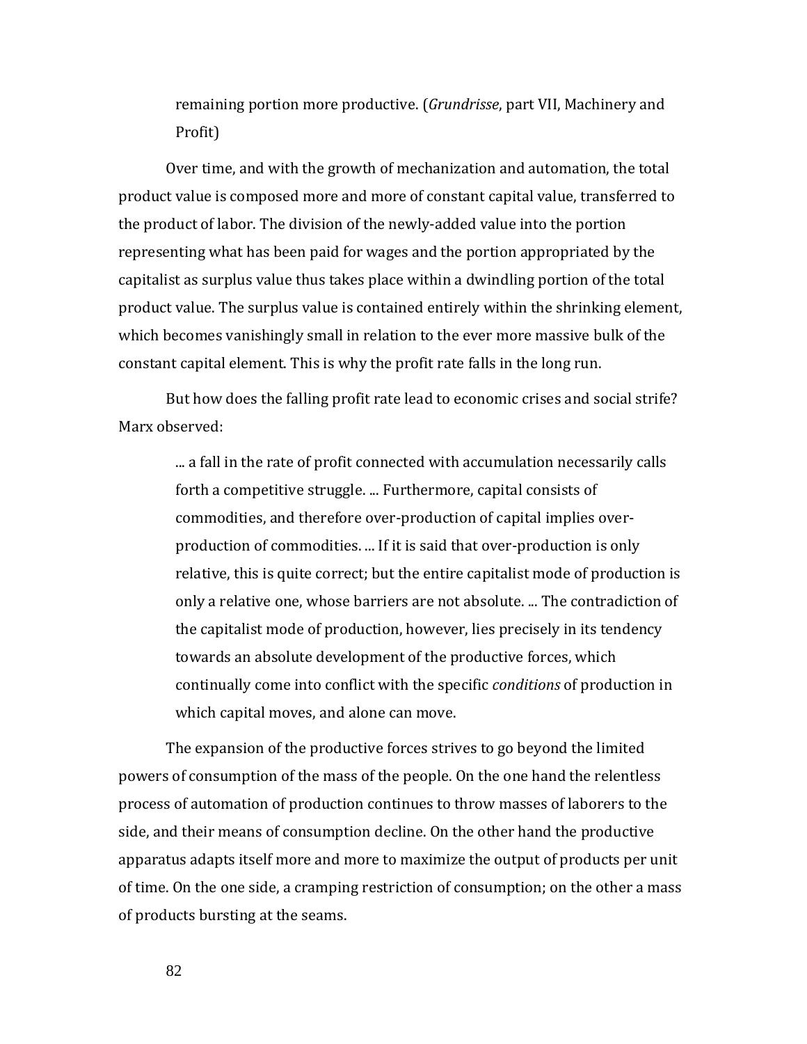> remaining portion more productive. (*Grundrisse*, part VII, Machinery and Profit)

Over time, and with the growth of mechanization and automation, the total product value is composed more and more of constant capital value, transferred to the product of labor. The division of the newly-added value into the portion representing what has been paid for wages and the portion appropriated by the capitalist as surplus value thus takes place within a dwindling portion of the total product value. The surplus value is contained entirely within the shrinking element, which becomes vanishingly small in relation to the ever more massive bulk of the constant capital element. This is why the profit rate falls in the long run.

But how does the falling profit rate lead to economic crises and social strife? Marx observed:

> ... a fall in the rate of profit connected with accumulation necessarily calls forth a competitive struggle. ... Furthermore, capital consists of commodities, and therefore over-production of capital implies over-production of commodities. ... If it is said that over-production is only relative, this is quite correct; but the entire capitalist mode of production is only a relative one, whose barriers are not absolute. ... The contradiction of the capitalist mode of production, however, lies precisely in its tendency towards an absolute development of the productive forces, which continually come into conflict with the specific *conditions* of production in which capital moves, and alone can move.

The expansion of the productive forces strives to go beyond the limited powers of consumption of the mass of the people. On the one hand the relentless process of automation of production continues to throw masses of laborers to the side, and their means of consumption decline. On the other hand the productive apparatus adapts itself more and more to maximize the output of products per unit of time. On the one side, a cramping restriction of consumption; on the other a mass of products bursting at the seams.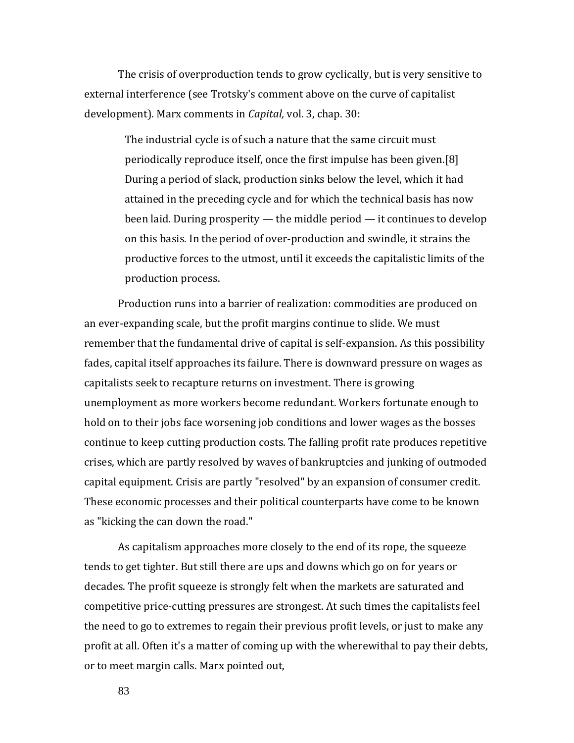The crisis of overproduction tends to grow cyclically, but is very sensitive to external interference (see Trotsky's comment above on the curve of capitalist development). Marx comments in *Capital,* vol. 3, chap. 30:

> The industrial cycle is of such a nature that the same circuit must periodically reproduce itself, once the first impulse has been given.[8] During a period of slack, production sinks below the level, which it had attained in the preceding cycle and for which the technical basis has now been laid. During prosperity — the middle period — it continues to develop on this basis. In the period of over-production and swindle, it strains the productive forces to the utmost, until it exceeds the capitalistic limits of the production process.

Production runs into a barrier of realization: commodities are produced on an ever-expanding scale, but the profit margins continue to slide. We must remember that the fundamental drive of capital is self-expansion. As this possibility fades, capital itself approaches its failure. There is downward pressure on wages as capitalists seek to recapture returns on investment. There is growing unemployment as more workers become redundant. Workers fortunate enough to hold on to their jobs face worsening job conditions and lower wages as the bosses continue to keep cutting production costs. The falling profit rate produces repetitive crises, which are partly resolved by waves of bankruptcies and junking of outmoded capital equipment. Crisis are partly "resolved" by an expansion of consumer credit. These economic processes and their political counterparts have come to be known as "kicking the can down the road."

As capitalism approaches more closely to the end of its rope, the squeeze tends to get tighter. But still there are ups and downs which go on for years or decades. The profit squeeze is strongly felt when the markets are saturated and competitive price-cutting pressures are strongest. At such times the capitalists feel the need to go to extremes to regain their previous profit levels, or just to make any profit at all. Often it's a matter of coming up with the wherewithal to pay their debts, or to meet margin calls. Marx pointed out,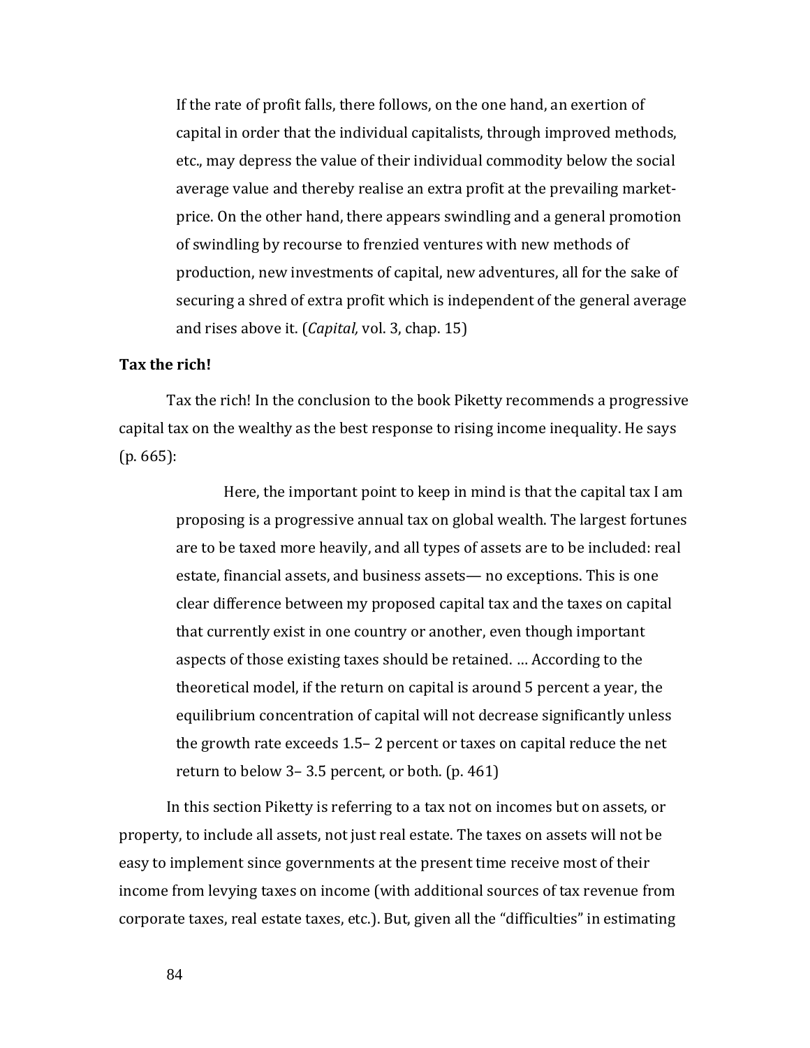> If the rate of profit falls, there follows, on the one hand, an exertion of capital in order that the individual capitalists, through improved methods, etc., may depress the value of their individual commodity below the social average value and thereby realise an extra profit at the prevailing market-price. On the other hand, there appears swindling and a general promotion of swindling by recourse to frenzied ventures with new methods of production, new investments of capital, new adventures, all for the sake of securing a shred of extra profit which is independent of the general average and rises above it. (*Capital,* vol. 3, chap. 15)

**Tax the rich!**

Tax the rich! In the conclusion to the book Piketty recommends a progressive capital tax on the wealthy as the best response to rising income inequality. He says (p. 665):

> Here, the important point to keep in mind is that the capital tax I am proposing is a progressive annual tax on global wealth. The largest fortunes are to be taxed more heavily, and all types of assets are to be included: real estate, financial assets, and business assets— no exceptions. This is one clear difference between my proposed capital tax and the taxes on capital that currently exist in one country or another, even though important aspects of those existing taxes should be retained. … According to the theoretical model, if the return on capital is around 5 percent a year, the equilibrium concentration of capital will not decrease significantly unless the growth rate exceeds 1.5– 2 percent or taxes on capital reduce the net return to below 3– 3.5 percent, or both. (p. 461)

In this section Piketty is referring to a tax not on incomes but on assets, or property, to include all assets, not just real estate. The taxes on assets will not be easy to implement since governments at the present time receive most of their income from levying taxes on income (with additional sources of tax revenue from corporate taxes, real estate taxes, etc.). But, given all the "difficulties" in estimating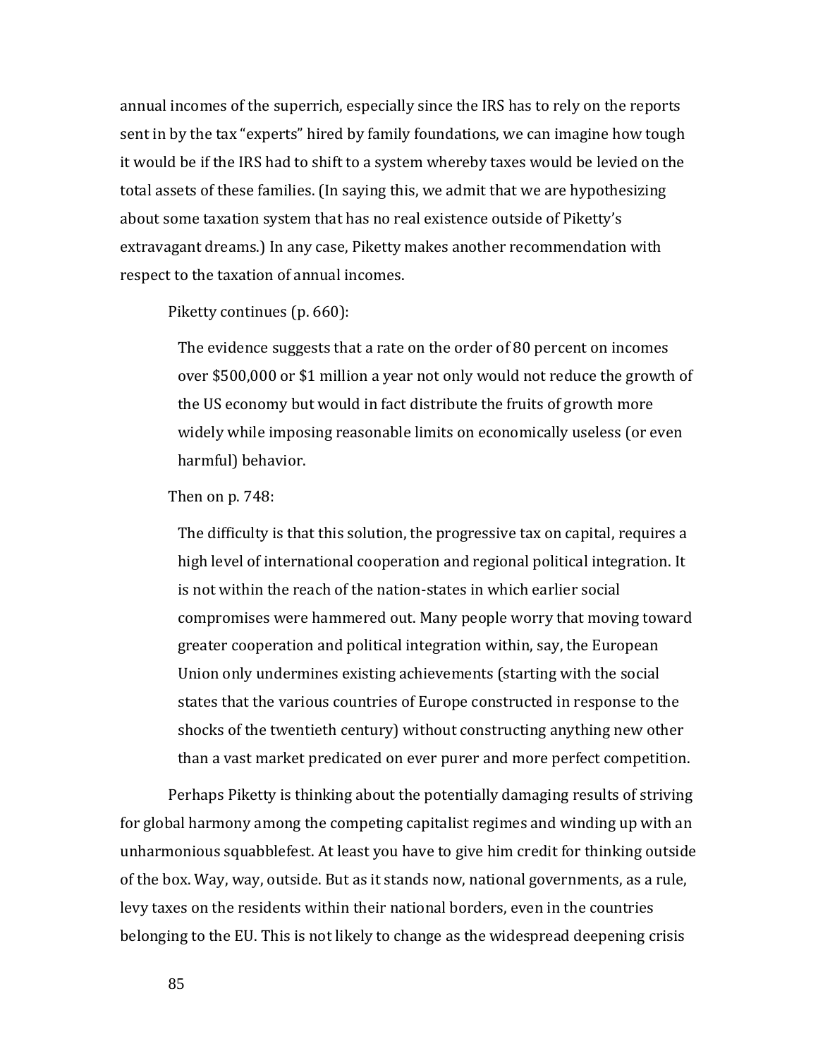annual incomes of the superrich, especially since the IRS has to rely on the reports sent in by the tax "experts" hired by family foundations, we can imagine how tough it would be if the IRS had to shift to a system whereby taxes would be levied on the total assets of these families. (In saying this, we admit that we are hypothesizing about some taxation system that has no real existence outside of Piketty's extravagant dreams.) In any case, Piketty makes another recommendation with respect to the taxation of annual incomes.

Piketty continues (p. 660):

> The evidence suggests that a rate on the order of 80 percent on incomes over $500,000 or $1 million a year not only would not reduce the growth of the US economy but would in fact distribute the fruits of growth more widely while imposing reasonable limits on economically useless (or even harmful) behavior.

Then on p. 748:

> The difficulty is that this solution, the progressive tax on capital, requires a high level of international cooperation and regional political integration. It is not within the reach of the nation-states in which earlier social compromises were hammered out. Many people worry that moving toward greater cooperation and political integration within, say, the European Union only undermines existing achievements (starting with the social states that the various countries of Europe constructed in response to the shocks of the twentieth century) without constructing anything new other than a vast market predicated on ever purer and more perfect competition.

Perhaps Piketty is thinking about the potentially damaging results of striving for global harmony among the competing capitalist regimes and winding up with an unharmonious squabblefest. At least you have to give him credit for thinking outside of the box. Way, way, outside. But as it stands now, national governments, as a rule, levy taxes on the residents within their national borders, even in the countries belonging to the EU. This is not likely to change as the widespread deepening crisis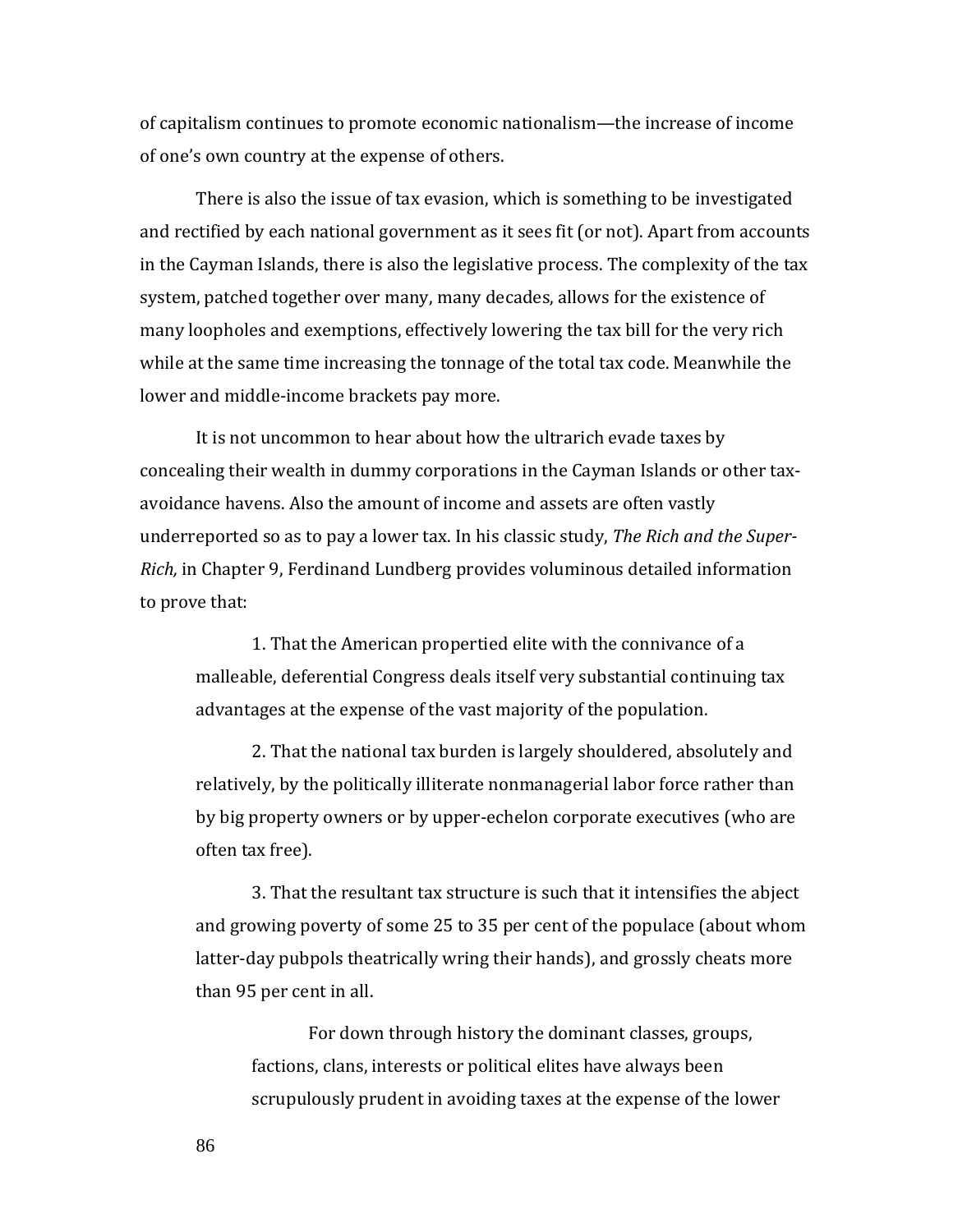of capitalism continues to promote economic nationalism—the increase of income of one's own country at the expense of others.

There is also the issue of tax evasion, which is something to be investigated and rectified by each national government as it sees fit (or not). Apart from accounts in the Cayman Islands, there is also the legislative process. The complexity of the tax system, patched together over many, many decades, allows for the existence of many loopholes and exemptions, effectively lowering the tax bill for the very rich while at the same time increasing the tonnage of the total tax code. Meanwhile the lower and middle-income brackets pay more.

It is not uncommon to hear about how the ultrarich evade taxes by concealing their wealth in dummy corporations in the Cayman Islands or other tax-avoidance havens. Also the amount of income and assets are often vastly underreported so as to pay a lower tax. In his classic study, *The Rich and the Super-Rich,* in Chapter 9, Ferdinand Lundberg provides voluminous detailed information to prove that:

> 1. That the American propertied elite with the connivance of a malleable, deferential Congress deals itself very substantial continuing tax advantages at the expense of the vast majority of the population.
>
> 2. That the national tax burden is largely shouldered, absolutely and relatively, by the politically illiterate nonmanagerial labor force rather than by big property owners or by upper-echelon corporate executives (who are often tax free).
>
> 3. That the resultant tax structure is such that it intensifies the abject and growing poverty of some 25 to 35 per cent of the populace (about whom latter-day pubpols theatrically wring their hands), and grossly cheats more than 95 per cent in all.
>
> > For down through history the dominant classes, groups, factions, clans, interests or political elites have always been scrupulously prudent in avoiding taxes at the expense of the lower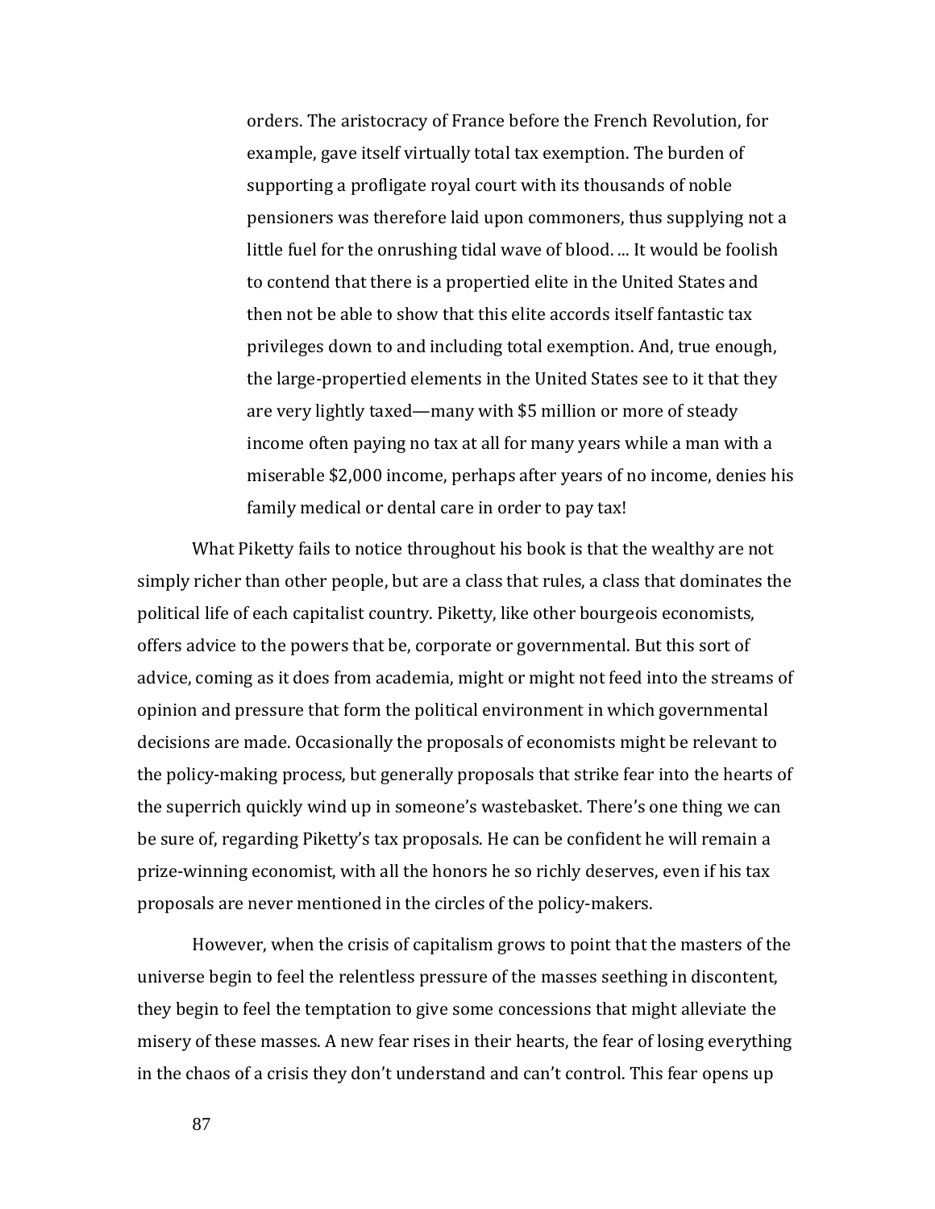> orders. The aristocracy of France before the French Revolution, for example, gave itself virtually total tax exemption. The burden of supporting a profligate royal court with its thousands of noble pensioners was therefore laid upon commoners, thus supplying not a little fuel for the onrushing tidal wave of blood. ... It would be foolish to contend that there is a propertied elite in the United States and then not be able to show that this elite accords itself fantastic tax privileges down to and including total exemption. And, true enough, the large-propertied elements in the United States see to it that they are very lightly taxed—many with $5 million or more of steady income often paying no tax at all for many years while a man with a miserable $2,000 income, perhaps after years of no income, denies his family medical or dental care in order to pay tax!

What Piketty fails to notice throughout his book is that the wealthy are not simply richer than other people, but are a class that rules, a class that dominates the political life of each capitalist country. Piketty, like other bourgeois economists, offers advice to the powers that be, corporate or governmental. But this sort of advice, coming as it does from academia, might or might not feed into the streams of opinion and pressure that form the political environment in which governmental decisions are made. Occasionally the proposals of economists might be relevant to the policy-making process, but generally proposals that strike fear into the hearts of the superrich quickly wind up in someone's wastebasket. There's one thing we can be sure of, regarding Piketty's tax proposals. He can be confident he will remain a prize-winning economist, with all the honors he so richly deserves, even if his tax proposals are never mentioned in the circles of the policy-makers.

However, when the crisis of capitalism grows to point that the masters of the universe begin to feel the relentless pressure of the masses seething in discontent, they begin to feel the temptation to give some concessions that might alleviate the misery of these masses. A new fear rises in their hearts, the fear of losing everything in the chaos of a crisis they don't understand and can't control. This fear opens up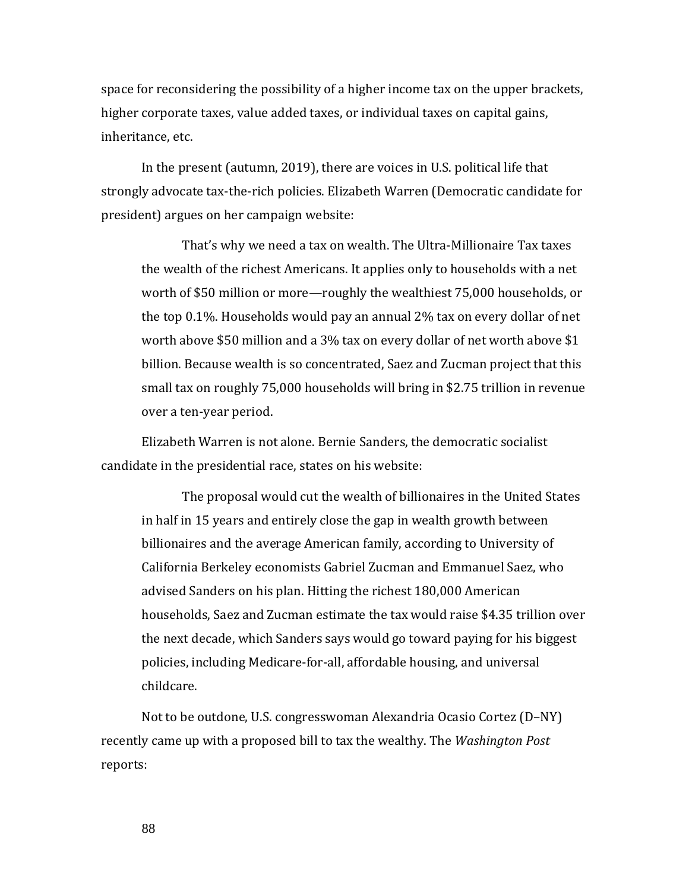space for reconsidering the possibility of a higher income tax on the upper brackets, higher corporate taxes, value added taxes, or individual taxes on capital gains, inheritance, etc.

In the present (autumn, 2019), there are voices in U.S. political life that strongly advocate tax-the-rich policies. Elizabeth Warren (Democratic candidate for president) argues on her campaign website:

> That's why we need a tax on wealth. The Ultra-Millionaire Tax taxes the wealth of the richest Americans. It applies only to households with a net worth of $50 million or more—roughly the wealthiest 75,000 households, or the top 0.1%. Households would pay an annual 2% tax on every dollar of net worth above $50 million and a 3% tax on every dollar of net worth above $1 billion. Because wealth is so concentrated, Saez and Zucman project that this small tax on roughly 75,000 households will bring in $2.75 trillion in revenue over a ten-year period.

Elizabeth Warren is not alone. Bernie Sanders, the democratic socialist candidate in the presidential race, states on his website:

> The proposal would cut the wealth of billionaires in the United States in half in 15 years and entirely close the gap in wealth growth between billionaires and the average American family, according to University of California Berkeley economists Gabriel Zucman and Emmanuel Saez, who advised Sanders on his plan. Hitting the richest 180,000 American households, Saez and Zucman estimate the tax would raise $4.35 trillion over the next decade, which Sanders says would go toward paying for his biggest policies, including Medicare-for-all, affordable housing, and universal childcare.

Not to be outdone, U.S. congresswoman Alexandria Ocasio Cortez (D–NY) recently came up with a proposed bill to tax the wealthy. The *Washington Post* reports: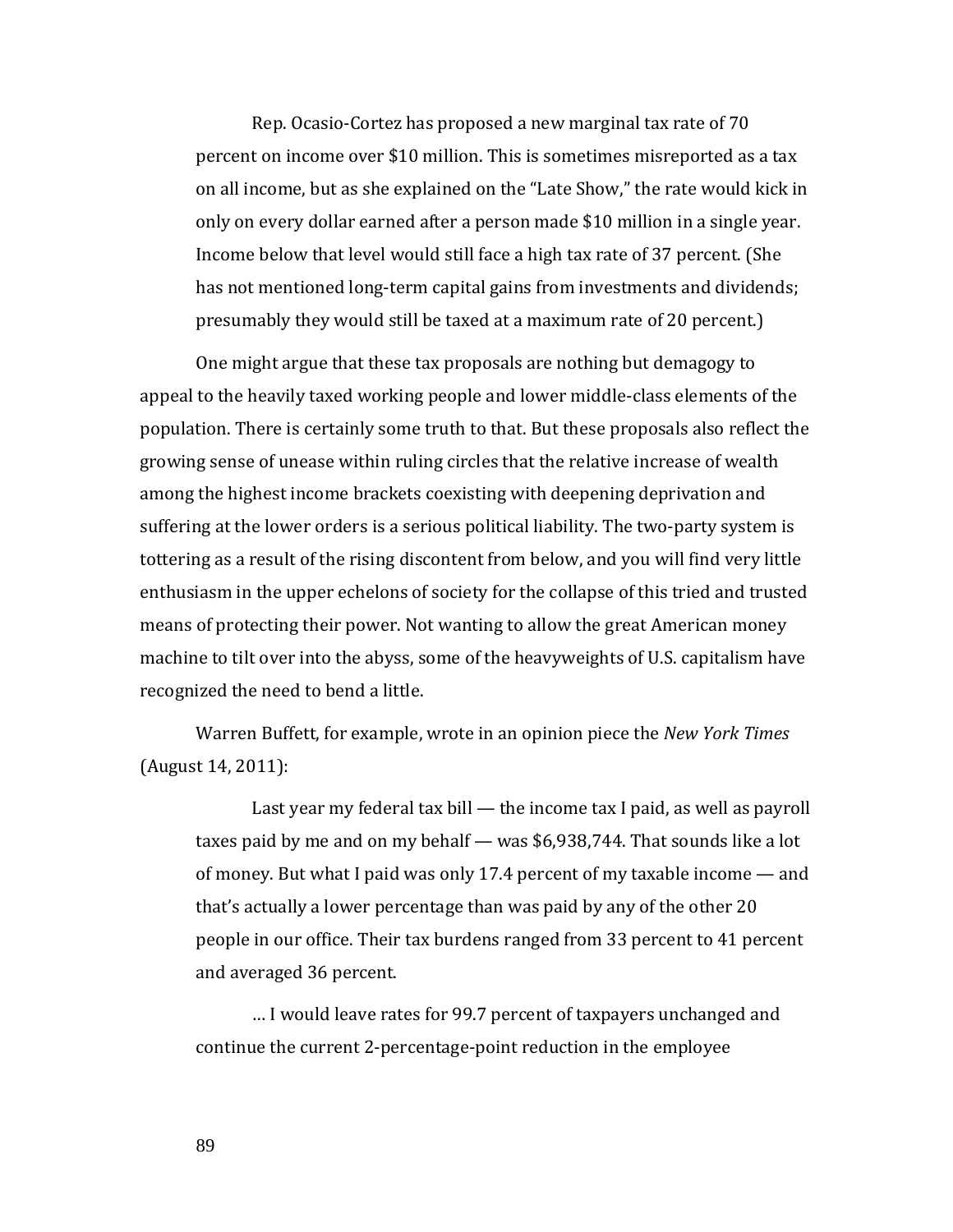> Rep. Ocasio-Cortez has proposed a new marginal tax rate of 70 percent on income over $10 million. This is sometimes misreported as a tax on all income, but as she explained on the "Late Show," the rate would kick in only on every dollar earned after a person made $10 million in a single year. Income below that level would still face a high tax rate of 37 percent. (She has not mentioned long-term capital gains from investments and dividends; presumably they would still be taxed at a maximum rate of 20 percent.)

One might argue that these tax proposals are nothing but demagogy to appeal to the heavily taxed working people and lower middle-class elements of the population. There is certainly some truth to that. But these proposals also reflect the growing sense of unease within ruling circles that the relative increase of wealth among the highest income brackets coexisting with deepening deprivation and suffering at the lower orders is a serious political liability. The two-party system is tottering as a result of the rising discontent from below, and you will find very little enthusiasm in the upper echelons of society for the collapse of this tried and trusted means of protecting their power. Not wanting to allow the great American money machine to tilt over into the abyss, some of the heavyweights of U.S. capitalism have recognized the need to bend a little.

Warren Buffett, for example, wrote in an opinion piece the *New York Times* (August 14, 2011):

> Last year my federal tax bill — the income tax I paid, as well as payroll taxes paid by me and on my behalf — was $6,938,744. That sounds like a lot of money. But what I paid was only 17.4 percent of my taxable income — and that's actually a lower percentage than was paid by any of the other 20 people in our office. Their tax burdens ranged from 33 percent to 41 percent and averaged 36 percent.
>
> … I would leave rates for 99.7 percent of taxpayers unchanged and continue the current 2-percentage-point reduction in the employee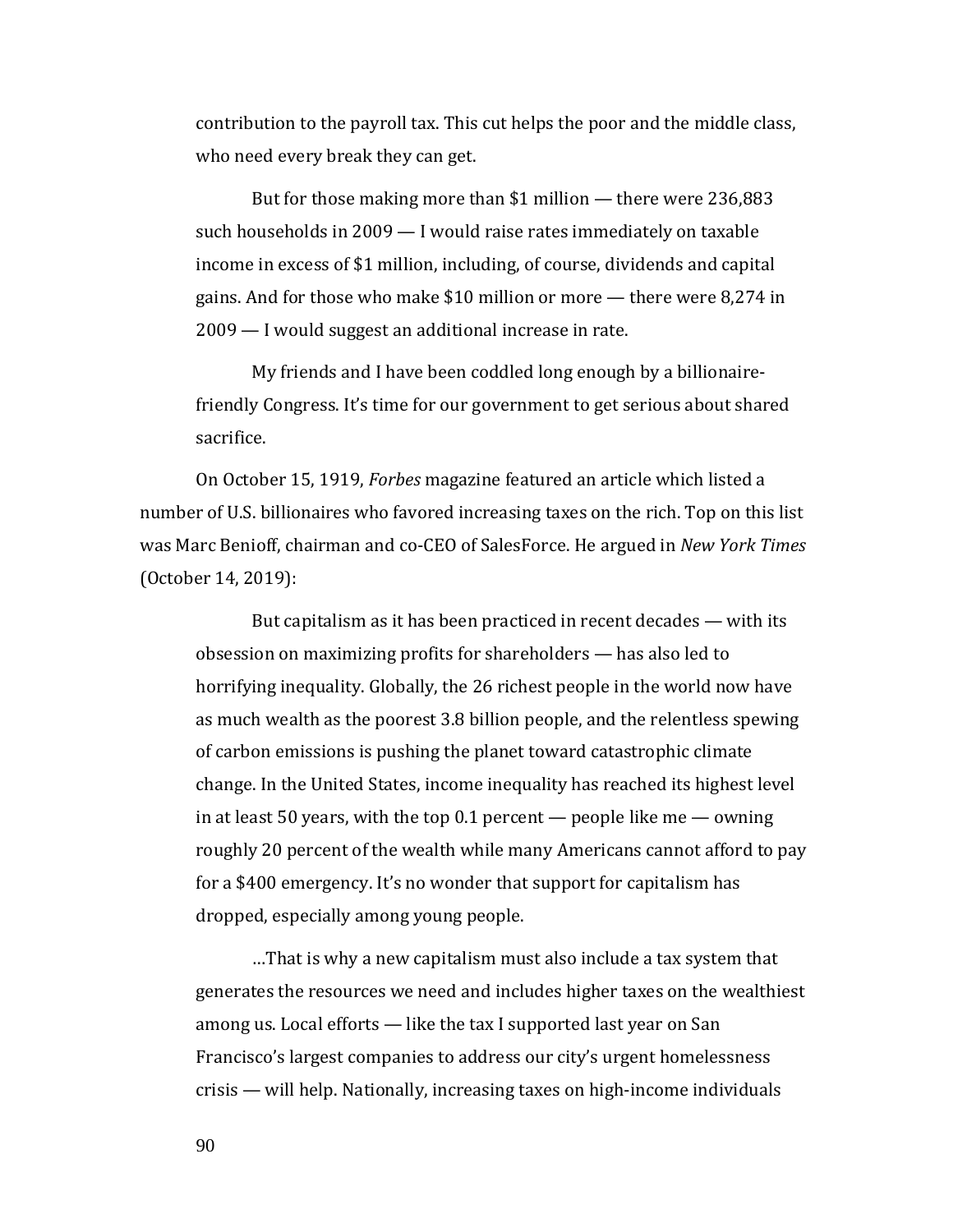> contribution to the payroll tax. This cut helps the poor and the middle class, who need every break they can get.
>
> But for those making more than $1 million — there were 236,883 such households in 2009 — I would raise rates immediately on taxable income in excess of $1 million, including, of course, dividends and capital gains. And for those who make $10 million or more — there were 8,274 in 2009 — I would suggest an additional increase in rate.
>
> My friends and I have been coddled long enough by a billionaire-friendly Congress. It's time for our government to get serious about shared sacrifice.

On October 15, 1919, *Forbes* magazine featured an article which listed a number of U.S. billionaires who favored increasing taxes on the rich. Top on this list was Marc Benioff, chairman and co-CEO of SalesForce. He argued in *New York Times* (October 14, 2019):

> But capitalism as it has been practiced in recent decades — with its obsession on maximizing profits for shareholders — has also led to horrifying inequality. Globally, the 26 richest people in the world now have as much wealth as the poorest 3.8 billion people, and the relentless spewing of carbon emissions is pushing the planet toward catastrophic climate change. In the United States, income inequality has reached its highest level in at least 50 years, with the top 0.1 percent — people like me — owning roughly 20 percent of the wealth while many Americans cannot afford to pay for a $400 emergency. It's no wonder that support for capitalism has dropped, especially among young people.
>
> …That is why a new capitalism must also include a tax system that generates the resources we need and includes higher taxes on the wealthiest among us. Local efforts — like the tax I supported last year on San Francisco's largest companies to address our city's urgent homelessness crisis — will help. Nationally, increasing taxes on high-income individuals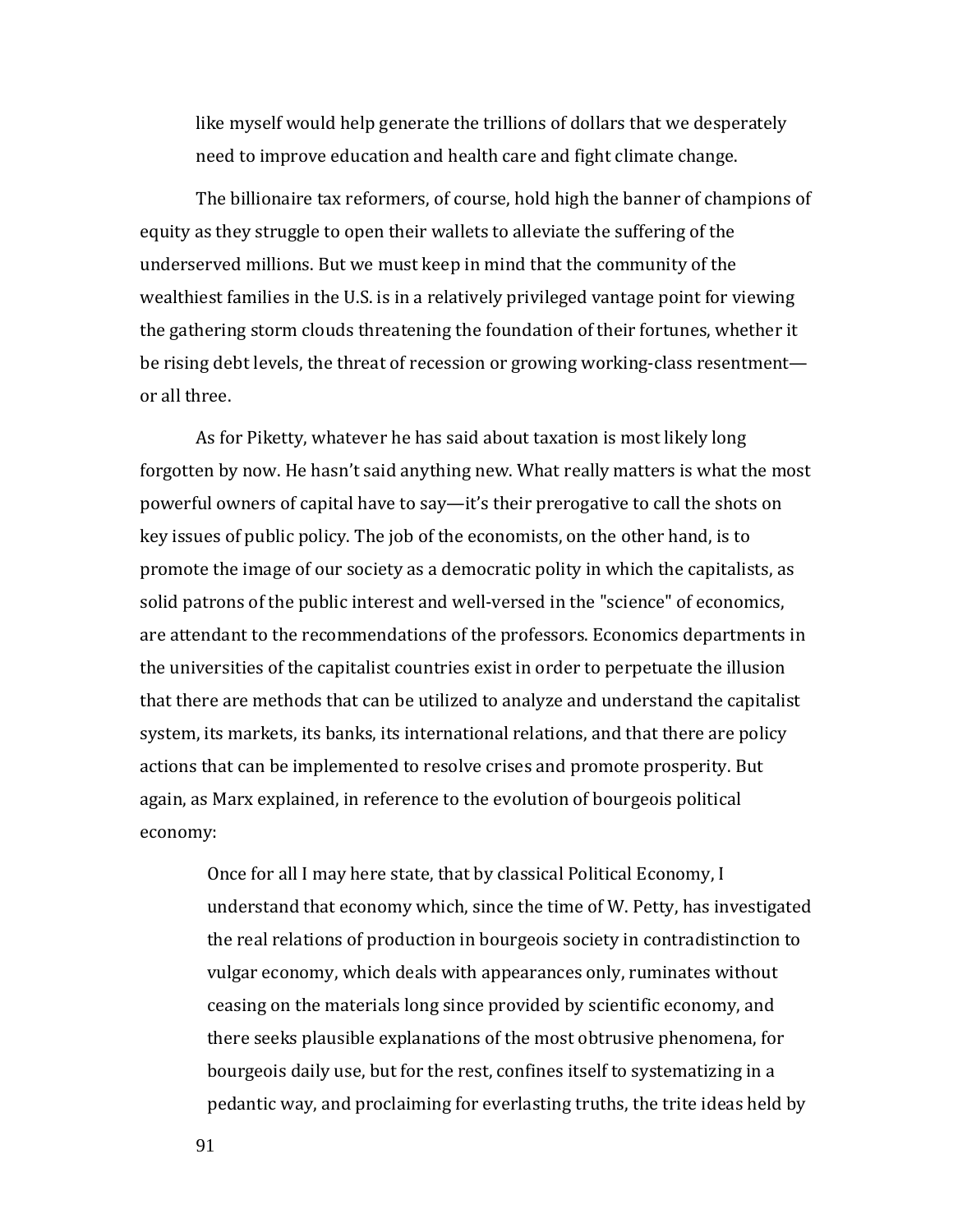like myself would help generate the trillions of dollars that we desperately need to improve education and health care and fight climate change.

The billionaire tax reformers, of course, hold high the banner of champions of equity as they struggle to open their wallets to alleviate the suffering of the underserved millions. But we must keep in mind that the community of the wealthiest families in the U.S. is in a relatively privileged vantage point for viewing the gathering storm clouds threatening the foundation of their fortunes, whether it be rising debt levels, the threat of recession or growing working-class resentment—or all three.

As for Piketty, whatever he has said about taxation is most likely long forgotten by now. He hasn't said anything new. What really matters is what the most powerful owners of capital have to say—it's their prerogative to call the shots on key issues of public policy. The job of the economists, on the other hand, is to promote the image of our society as a democratic polity in which the capitalists, as solid patrons of the public interest and well-versed in the "science" of economics, are attendant to the recommendations of the professors. Economics departments in the universities of the capitalist countries exist in order to perpetuate the illusion that there are methods that can be utilized to analyze and understand the capitalist system, its markets, its banks, its international relations, and that there are policy actions that can be implemented to resolve crises and promote prosperity. But again, as Marx explained, in reference to the evolution of bourgeois political economy:

> Once for all I may here state, that by classical Political Economy, I understand that economy which, since the time of W. Petty, has investigated the real relations of production in bourgeois society in contradistinction to vulgar economy, which deals with appearances only, ruminates without ceasing on the materials long since provided by scientific economy, and there seeks plausible explanations of the most obtrusive phenomena, for bourgeois daily use, but for the rest, confines itself to systematizing in a pedantic way, and proclaiming for everlasting truths, the trite ideas held by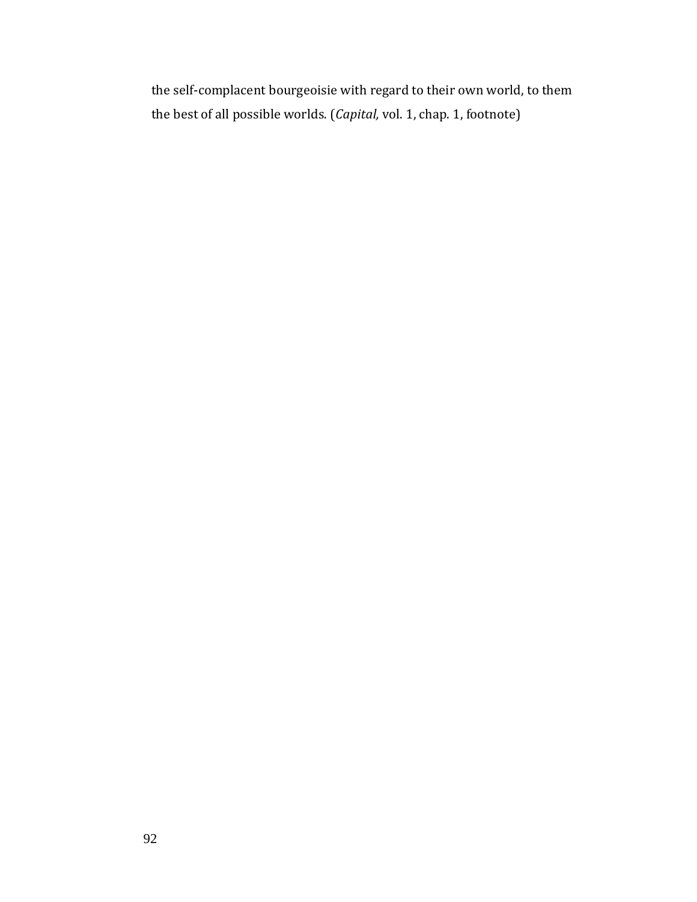the self-complacent bourgeoisie with regard to their own world, to them the best of all possible worlds. (*Capital,* vol. 1, chap. 1, footnote)